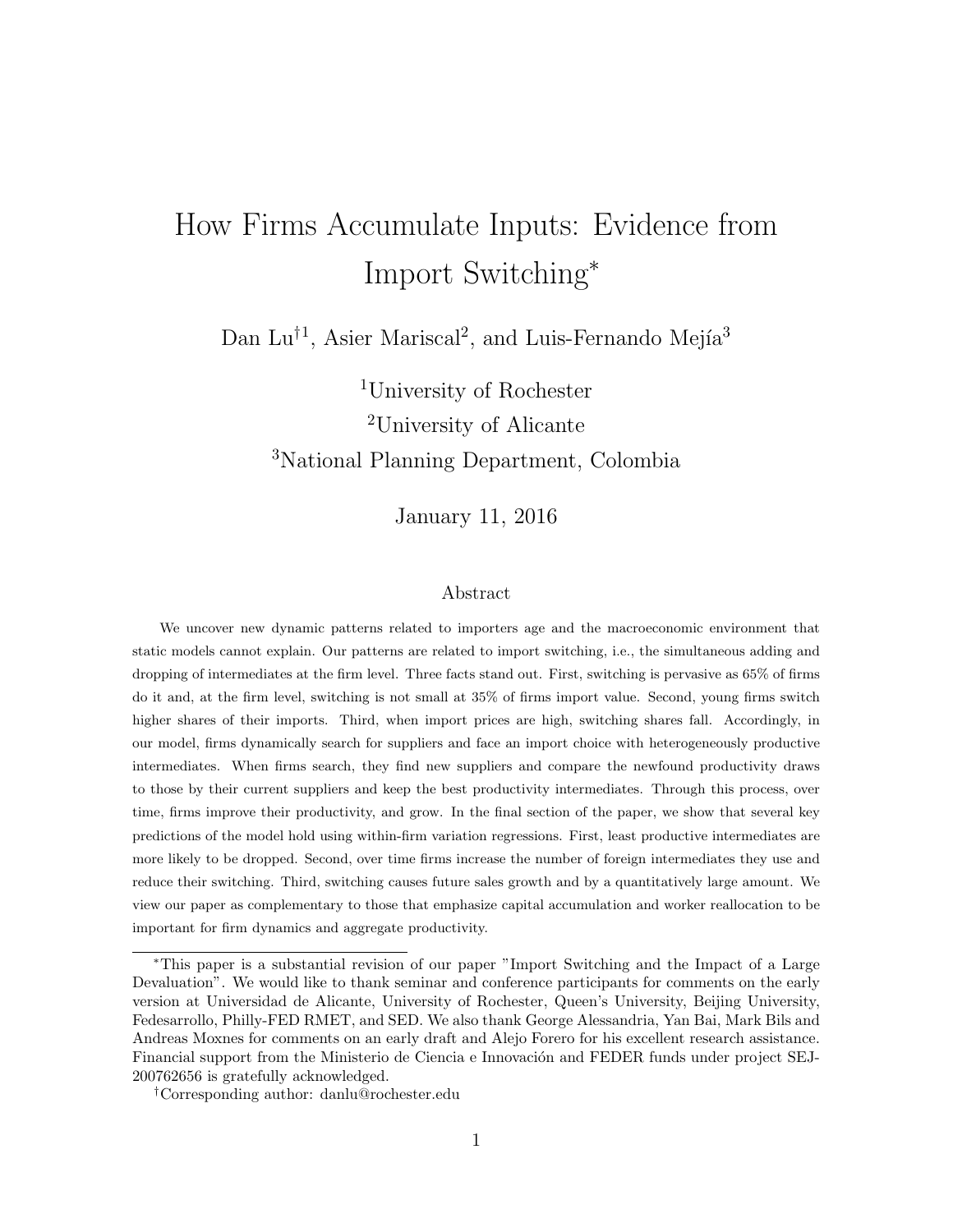# How Firms Accumulate Inputs: Evidence from Import Switching*

Dan Lu[†1], Asier Mariscal[2], and Luis-Fernando Mejía[3]

[1]University of Rochester

[2]University of Alicante

[3]National Planning Department, Colombia

January 11, 2016

## Abstract

We uncover new dynamic patterns related to importers age and the macroeconomic environment that static models cannot explain. Our patterns are related to import switching, i.e., the simultaneous adding and dropping of intermediates at the firm level. Three facts stand out. First, switching is pervasive as 65% of firms do it and, at the firm level, switching is not small at 35% of firms import value. Second, young firms switch higher shares of their imports. Third, when import prices are high, switching shares fall. Accordingly, in our model, firms dynamically search for suppliers and face an import choice with heterogeneously productive intermediates. When firms search, they find new suppliers and compare the newfound productivity draws to those by their current suppliers and keep the best productivity intermediates. Through this process, over time, firms improve their productivity, and grow. In the final section of the paper, we show that several key predictions of the model hold using within-firm variation regressions. First, least productive intermediates are more likely to be dropped. Second, over time firms increase the number of foreign intermediates they use and reduce their switching. Third, switching causes future sales growth and by a quantitatively large amount. We view our paper as complementary to those that emphasize capital accumulation and worker reallocation to be important for firm dynamics and aggregate productivity.

---

*This paper is a substantial revision of our paper "Import Switching and the Impact of a Large Devaluation". We would like to thank seminar and conference participants for comments on the early version at Universidad de Alicante, University of Rochester, Queen's University, Beijing University, Fedesarrollo, Philly-FED RMET, and SED. We also thank George Alessandria, Yan Bai, Mark Bils and Andreas Moxnes for comments on an early draft and Alejo Forero for his excellent research assistance. Financial support from the Ministerio de Ciencia e Innovación and FEDER funds under project SEJ-200762656 is gratefully acknowledged.

†Corresponding author: danlu@rochester.edu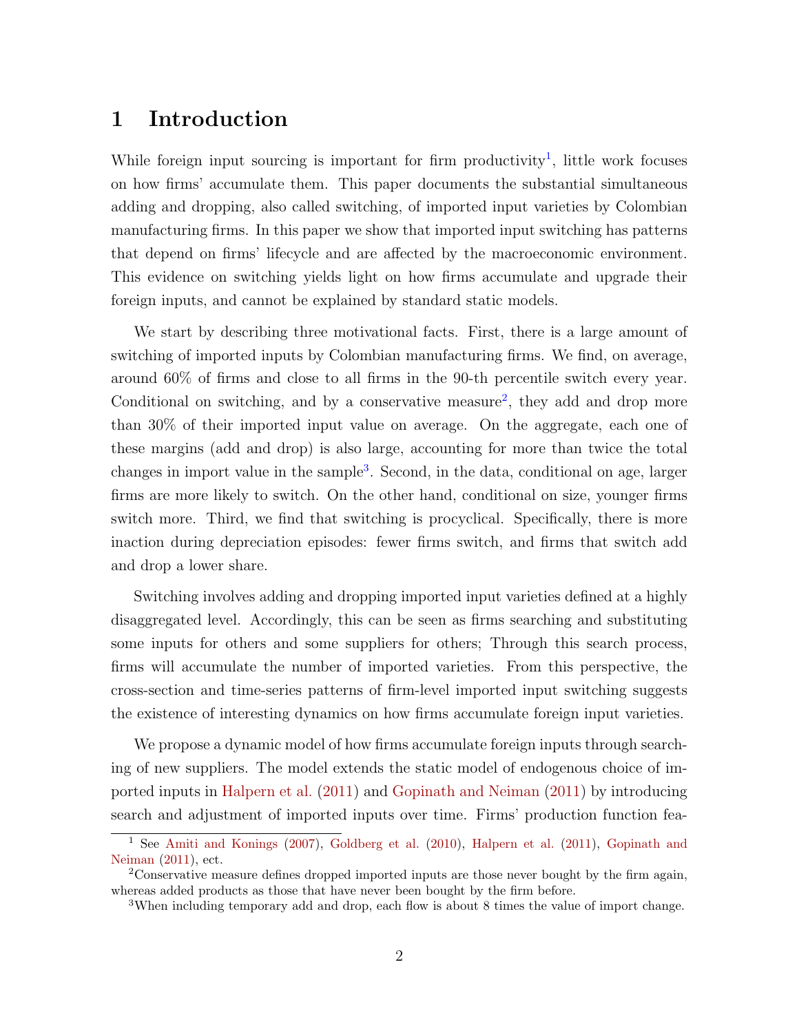# 1 Introduction

While foreign input sourcing is important for firm productivity[1], little work focuses on how firms' accumulate them. This paper documents the substantial simultaneous adding and dropping, also called switching, of imported input varieties by Colombian manufacturing firms. In this paper we show that imported input switching has patterns that depend on firms' lifecycle and are affected by the macroeconomic environment. This evidence on switching yields light on how firms accumulate and upgrade their foreign inputs, and cannot be explained by standard static models.

We start by describing three motivational facts. First, there is a large amount of switching of imported inputs by Colombian manufacturing firms. We find, on average, around 60% of firms and close to all firms in the 90-th percentile switch every year. Conditional on switching, and by a conservative measure[2], they add and drop more than 30% of their imported input value on average. On the aggregate, each one of these margins (add and drop) is also large, accounting for more than twice the total changes in import value in the sample[3]. Second, in the data, conditional on age, larger firms are more likely to switch. On the other hand, conditional on size, younger firms switch more. Third, we find that switching is procyclical. Specifically, there is more inaction during depreciation episodes: fewer firms switch, and firms that switch add and drop a lower share.

Switching involves adding and dropping imported input varieties defined at a highly disaggregated level. Accordingly, this can be seen as firms searching and substituting some inputs for others and some suppliers for others; Through this search process, firms will accumulate the number of imported varieties. From this perspective, the cross-section and time-series patterns of firm-level imported input switching suggests the existence of interesting dynamics on how firms accumulate foreign input varieties.

We propose a dynamic model of how firms accumulate foreign inputs through searching of new suppliers. The model extends the static model of endogenous choice of imported inputs in Halpern et al. (2011) and Gopinath and Neiman (2011) by introducing search and adjustment of imported inputs over time. Firms' production function fea-

[1] See Amiti and Konings (2007), Goldberg et al. (2010), Halpern et al. (2011), Gopinath and Neiman (2011), ect.

[2] Conservative measure defines dropped imported inputs are those never bought by the firm again, whereas added products as those that have never been bought by the firm before.

[3] When including temporary add and drop, each flow is about 8 times the value of import change.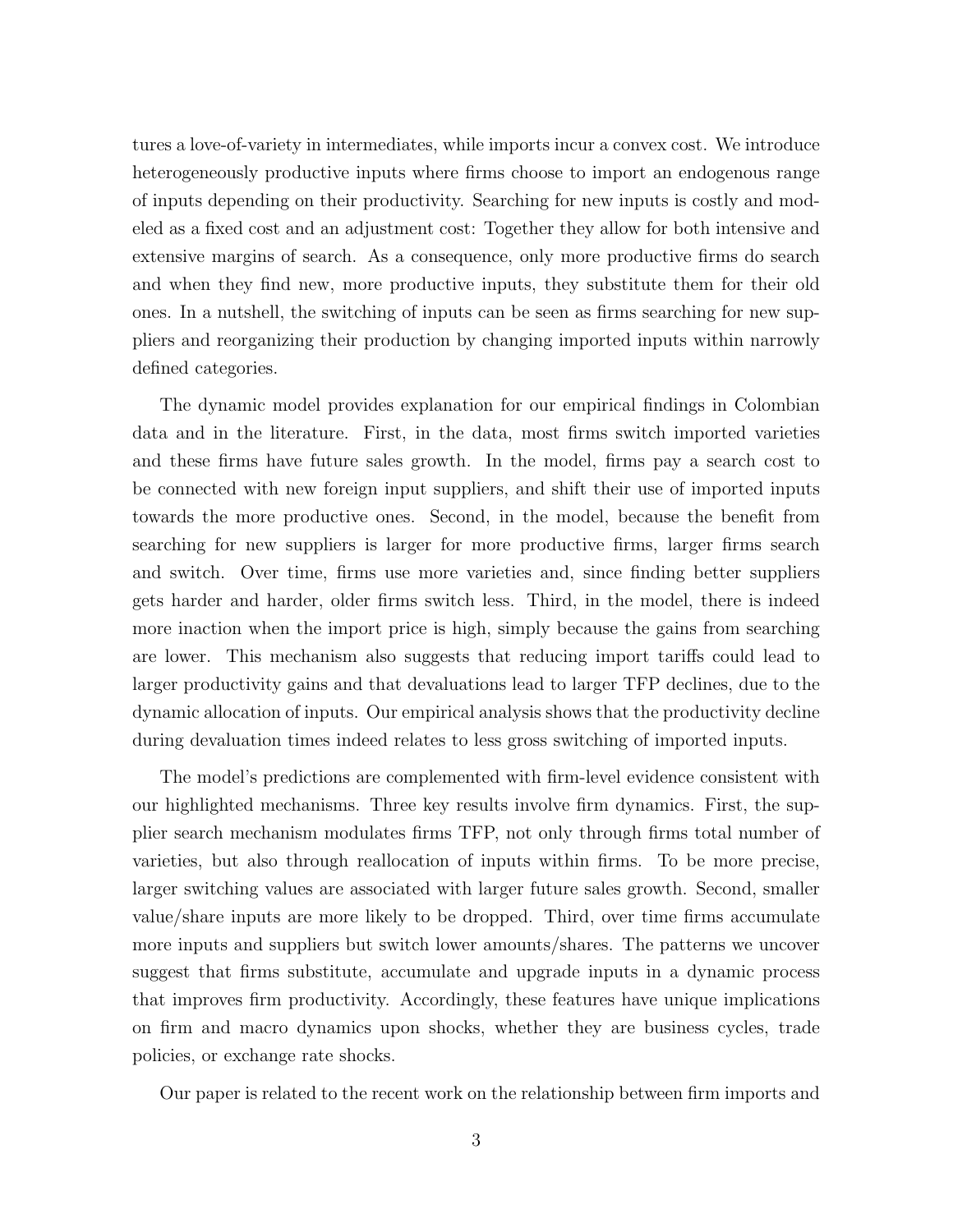tures a love-of-variety in intermediates, while imports incur a convex cost. We introduce heterogeneously productive inputs where firms choose to import an endogenous range of inputs depending on their productivity. Searching for new inputs is costly and modeled as a fixed cost and an adjustment cost: Together they allow for both intensive and extensive margins of search. As a consequence, only more productive firms do search and when they find new, more productive inputs, they substitute them for their old ones. In a nutshell, the switching of inputs can be seen as firms searching for new suppliers and reorganizing their production by changing imported inputs within narrowly defined categories.

The dynamic model provides explanation for our empirical findings in Colombian data and in the literature. First, in the data, most firms switch imported varieties and these firms have future sales growth. In the model, firms pay a search cost to be connected with new foreign input suppliers, and shift their use of imported inputs towards the more productive ones. Second, in the model, because the benefit from searching for new suppliers is larger for more productive firms, larger firms search and switch. Over time, firms use more varieties and, since finding better suppliers gets harder and harder, older firms switch less. Third, in the model, there is indeed more inaction when the import price is high, simply because the gains from searching are lower. This mechanism also suggests that reducing import tariffs could lead to larger productivity gains and that devaluations lead to larger TFP declines, due to the dynamic allocation of inputs. Our empirical analysis shows that the productivity decline during devaluation times indeed relates to less gross switching of imported inputs.

The model's predictions are complemented with firm-level evidence consistent with our highlighted mechanisms. Three key results involve firm dynamics. First, the supplier search mechanism modulates firms TFP, not only through firms total number of varieties, but also through reallocation of inputs within firms. To be more precise, larger switching values are associated with larger future sales growth. Second, smaller value/share inputs are more likely to be dropped. Third, over time firms accumulate more inputs and suppliers but switch lower amounts/shares. The patterns we uncover suggest that firms substitute, accumulate and upgrade inputs in a dynamic process that improves firm productivity. Accordingly, these features have unique implications on firm and macro dynamics upon shocks, whether they are business cycles, trade policies, or exchange rate shocks.

Our paper is related to the recent work on the relationship between firm imports and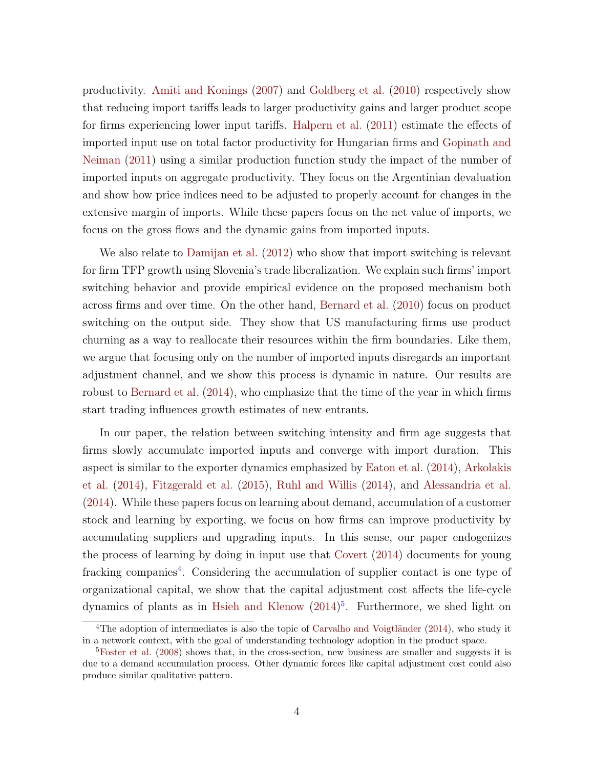productivity. Amiti and Konings (2007) and Goldberg et al. (2010) respectively show that reducing import tariffs leads to larger productivity gains and larger product scope for firms experiencing lower input tariffs. Halpern et al. (2011) estimate the effects of imported input use on total factor productivity for Hungarian firms and Gopinath and Neiman (2011) using a similar production function study the impact of the number of imported inputs on aggregate productivity. They focus on the Argentinian devaluation and show how price indices need to be adjusted to properly account for changes in the extensive margin of imports. While these papers focus on the net value of imports, we focus on the gross flows and the dynamic gains from imported inputs.

We also relate to Damijan et al. (2012) who show that import switching is relevant for firm TFP growth using Slovenia's trade liberalization. We explain such firms' import switching behavior and provide empirical evidence on the proposed mechanism both across firms and over time. On the other hand, Bernard et al. (2010) focus on product switching on the output side. They show that US manufacturing firms use product churning as a way to reallocate their resources within the firm boundaries. Like them, we argue that focusing only on the number of imported inputs disregards an important adjustment channel, and we show this process is dynamic in nature. Our results are robust to Bernard et al. (2014), who emphasize that the time of the year in which firms start trading influences growth estimates of new entrants.

In our paper, the relation between switching intensity and firm age suggests that firms slowly accumulate imported inputs and converge with import duration. This aspect is similar to the exporter dynamics emphasized by Eaton et al. (2014), Arkolakis et al. (2014), Fitzgerald et al. (2015), Ruhl and Willis (2014), and Alessandria et al. (2014). While these papers focus on learning about demand, accumulation of a customer stock and learning by exporting, we focus on how firms can improve productivity by accumulating suppliers and upgrading inputs. In this sense, our paper endogenizes the process of learning by doing in input use that Covert (2014) documents for young fracking companies[4]. Considering the accumulation of supplier contact is one type of organizational capital, we show that the capital adjustment cost affects the life-cycle dynamics of plants as in Hsieh and Klenow (2014)[5]. Furthermore, we shed light on

[4] The adoption of intermediates is also the topic of Carvalho and Voigtländer (2014), who study it in a network context, with the goal of understanding technology adoption in the product space.

[5] Foster et al. (2008) shows that, in the cross-section, new business are smaller and suggests it is due to a demand accumulation process. Other dynamic forces like capital adjustment cost could also produce similar qualitative pattern.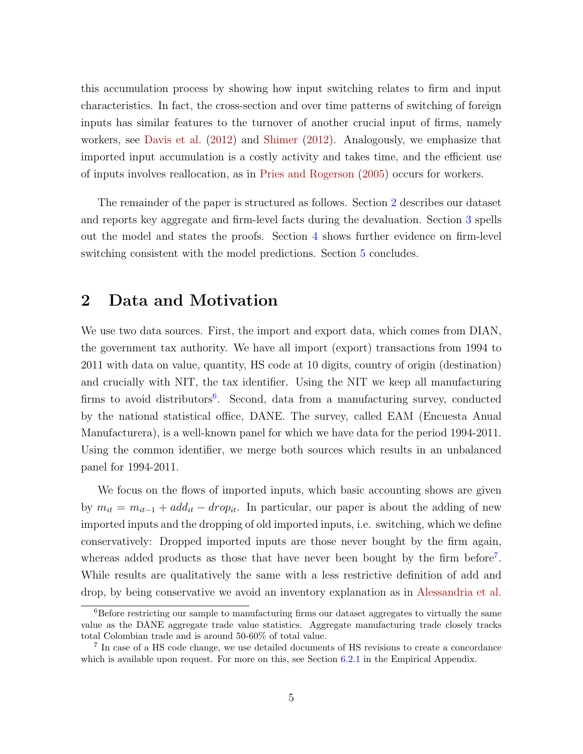this accumulation process by showing how input switching relates to firm and input characteristics. In fact, the cross-section and over time patterns of switching of foreign inputs has similar features to the turnover of another crucial input of firms, namely workers, see Davis et al. (2012) and Shimer (2012). Analogously, we emphasize that imported input accumulation is a costly activity and takes time, and the efficient use of inputs involves reallocation, as in Pries and Rogerson (2005) occurs for workers.

The remainder of the paper is structured as follows. Section 2 describes our dataset and reports key aggregate and firm-level facts during the devaluation. Section 3 spells out the model and states the proofs. Section 4 shows further evidence on firm-level switching consistent with the model predictions. Section 5 concludes.

## 2 Data and Motivation

We use two data sources. First, the import and export data, which comes from DIAN, the government tax authority. We have all import (export) transactions from 1994 to 2011 with data on value, quantity, HS code at 10 digits, country of origin (destination) and crucially with NIT, the tax identifier. Using the NIT we keep all manufacturing firms to avoid distributors[6]. Second, data from a manufacturing survey, conducted by the national statistical office, DANE. The survey, called EAM (Encuesta Anual Manufacturera), is a well-known panel for which we have data for the period 1994-2011. Using the common identifier, we merge both sources which results in an unbalanced panel for 1994-2011.

We focus on the flows of imported inputs, which basic accounting shows are given by $m_{it} = m_{it-1} + add_{it} - drop_{it}$. In particular, our paper is about the adding of new imported inputs and the dropping of old imported inputs, i.e. switching, which we define conservatively: Dropped imported inputs are those never bought by the firm again, whereas added products as those that have never been bought by the firm before[7]. While results are qualitatively the same with a less restrictive definition of add and drop, by being conservative we avoid an inventory explanation as in Alessandria et al.

[6] Before restricting our sample to manufacturing firms our dataset aggregates to virtually the same value as the DANE aggregate trade value statistics. Aggregate manufacturing trade closely tracks total Colombian trade and is around 50-60% of total value.

[7] In case of a HS code change, we use detailed documents of HS revisions to create a concordance which is available upon request. For more on this, see Section 6.2.1 in the Empirical Appendix.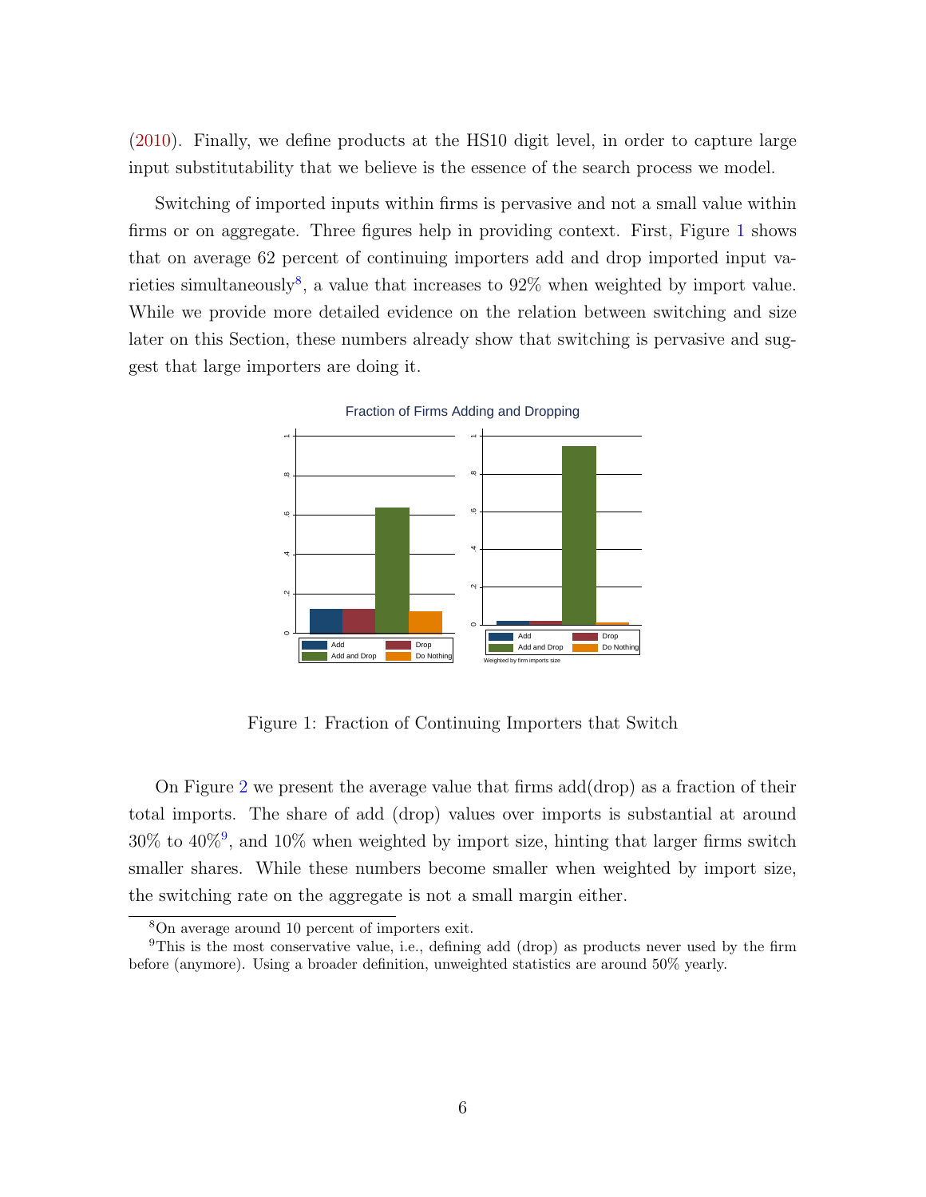(2010). Finally, we define products at the HS10 digit level, in order to capture large input substitutability that we believe is the essence of the search process we model.

Switching of imported inputs within firms is pervasive and not a small value within firms or on aggregate. Three figures help in providing context. First, Figure 1 shows that on average 62 percent of continuing importers add and drop imported input varieties simultaneously[8], a value that increases to 92% when weighted by import value. While we provide more detailed evidence on the relation between switching and size later on this Section, these numbers already show that switching is pervasive and suggest that large importers are doing it.

Figure 1: Fraction of Continuing Importers that Switch

On Figure 2 we present the average value that firms add(drop) as a fraction of their total imports. The share of add (drop) values over imports is substantial at around 30% to 40%[9], and 10% when weighted by import size, hinting that larger firms switch smaller shares. While these numbers become smaller when weighted by import size, the switching rate on the aggregate is not a small margin either.

[8] On average around 10 percent of importers exit.

[9] This is the most conservative value, i.e., defining add (drop) as products never used by the firm before (anymore). Using a broader definition, unweighted statistics are around 50% yearly.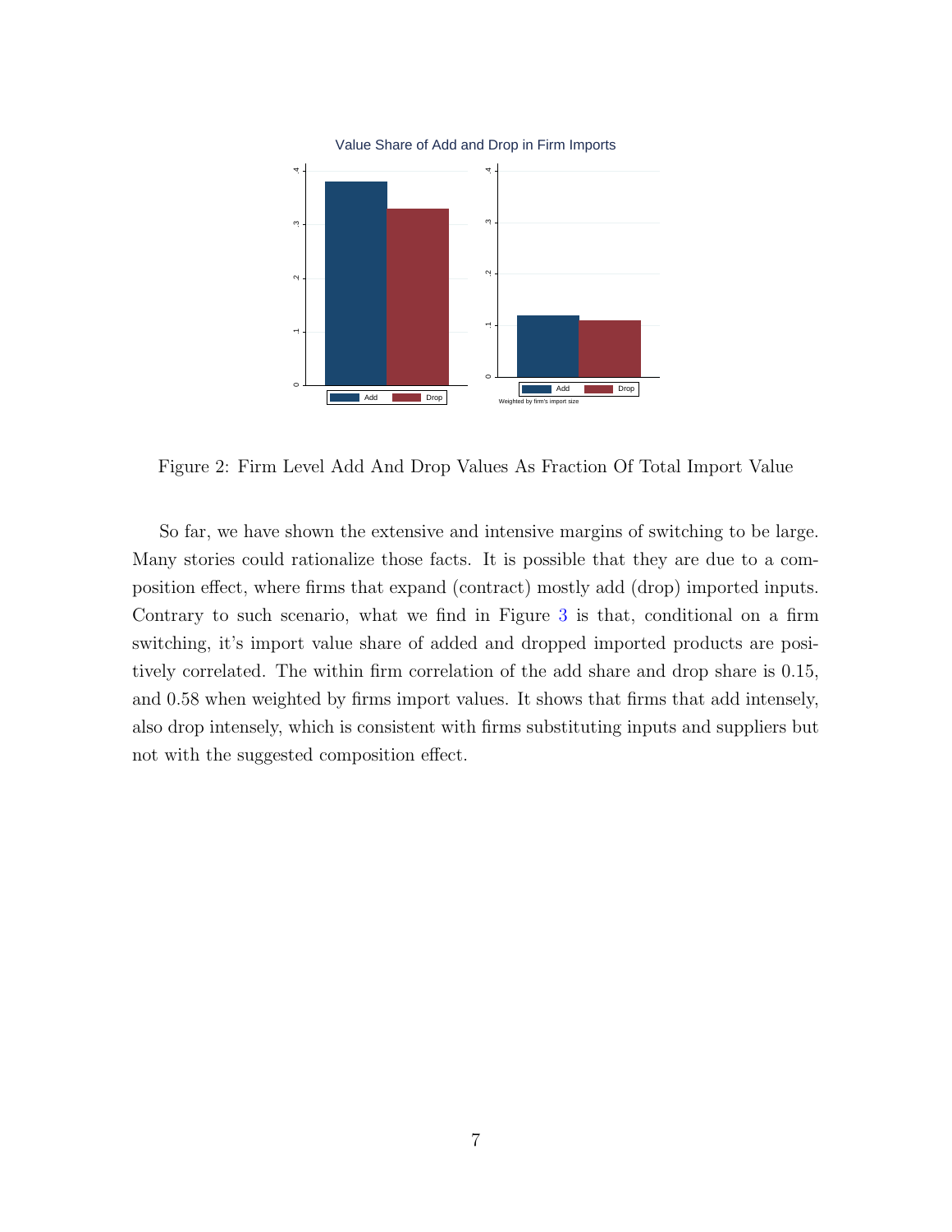Figure 2: Firm Level Add And Drop Values As Fraction Of Total Import Value

So far, we have shown the extensive and intensive margins of switching to be large. Many stories could rationalize those facts. It is possible that they are due to a composition effect, where firms that expand (contract) mostly add (drop) imported inputs. Contrary to such scenario, what we find in Figure 3 is that, conditional on a firm switching, it's import value share of added and dropped imported products are positively correlated. The within firm correlation of the add share and drop share is 0.15, and 0.58 when weighted by firms import values. It shows that firms that add intensely, also drop intensely, which is consistent with firms substituting inputs and suppliers but not with the suggested composition effect.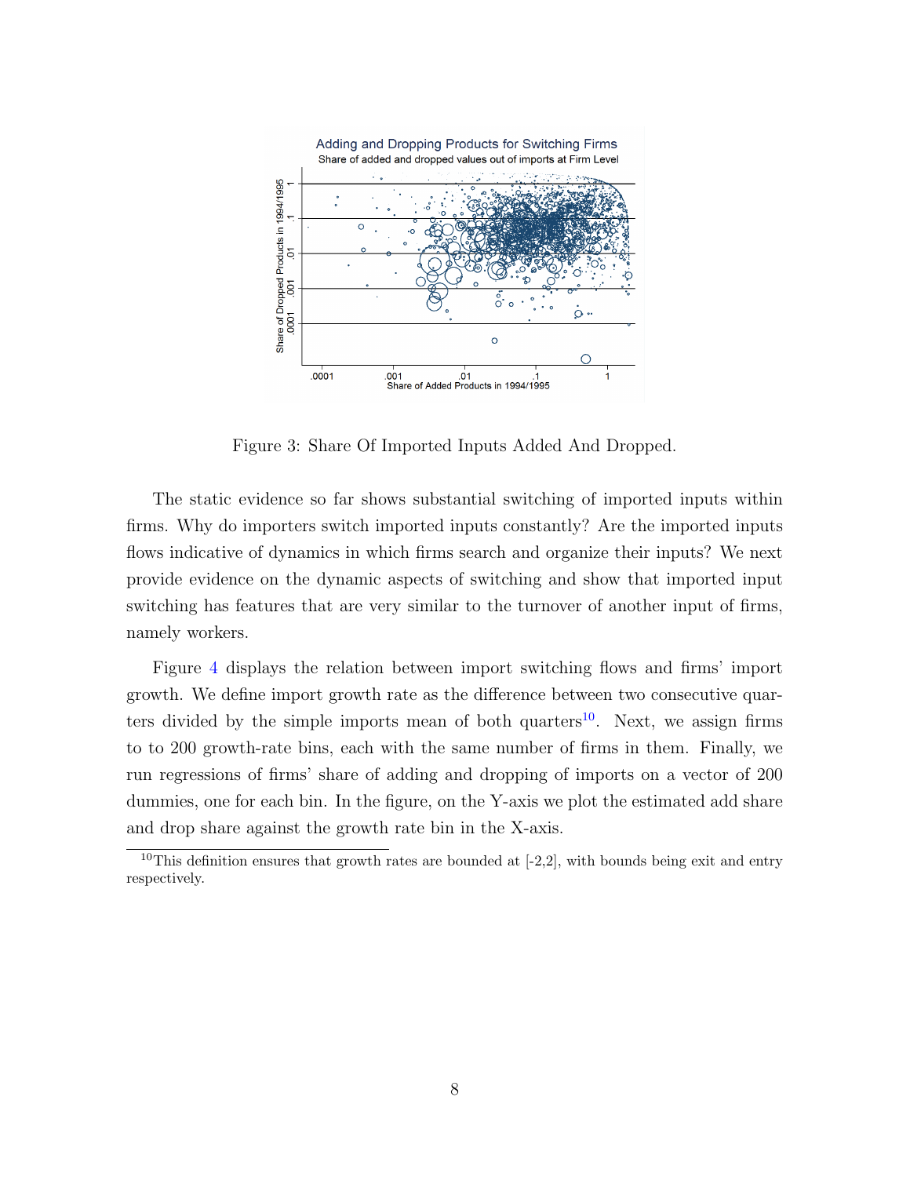Figure 3: Share Of Imported Inputs Added And Dropped.

The static evidence so far shows substantial switching of imported inputs within firms. Why do importers switch imported inputs constantly? Are the imported inputs flows indicative of dynamics in which firms search and organize their inputs? We next provide evidence on the dynamic aspects of switching and show that imported input switching has features that are very similar to the turnover of another input of firms, namely workers.

Figure 4 displays the relation between import switching flows and firms' import growth. We define import growth rate as the difference between two consecutive quarters divided by the simple imports mean of both quarters[10]. Next, we assign firms to to 200 growth-rate bins, each with the same number of firms in them. Finally, we run regressions of firms' share of adding and dropping of imports on a vector of 200 dummies, one for each bin. In the figure, on the Y-axis we plot the estimated add share and drop share against the growth rate bin in the X-axis.

[10] This definition ensures that growth rates are bounded at [-2,2], with bounds being exit and entry respectively.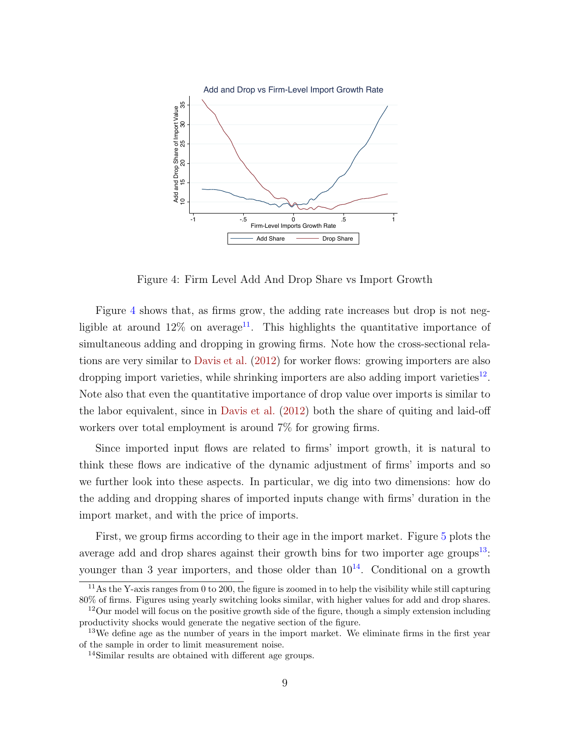Figure 4: Firm Level Add And Drop Share vs Import Growth

Figure 4 shows that, as firms grow, the adding rate increases but drop is not negligible at around 12% on average[11]. This highlights the quantitative importance of simultaneous adding and dropping in growing firms. Note how the cross-sectional relations are very similar to Davis et al. (2012) for worker flows: growing importers are also dropping import varieties, while shrinking importers are also adding import varieties[12]. Note also that even the quantitative importance of drop value over imports is similar to the labor equivalent, since in Davis et al. (2012) both the share of quiting and laid-off workers over total employment is around 7% for growing firms.

Since imported input flows are related to firms' import growth, it is natural to think these flows are indicative of the dynamic adjustment of firms' imports and so we further look into these aspects. In particular, we dig into two dimensions: how do the adding and dropping shares of imported inputs change with firms' duration in the import market, and with the price of imports.

First, we group firms according to their age in the import market. Figure 5 plots the average add and drop shares against their growth bins for two importer age groups[13]: younger than 3 year importers, and those older than 10[14]. Conditional on a growth

[11] As the Y-axis ranges from 0 to 200, the figure is zoomed in to help the visibility while still capturing 80% of firms. Figures using yearly switching looks similar, with higher values for add and drop shares.

[12] Our model will focus on the positive growth side of the figure, though a simply extension including productivity shocks would generate the negative section of the figure.

[13] We define age as the number of years in the import market. We eliminate firms in the first year of the sample in order to limit measurement noise.

[14] Similar results are obtained with different age groups.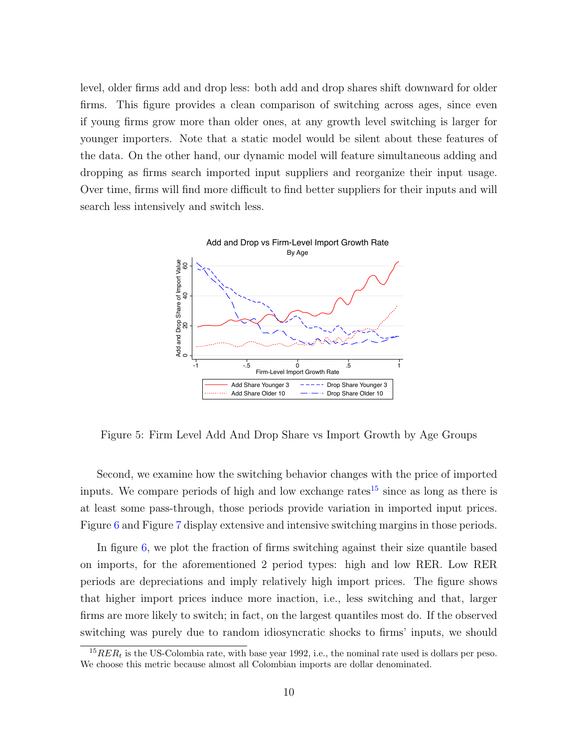level, older firms add and drop less: both add and drop shares shift downward for older firms. This figure provides a clean comparison of switching across ages, since even if young firms grow more than older ones, at any growth level switching is larger for younger importers. Note that a static model would be silent about these features of the data. On the other hand, our dynamic model will feature simultaneous adding and dropping as firms search imported input suppliers and reorganize their input usage. Over time, firms will find more difficult to find better suppliers for their inputs and will search less intensively and switch less.

Figure 5: Firm Level Add And Drop Share vs Import Growth by Age Groups

Second, we examine how the switching behavior changes with the price of imported inputs. We compare periods of high and low exchange rates[15] since as long as there is at least some pass-through, those periods provide variation in imported input prices. Figure 6 and Figure 7 display extensive and intensive switching margins in those periods.

In figure 6, we plot the fraction of firms switching against their size quantile based on imports, for the aforementioned 2 period types: high and low RER. Low RER periods are depreciations and imply relatively high import prices. The figure shows that higher import prices induce more inaction, i.e., less switching and that, larger firms are more likely to switch; in fact, on the largest quantiles most do. If the observed switching was purely due to random idiosyncratic shocks to firms' inputs, we should

[15] $RER_t$ is the US-Colombia rate, with base year 1992, i.e., the nominal rate used is dollars per peso. We choose this metric because almost all Colombian imports are dollar denominated.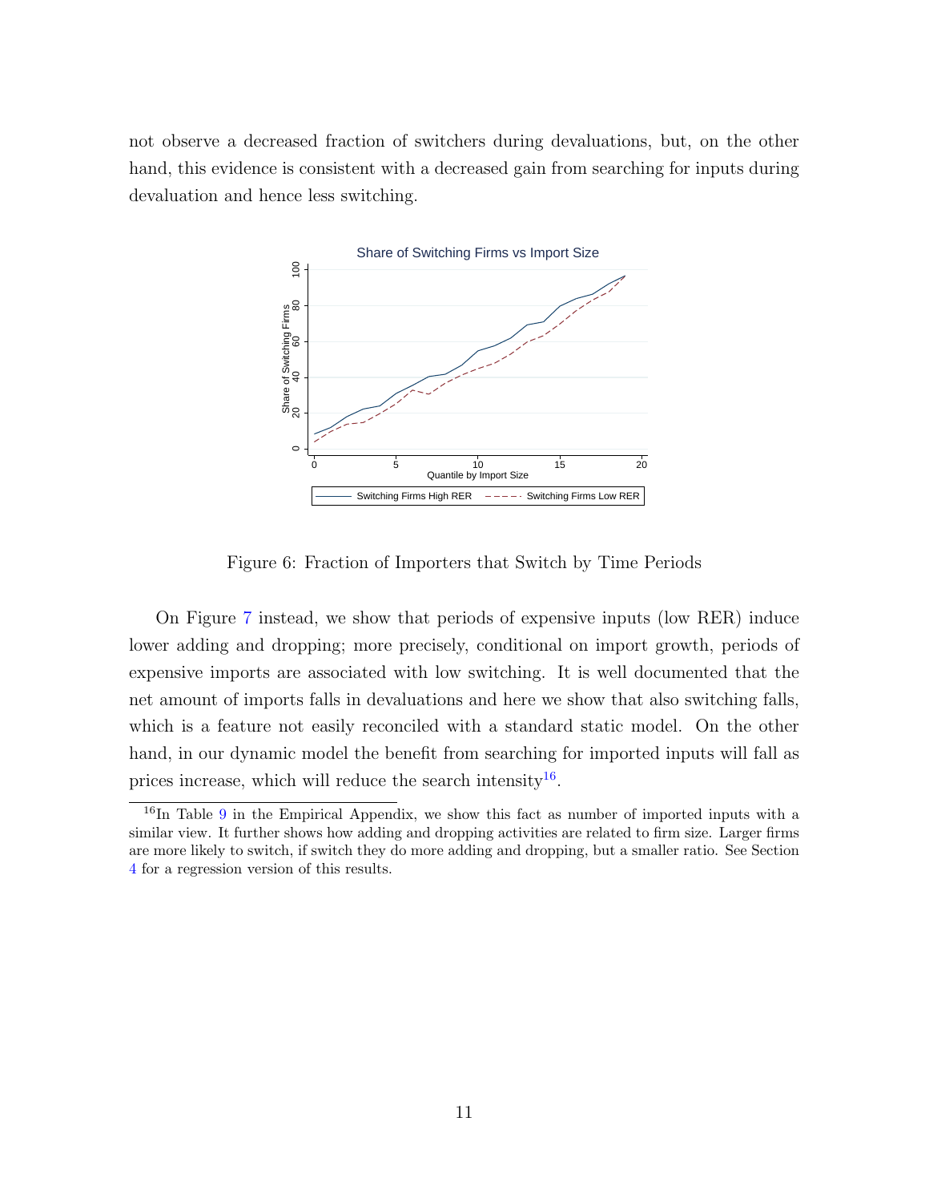not observe a decreased fraction of switchers during devaluations, but, on the other hand, this evidence is consistent with a decreased gain from searching for inputs during devaluation and hence less switching.

Figure 6: Fraction of Importers that Switch by Time Periods

On Figure 7 instead, we show that periods of expensive inputs (low RER) induce lower adding and dropping; more precisely, conditional on import growth, periods of expensive imports are associated with low switching. It is well documented that the net amount of imports falls in devaluations and here we show that also switching falls, which is a feature not easily reconciled with a standard static model. On the other hand, in our dynamic model the benefit from searching for imported inputs will fall as prices increase, which will reduce the search intensity[16].

[16] In Table 9 in the Empirical Appendix, we show this fact as number of imported inputs with a similar view. It further shows how adding and dropping activities are related to firm size. Larger firms are more likely to switch, if switch they do more adding and dropping, but a smaller ratio. See Section 4 for a regression version of this results.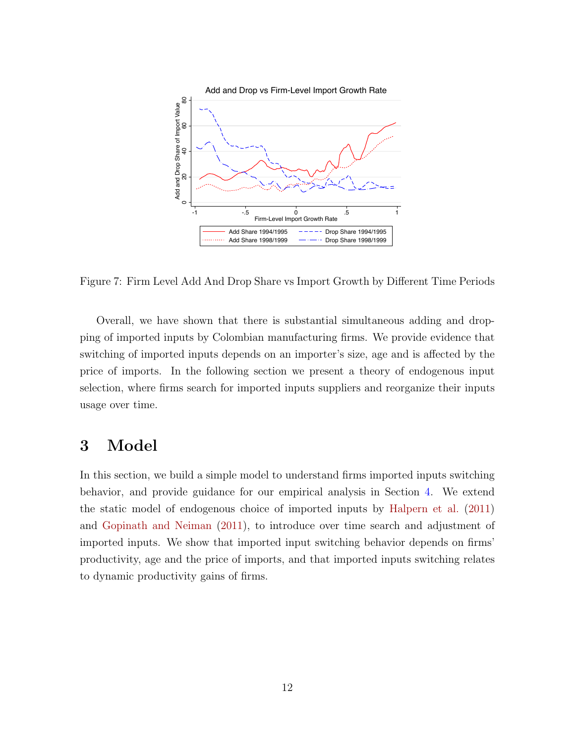Figure 7: Firm Level Add And Drop Share vs Import Growth by Different Time Periods

Overall, we have shown that there is substantial simultaneous adding and dropping of imported inputs by Colombian manufacturing firms. We provide evidence that switching of imported inputs depends on an importer's size, age and is affected by the price of imports. In the following section we present a theory of endogenous input selection, where firms search for imported inputs suppliers and reorganize their inputs usage over time.

# 3 Model

In this section, we build a simple model to understand firms imported inputs switching behavior, and provide guidance for our empirical analysis in Section 4. We extend the static model of endogenous choice of imported inputs by Halpern et al. (2011) and Gopinath and Neiman (2011), to introduce over time search and adjustment of imported inputs. We show that imported input switching behavior depends on firms' productivity, age and the price of imports, and that imported inputs switching relates to dynamic productivity gains of firms.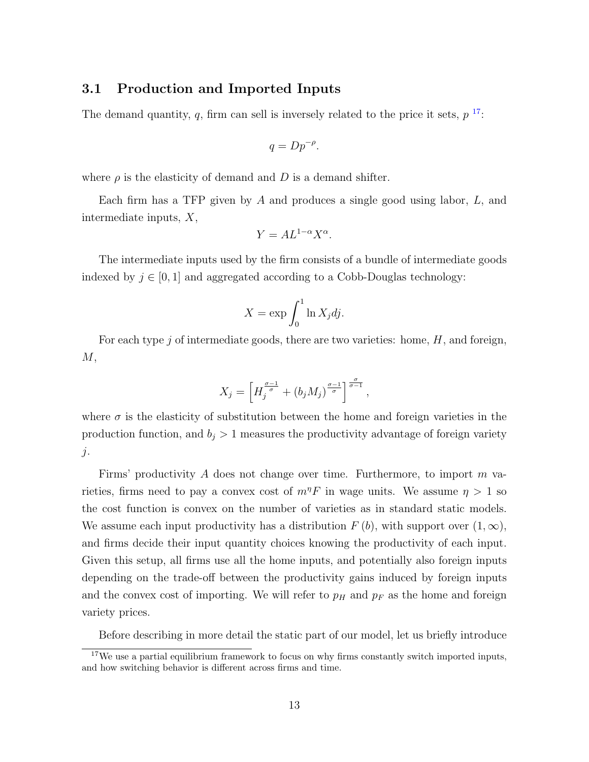### 3.1 Production and Imported Inputs

The demand quantity, $q$, firm can sell is inversely related to the price it sets, $p$ [17]:

$$q = Dp^{-\rho}.$$

where $\rho$ is the elasticity of demand and $D$ is a demand shifter.

Each firm has a TFP given by $A$ and produces a single good using labor, $L$, and intermediate inputs, $X$,

$$Y = AL^{1-\alpha}X^{\alpha}.$$

The intermediate inputs used by the firm consists of a bundle of intermediate goods indexed by $j \in [0, 1]$ and aggregated according to a Cobb-Douglas technology:

$$X = \exp \int_0^1 \ln X_j dj.$$

For each type $j$ of intermediate goods, there are two varieties: home, $H$, and foreign, $M$,

$$X_j = \left[ H_j^{\frac{\sigma-1}{\sigma}} + (b_j M_j)^{\frac{\sigma-1}{\sigma}} \right]^{\frac{\sigma}{\sigma-1}},$$

where $\sigma$ is the elasticity of substitution between the home and foreign varieties in the production function, and $b_j > 1$ measures the productivity advantage of foreign variety $j$.

Firms' productivity $A$ does not change over time. Furthermore, to import $m$ varieties, firms need to pay a convex cost of $m^{\eta}F$ in wage units. We assume $\eta > 1$ so the cost function is convex on the number of varieties as in standard static models. We assume each input productivity has a distribution $F(b)$, with support over $(1, \infty)$, and firms decide their input quantity choices knowing the productivity of each input. Given this setup, all firms use all the home inputs, and potentially also foreign inputs depending on the trade-off between the productivity gains induced by foreign inputs and the convex cost of importing. We will refer to $p_H$ and $p_F$ as the home and foreign variety prices.

Before describing in more detail the static part of our model, let us briefly introduce

[17] We use a partial equilibrium framework to focus on why firms constantly switch imported inputs, and how switching behavior is different across firms and time.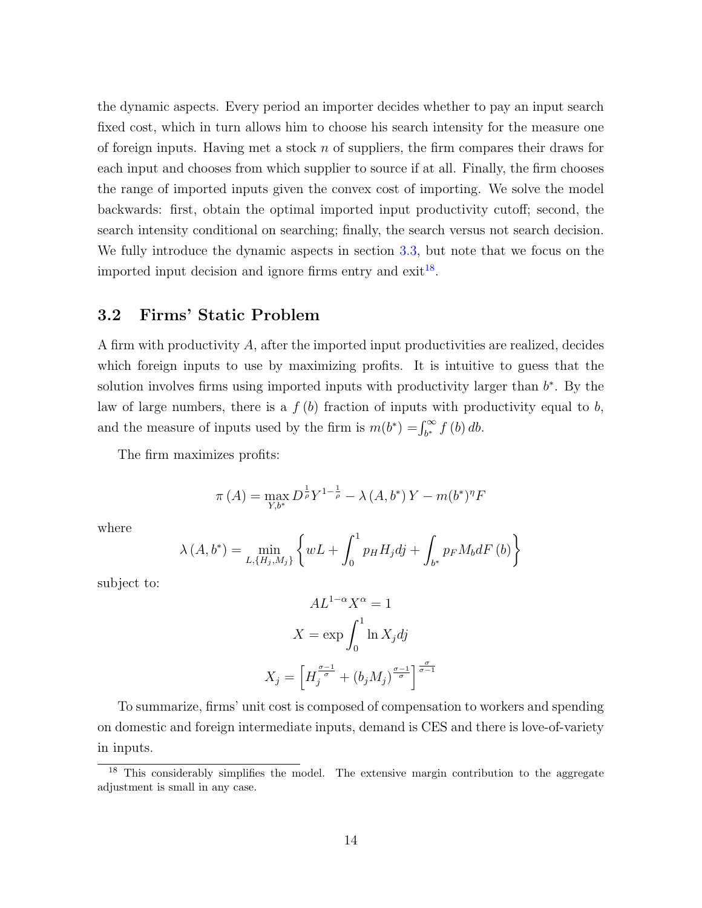the dynamic aspects. Every period an importer decides whether to pay an input search fixed cost, which in turn allows him to choose his search intensity for the measure one of foreign inputs. Having met a stock $n$ of suppliers, the firm compares their draws for each input and chooses from which supplier to source if at all. Finally, the firm chooses the range of imported inputs given the convex cost of importing. We solve the model backwards: first, obtain the optimal imported input productivity cutoff; second, the search intensity conditional on searching; finally, the search versus not search decision. We fully introduce the dynamic aspects in section 3.3, but note that we focus on the imported input decision and ignore firms entry and exit[18].

## 3.2 Firms' Static Problem

A firm with productivity $A$, after the imported input productivities are realized, decides which foreign inputs to use by maximizing profits. It is intuitive to guess that the solution involves firms using imported inputs with productivity larger than $b^*$. By the law of large numbers, there is a $f(b)$ fraction of inputs with productivity equal to $b$, and the measure of inputs used by the firm is $m(b^*) = \int_{b^*}^{\infty} f(b)\, db$.

The firm maximizes profits:

$$\pi(A) = \max_{Y, b^*} D^{\frac{1}{\rho}} Y^{1-\frac{1}{\rho}} - \lambda(A, b^*) Y - m(b^*)^{\eta} F$$

where

$$\lambda(A, b^*) = \min_{L, \{H_j, M_j\}} \left\{ wL + \int_0^1 p_H H_j dj + \int_{b^*} p_F M_b dF(b) \right\}$$

subject to:

$$AL^{1-\alpha} X^{\alpha} = 1$$

$$X = \exp \int_0^1 \ln X_j dj$$

$$X_j = \left[ H_j^{\frac{\sigma-1}{\sigma}} + (b_j M_j)^{\frac{\sigma-1}{\sigma}} \right]^{\frac{\sigma}{\sigma-1}}$$

To summarize, firms' unit cost is composed of compensation to workers and spending on domestic and foreign intermediate inputs, demand is CES and there is love-of-variety in inputs.

[18] This considerably simplifies the model. The extensive margin contribution to the aggregate adjustment is small in any case.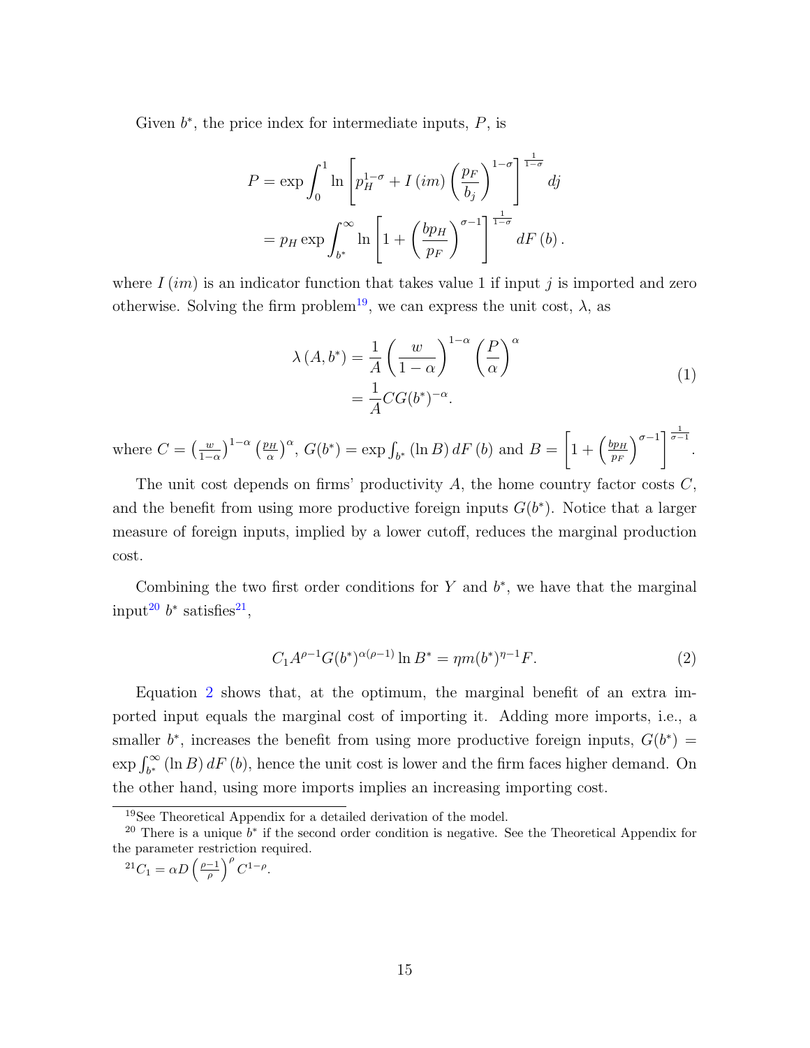Given $b^*$, the price index for intermediate inputs, $P$, is

$$
\begin{aligned}
P &= \exp \int_0^1 \ln \left[ p_H^{1-\sigma} + I\left(im\right) \left( \frac{p_F}{b_j} \right)^{1-\sigma} \right]^{\frac{1}{1-\sigma}} dj \\
&= p_H \exp \int_{b^*}^{\infty} \ln \left[ 1 + \left( \frac{b p_H}{p_F} \right)^{\sigma-1} \right]^{\frac{1}{1-\sigma}} dF\left(b\right).
\end{aligned}
$$

where $I\left(im\right)$ is an indicator function that takes value 1 if input $j$ is imported and zero otherwise. Solving the firm problem[19], we can express the unit cost, $\lambda$, as

$$
\begin{aligned}
\lambda\left(A, b^*\right) &= \frac{1}{A} \left( \frac{w}{1-\alpha} \right)^{1-\alpha} \left( \frac{P}{\alpha} \right)^{\alpha} \\
&= \frac{1}{A} C G(b^*)^{-\alpha}.
\end{aligned}
\tag{1}
$$

where $C = \left(\frac{w}{1-\alpha}\right)^{1-\alpha} \left(\frac{p_H}{\alpha}\right)^{\alpha}$, $G(b^*) = \exp \int_{b^*} \left(\ln B\right) dF\left(b\right)$ and $B = \left[ 1 + \left( \frac{b p_H}{p_F} \right)^{\sigma-1} \right]^{\frac{1}{\sigma-1}}$.

The unit cost depends on firms' productivity $A$, the home country factor costs $C$, and the benefit from using more productive foreign inputs $G(b^*)$. Notice that a larger measure of foreign inputs, implied by a lower cutoff, reduces the marginal production cost.

Combining the two first order conditions for $Y$ and $b^*$, we have that the marginal input[20] $b^*$ satisfies[21],

$$
C_1 A^{\rho-1} G(b^*)^{\alpha(\rho-1)} \ln B^* = \eta m(b^*)^{\eta-1} F. \tag{2}
$$

Equation 2 shows that, at the optimum, the marginal benefit of an extra imported input equals the marginal cost of importing it. Adding more imports, i.e., a smaller $b^*$, increases the benefit from using more productive foreign inputs, $G(b^*) = \exp \int_{b^*}^{\infty} \left(\ln B\right) dF\left(b\right)$, hence the unit cost is lower and the firm faces higher demand. On the other hand, using more imports implies an increasing importing cost.

[19] See Theoretical Appendix for a detailed derivation of the model.

[20] There is a unique $b^*$ if the second order condition is negative. See the Theoretical Appendix for the parameter restriction required.

[21] $C_1 = \alpha D \left(\frac{\rho-1}{\rho}\right)^{\rho} C^{1-\rho}$.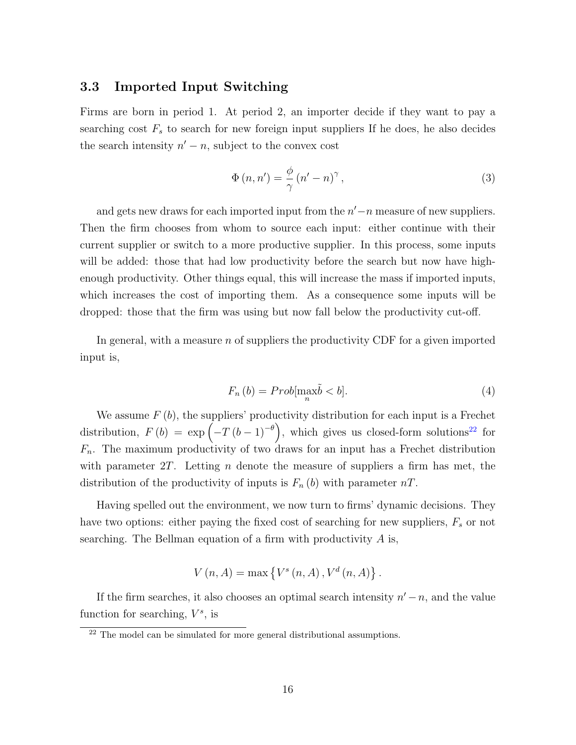### 3.3 Imported Input Switching

Firms are born in period 1. At period 2, an importer decide if they want to pay a searching cost $F_s$ to search for new foreign input suppliers If he does, he also decides the search intensity $n' - n$, subject to the convex cost

$$\Phi(n, n') = \frac{\phi}{\gamma}(n' - n)^{\gamma}, \tag{3}$$

and gets new draws for each imported input from the $n' - n$ measure of new suppliers. Then the firm chooses from whom to source each input: either continue with their current supplier or switch to a more productive supplier. In this process, some inputs will be added: those that had low productivity before the search but now have high-enough productivity. Other things equal, this will increase the mass if imported inputs, which increases the cost of importing them. As a consequence some inputs will be dropped: those that the firm was using but now fall below the productivity cut-off.

In general, with a measure $n$ of suppliers the productivity CDF for a given imported input is,

$$F_n(b) = Prob[\max_n \tilde{b} < b]. \tag{4}$$

We assume $F(b)$, the suppliers' productivity distribution for each input is a Frechet distribution, $F(b) = \exp\left(-T(b-1)^{-\theta}\right)$, which gives us closed-form solutions[22] for $F_n$. The maximum productivity of two draws for an input has a Frechet distribution with parameter $2T$. Letting $n$ denote the measure of suppliers a firm has met, the distribution of the productivity of inputs is $F_n(b)$ with parameter $nT$.

Having spelled out the environment, we now turn to firms' dynamic decisions. They have two options: either paying the fixed cost of searching for new suppliers, $F_s$ or not searching. The Bellman equation of a firm with productivity $A$ is,

$$V(n, A) = \max\left\{V^s(n, A), V^d(n, A)\right\}.$$

If the firm searches, it also chooses an optimal search intensity $n' - n$, and the value function for searching, $V^s$, is

[22] The model can be simulated for more general distributional assumptions.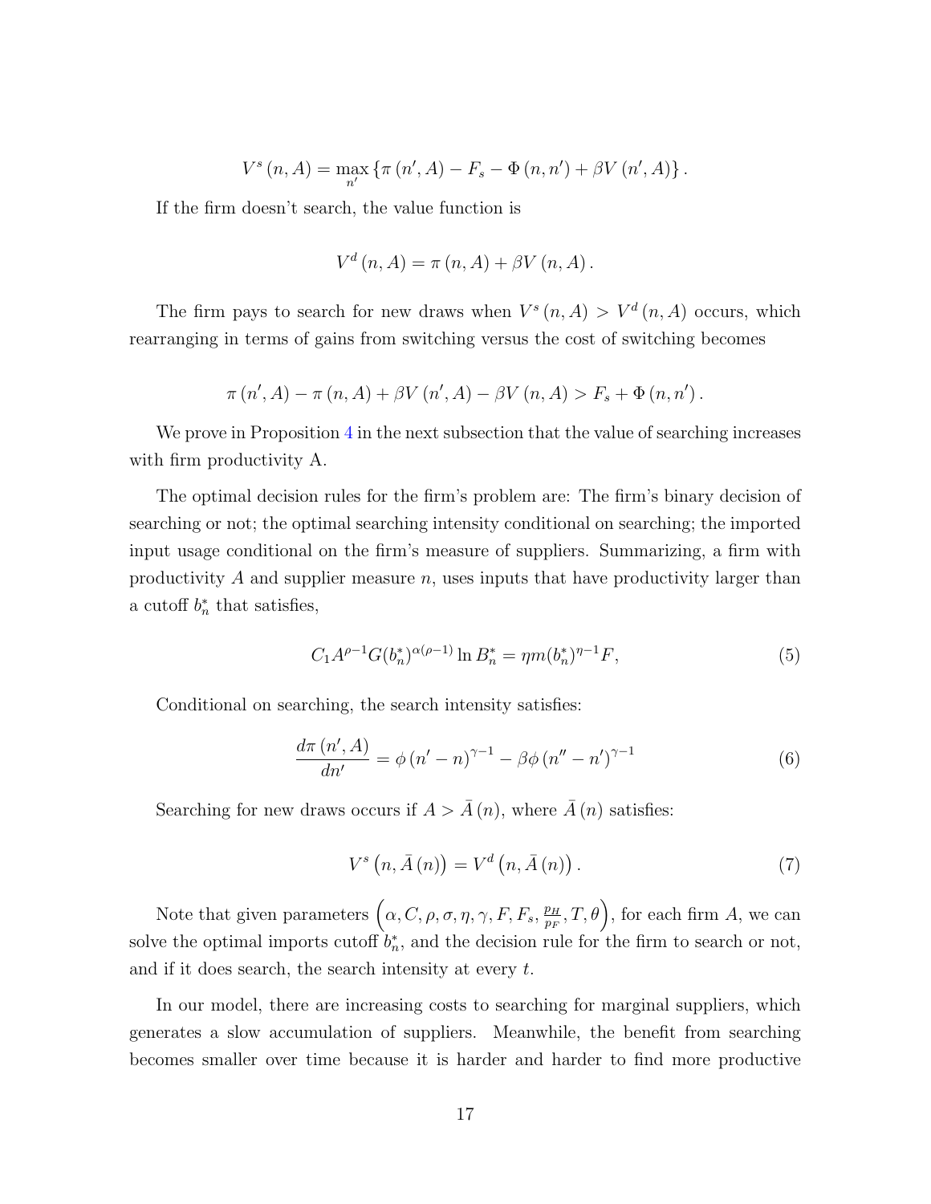$$V^s(n, A) = \max_{n'} \{\pi(n', A) - F_s - \Phi(n, n') + \beta V(n', A)\}.$$

If the firm doesn't search, the value function is

$$V^d(n, A) = \pi(n, A) + \beta V(n, A).$$

The firm pays to search for new draws when $V^s(n, A) > V^d(n, A)$ occurs, which rearranging in terms of gains from switching versus the cost of switching becomes

$$\pi(n', A) - \pi(n, A) + \beta V(n', A) - \beta V(n, A) > F_s + \Phi(n, n').$$

We prove in Proposition 4 in the next subsection that the value of searching increases with firm productivity A.

The optimal decision rules for the firm's problem are: The firm's binary decision of searching or not; the optimal searching intensity conditional on searching; the imported input usage conditional on the firm's measure of suppliers. Summarizing, a firm with productivity $A$ and supplier measure $n$, uses inputs that have productivity larger than a cutoff $b_n^*$ that satisfies,

$$C_1 A^{\rho-1} G(b_n^*)^{\alpha(\rho-1)} \ln B_n^* = \eta m(b_n^*)^{\eta-1} F, \tag{5}$$

Conditional on searching, the search intensity satisfies:

$$\frac{d\pi(n', A)}{dn'} = \phi(n' - n)^{\gamma-1} - \beta\phi(n'' - n')^{\gamma-1} \tag{6}$$

Searching for new draws occurs if $A > \bar{A}(n)$, where $\bar{A}(n)$ satisfies:

$$V^s(n, \bar{A}(n)) = V^d(n, \bar{A}(n)). \tag{7}$$

Note that given parameters $\left(\alpha, C, \rho, \sigma, \eta, \gamma, F, F_s, \frac{p_H}{p_F}, T, \theta\right)$, for each firm $A$, we can solve the optimal imports cutoff $b_n^*$, and the decision rule for the firm to search or not, and if it does search, the search intensity at every $t$.

In our model, there are increasing costs to searching for marginal suppliers, which generates a slow accumulation of suppliers. Meanwhile, the benefit from searching becomes smaller over time because it is harder and harder to find more productive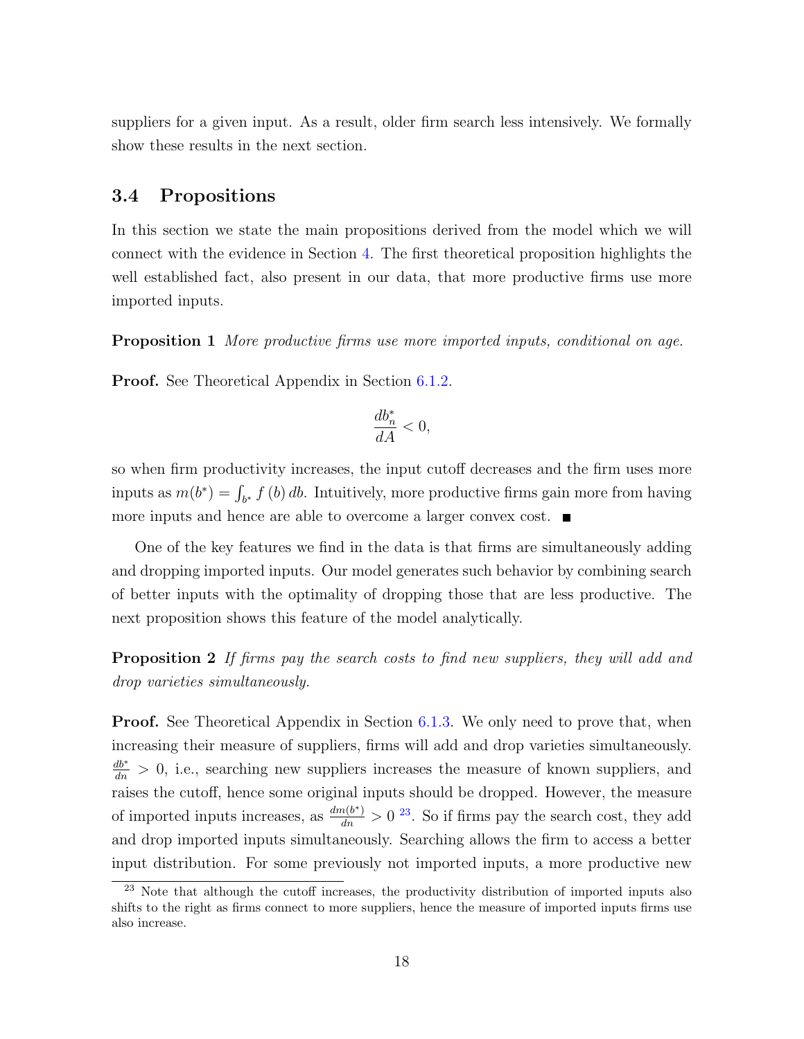suppliers for a given input. As a result, older firm search less intensively. We formally show these results in the next section.

### 3.4 Propositions

In this section we state the main propositions derived from the model which we will connect with the evidence in Section 4. The first theoretical proposition highlights the well established fact, also present in our data, that more productive firms use more imported inputs.

**Proposition 1** *More productive firms use more imported inputs, conditional on age.*

**Proof.** See Theoretical Appendix in Section 6.1.2.

$$\frac{db_n^*}{dA} < 0,$$

so when firm productivity increases, the input cutoff decreases and the firm uses more inputs as $m(b^*) = \int_{b^*} f(b)\, db$. Intuitively, more productive firms gain more from having more inputs and hence are able to overcome a larger convex cost. ■

One of the key features we find in the data is that firms are simultaneously adding and dropping imported inputs. Our model generates such behavior by combining search of better inputs with the optimality of dropping those that are less productive. The next proposition shows this feature of the model analytically.

**Proposition 2** *If firms pay the search costs to find new suppliers, they will add and drop varieties simultaneously.*

**Proof.** See Theoretical Appendix in Section 6.1.3. We only need to prove that, when increasing their measure of suppliers, firms will add and drop varieties simultaneously. $\frac{db^*}{dn} > 0$, i.e., searching new suppliers increases the measure of known suppliers, and raises the cutoff, hence some original inputs should be dropped. However, the measure of imported inputs increases, as $\frac{dm(b^*)}{dn} > 0$ [23]. So if firms pay the search cost, they add and drop imported inputs simultaneously. Searching allows the firm to access a better input distribution. For some previously not imported inputs, a more productive new

[23] Note that although the cutoff increases, the productivity distribution of imported inputs also shifts to the right as firms connect to more suppliers, hence the measure of imported inputs firms use also increase.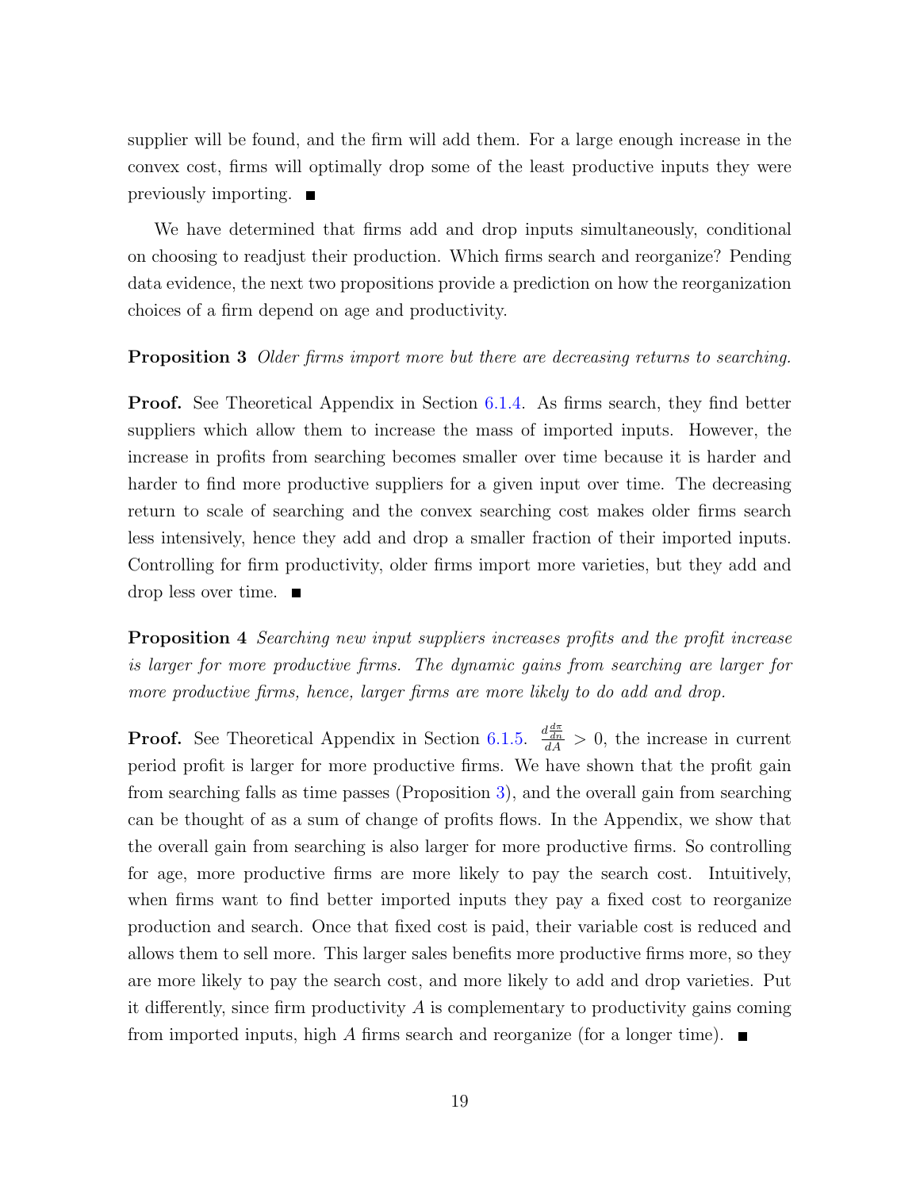supplier will be found, and the firm will add them. For a large enough increase in the convex cost, firms will optimally drop some of the least productive inputs they were previously importing. ■

We have determined that firms add and drop inputs simultaneously, conditional on choosing to readjust their production. Which firms search and reorganize? Pending data evidence, the next two propositions provide a prediction on how the reorganization choices of a firm depend on age and productivity.

**Proposition 3** *Older firms import more but there are decreasing returns to searching.*

**Proof.** See Theoretical Appendix in Section 6.1.4. As firms search, they find better suppliers which allow them to increase the mass of imported inputs. However, the increase in profits from searching becomes smaller over time because it is harder and harder to find more productive suppliers for a given input over time. The decreasing return to scale of searching and the convex searching cost makes older firms search less intensively, hence they add and drop a smaller fraction of their imported inputs. Controlling for firm productivity, older firms import more varieties, but they add and drop less over time. ■

**Proposition 4** *Searching new input suppliers increases profits and the profit increase is larger for more productive firms. The dynamic gains from searching are larger for more productive firms, hence, larger firms are more likely to do add and drop.*

**Proof.** See Theoretical Appendix in Section 6.1.5. $\frac{d\frac{d\pi}{dn}}{dA} > 0$, the increase in current period profit is larger for more productive firms. We have shown that the profit gain from searching falls as time passes (Proposition 3), and the overall gain from searching can be thought of as a sum of change of profits flows. In the Appendix, we show that the overall gain from searching is also larger for more productive firms. So controlling for age, more productive firms are more likely to pay the search cost. Intuitively, when firms want to find better imported inputs they pay a fixed cost to reorganize production and search. Once that fixed cost is paid, their variable cost is reduced and allows them to sell more. This larger sales benefits more productive firms more, so they are more likely to pay the search cost, and more likely to add and drop varieties. Put it differently, since firm productivity $A$ is complementary to productivity gains coming from imported inputs, high $A$ firms search and reorganize (for a longer time). ■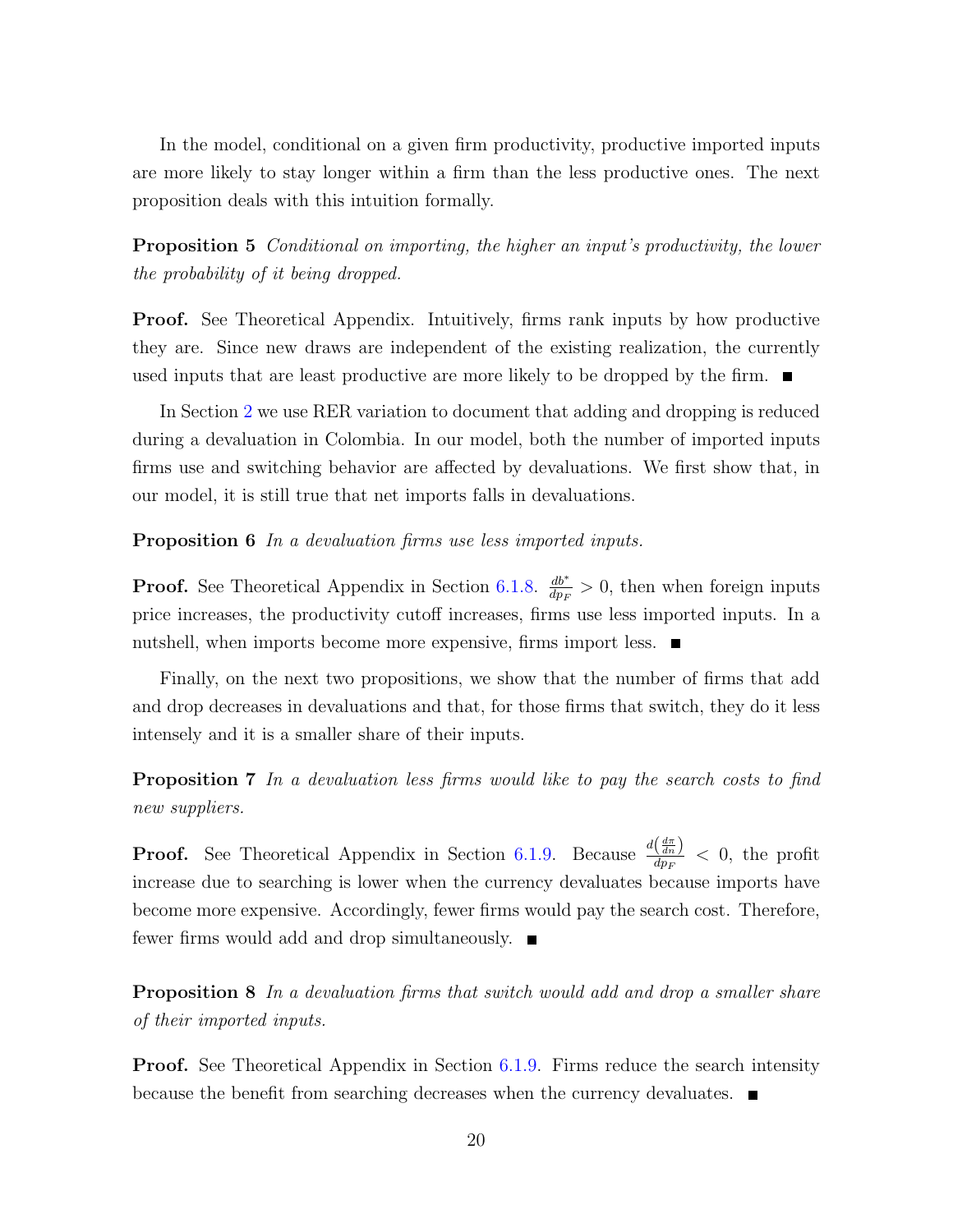In the model, conditional on a given firm productivity, productive imported inputs are more likely to stay longer within a firm than the less productive ones. The next proposition deals with this intuition formally.

**Proposition 5** *Conditional on importing, the higher an input's productivity, the lower the probability of it being dropped.*

**Proof.** See Theoretical Appendix. Intuitively, firms rank inputs by how productive they are. Since new draws are independent of the existing realization, the currently used inputs that are least productive are more likely to be dropped by the firm. ■

In Section 2 we use RER variation to document that adding and dropping is reduced during a devaluation in Colombia. In our model, both the number of imported inputs firms use and switching behavior are affected by devaluations. We first show that, in our model, it is still true that net imports falls in devaluations.

**Proposition 6** *In a devaluation firms use less imported inputs.*

**Proof.** See Theoretical Appendix in Section 6.1.8. $\frac{db^*}{dp_F} > 0$, then when foreign inputs price increases, the productivity cutoff increases, firms use less imported inputs. In a nutshell, when imports become more expensive, firms import less. ■

Finally, on the next two propositions, we show that the number of firms that add and drop decreases in devaluations and that, for those firms that switch, they do it less intensely and it is a smaller share of their inputs.

**Proposition 7** *In a devaluation less firms would like to pay the search costs to find new suppliers.*

**Proof.** See Theoretical Appendix in Section 6.1.9. Because $\frac{d\left(\frac{d\pi}{dn}\right)}{dp_F} < 0$, the profit increase due to searching is lower when the currency devaluates because imports have become more expensive. Accordingly, fewer firms would pay the search cost. Therefore, fewer firms would add and drop simultaneously. ■

**Proposition 8** *In a devaluation firms that switch would add and drop a smaller share of their imported inputs.*

**Proof.** See Theoretical Appendix in Section 6.1.9. Firms reduce the search intensity because the benefit from searching decreases when the currency devaluates. ■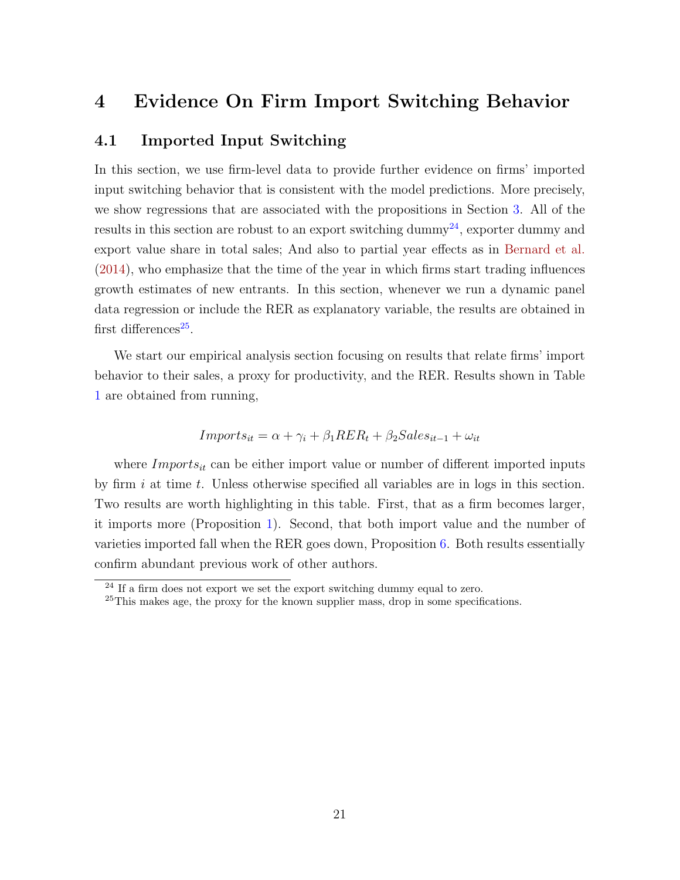# 4 Evidence On Firm Import Switching Behavior

## 4.1 Imported Input Switching

In this section, we use firm-level data to provide further evidence on firms' imported input switching behavior that is consistent with the model predictions. More precisely, we show regressions that are associated with the propositions in Section 3. All of the results in this section are robust to an export switching dummy[24], exporter dummy and export value share in total sales; And also to partial year effects as in Bernard et al. (2014), who emphasize that the time of the year in which firms start trading influences growth estimates of new entrants. In this section, whenever we run a dynamic panel data regression or include the RER as explanatory variable, the results are obtained in first differences[25].

We start our empirical analysis section focusing on results that relate firms' import behavior to their sales, a proxy for productivity, and the RER. Results shown in Table 1 are obtained from running,

$$Imports_{it} = \alpha + \gamma_i + \beta_1 RER_t + \beta_2 Sales_{it-1} + \omega_{it}$$

where $Imports_{it}$ can be either import value or number of different imported inputs by firm $i$ at time $t$. Unless otherwise specified all variables are in logs in this section. Two results are worth highlighting in this table. First, that as a firm becomes larger, it imports more (Proposition 1). Second, that both import value and the number of varieties imported fall when the RER goes down, Proposition 6. Both results essentially confirm abundant previous work of other authors.

[24] If a firm does not export we set the export switching dummy equal to zero.

[25] This makes age, the proxy for the known supplier mass, drop in some specifications.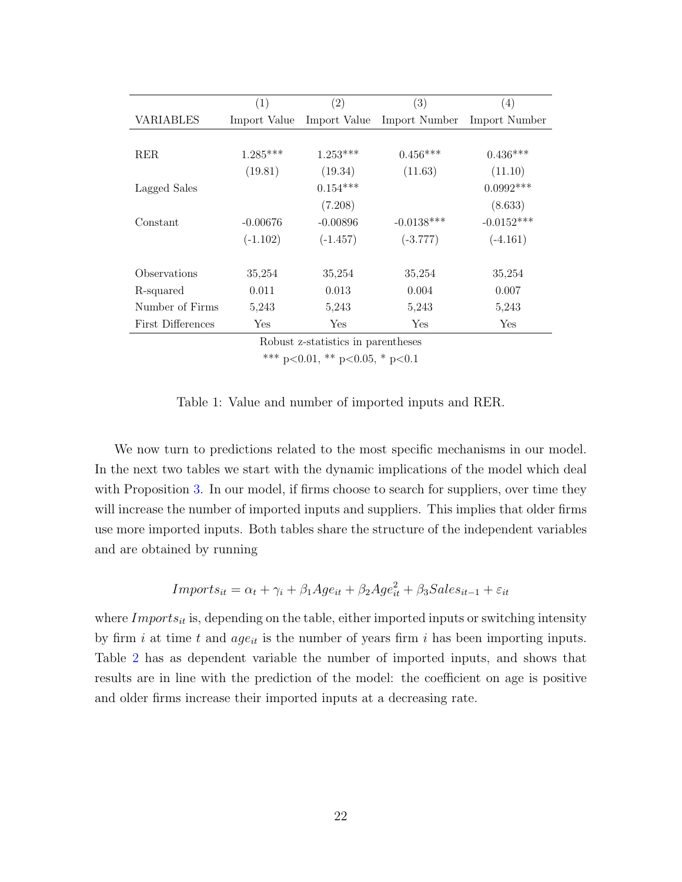| VARIABLES | (1) Import Value | (2) Import Value | (3) Import Number | (4) Import Number |
|---|---|---|---|---|
| RER | 1.285*** | 1.253*** | 0.456*** | 0.436*** |
| | (19.81) | (19.34) | (11.63) | (11.10) |
| Lagged Sales | | 0.154*** | | 0.0992*** |
| | | (7.208) | | (8.633) |
| Constant | -0.00676 | -0.00896 | -0.0138*** | -0.0152*** |
| | (-1.102) | (-1.457) | (-3.777) | (-4.161) |
| Observations | 35,254 | 35,254 | 35,254 | 35,254 |
| R-squared | 0.011 | 0.013 | 0.004 | 0.007 |
| Number of Firms | 5,243 | 5,243 | 5,243 | 5,243 |
| First Differences | Yes | Yes | Yes | Yes |

Robust z-statistics in parentheses

*** p<0.01, ** p<0.05, * p<0.1

Table 1: Value and number of imported inputs and RER.

We now turn to predictions related to the most specific mechanisms in our model. In the next two tables we start with the dynamic implications of the model which deal with Proposition 3. In our model, if firms choose to search for suppliers, over time they will increase the number of imported inputs and suppliers. This implies that older firms use more imported inputs. Both tables share the structure of the independent variables and are obtained by running

$$Imports_{it} = \alpha_t + \gamma_i + \beta_1 Age_{it} + \beta_2 Age_{it}^2 + \beta_3 Sales_{it-1} + \varepsilon_{it}$$

where $Imports_{it}$ is, depending on the table, either imported inputs or switching intensity by firm $i$ at time $t$ and $age_{it}$ is the number of years firm $i$ has been importing inputs. Table 2 has as dependent variable the number of imported inputs, and shows that results are in line with the prediction of the model: the coefficient on age is positive and older firms increase their imported inputs at a decreasing rate.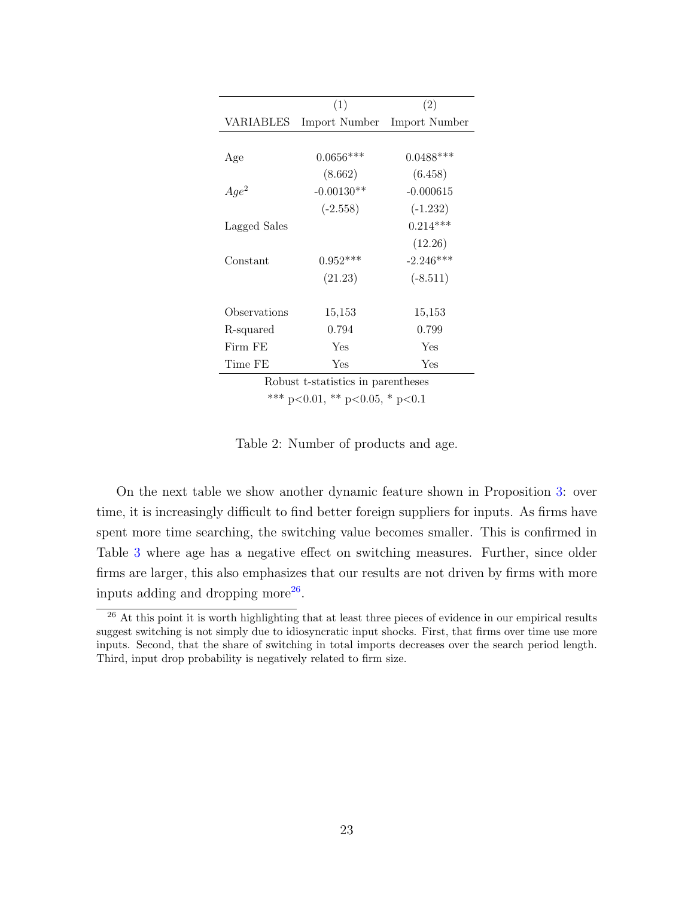|  | (1) | (2) |
|---|---|---|
| VARIABLES | Import Number | Import Number |
| Age | 0.0656*** | 0.0488*** |
|  | (8.662) | (6.458) |
| $Age^2$ | -0.00130** | -0.000615 |
|  | (-2.558) | (-1.232) |
| Lagged Sales |  | 0.214*** |
|  |  | (12.26) |
| Constant | 0.952*** | -2.246*** |
|  | (21.23) | (-8.511) |
| Observations | 15,153 | 15,153 |
| R-squared | 0.794 | 0.799 |
| Firm FE | Yes | Yes |
| Time FE | Yes | Yes |

Robust t-statistics in parentheses

*** p<0.01, ** p<0.05, * p<0.1

Table 2: Number of products and age.

On the next table we show another dynamic feature shown in Proposition 3: over time, it is increasingly difficult to find better foreign suppliers for inputs. As firms have spent more time searching, the switching value becomes smaller. This is confirmed in Table 3 where age has a negative effect on switching measures. Further, since older firms are larger, this also emphasizes that our results are not driven by firms with more inputs adding and dropping more[26].

[26] At this point it is worth highlighting that at least three pieces of evidence in our empirical results suggest switching is not simply due to idiosyncratic input shocks. First, that firms over time use more inputs. Second, that the share of switching in total imports decreases over the search period length. Third, input drop probability is negatively related to firm size.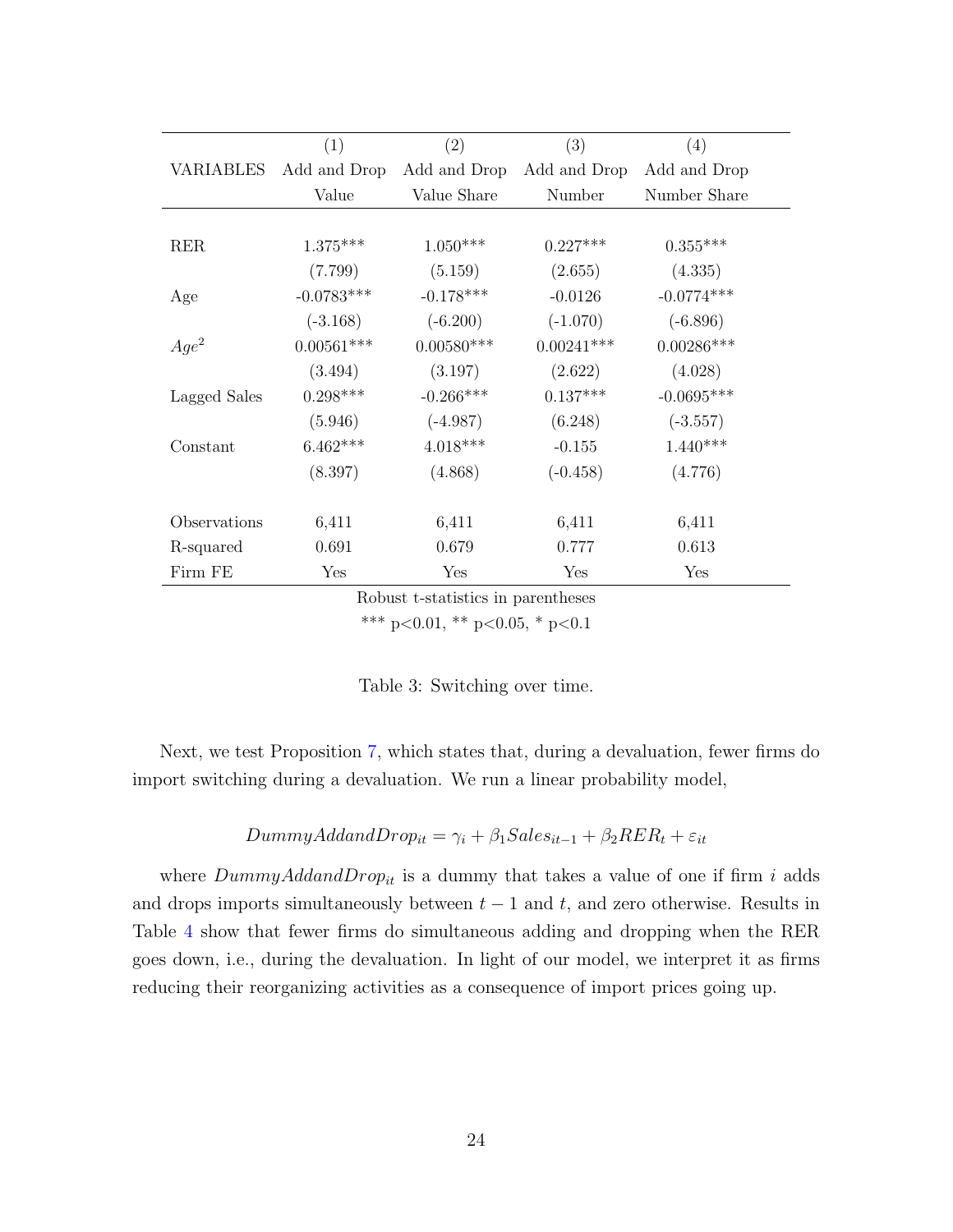| VARIABLES | (1) Add and Drop Value | (2) Add and Drop Value Share | (3) Add and Drop Number | (4) Add and Drop Number Share |
|---|---|---|---|---|
| RER | 1.375*** | 1.050*** | 0.227*** | 0.355*** |
| | (7.799) | (5.159) | (2.655) | (4.335) |
| Age | -0.0783*** | -0.178*** | -0.0126 | -0.0774*** |
| | (-3.168) | (-6.200) | (-1.070) | (-6.896) |
| $Age^2$ | 0.00561*** | 0.00580*** | 0.00241*** | 0.00286*** |
| | (3.494) | (3.197) | (2.622) | (4.028) |
| Lagged Sales | 0.298*** | -0.266*** | 0.137*** | -0.0695*** |
| | (5.946) | (-4.987) | (6.248) | (-3.557) |
| Constant | 6.462*** | 4.018*** | -0.155 | 1.440*** |
| | (8.397) | (4.868) | (-0.458) | (4.776) |
| Observations | 6,411 | 6,411 | 6,411 | 6,411 |
| R-squared | 0.691 | 0.679 | 0.777 | 0.613 |
| Firm FE | Yes | Yes | Yes | Yes |

Robust t-statistics in parentheses

*** p<0.01, ** p<0.05, * p<0.1

Table 3: Switching over time.

Next, we test Proposition 7, which states that, during a devaluation, fewer firms do import switching during a devaluation. We run a linear probability model,

$$DummyAddandDrop_{it} = \gamma_i + \beta_1 Sales_{it-1} + \beta_2 RER_t + \varepsilon_{it}$$

where $DummyAddandDrop_{it}$ is a dummy that takes a value of one if firm $i$ adds and drops imports simultaneously between $t-1$ and $t$, and zero otherwise. Results in Table 4 show that fewer firms do simultaneous adding and dropping when the RER goes down, i.e., during the devaluation. In light of our model, we interpret it as firms reducing their reorganizing activities as a consequence of import prices going up.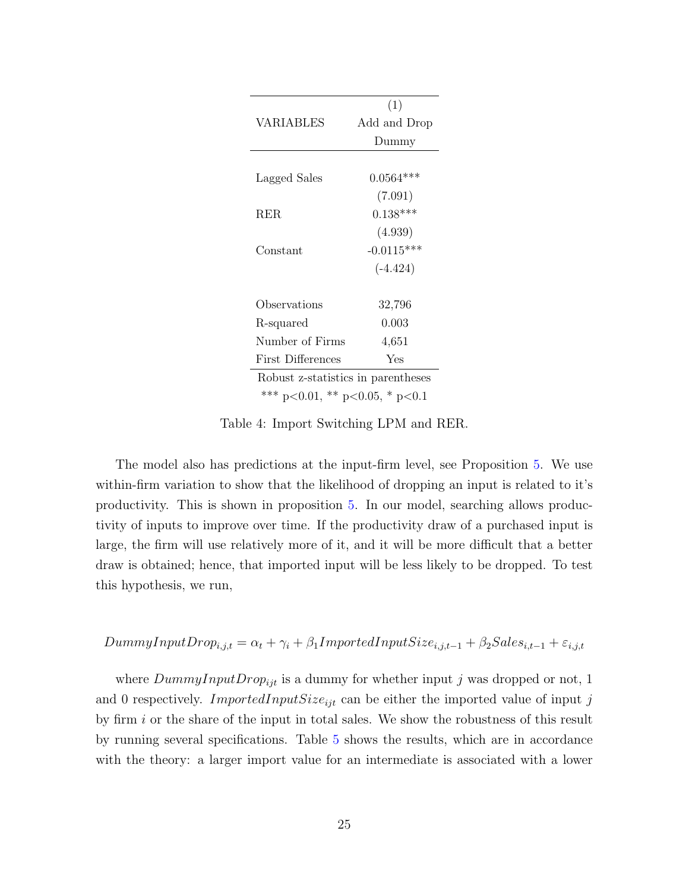| VARIABLES | (1) Add and Drop Dummy |
|---|---|
| Lagged Sales | 0.0564*** |
| | (7.091) |
| RER | 0.138*** |
| | (4.939) |
| Constant | -0.0115*** |
| | (-4.424) |
| Observations | 32,796 |
| R-squared | 0.003 |
| Number of Firms | 4,651 |
| First Differences | Yes |

Robust z-statistics in parentheses
*** p<0.01, ** p<0.05, * p<0.1

Table 4: Import Switching LPM and RER.

The model also has predictions at the input-firm level, see Proposition 5. We use within-firm variation to show that the likelihood of dropping an input is related to it's productivity. This is shown in proposition 5. In our model, searching allows productivity of inputs to improve over time. If the productivity draw of a purchased input is large, the firm will use relatively more of it, and it will be more difficult that a better draw is obtained; hence, that imported input will be less likely to be dropped. To test this hypothesis, we run,

$$DummyInputDrop_{i,j,t} = \alpha_t + \gamma_i + \beta_1 ImportedInputSize_{i,j,t-1} + \beta_2 Sales_{i,t-1} + \varepsilon_{i,j,t}$$

where $DummyInputDrop_{ijt}$ is a dummy for whether input $j$ was dropped or not, 1 and 0 respectively. $ImportedInputSize_{ijt}$ can be either the imported value of input $j$ by firm $i$ or the share of the input in total sales. We show the robustness of this result by running several specifications. Table 5 shows the results, which are in accordance with the theory: a larger import value for an intermediate is associated with a lower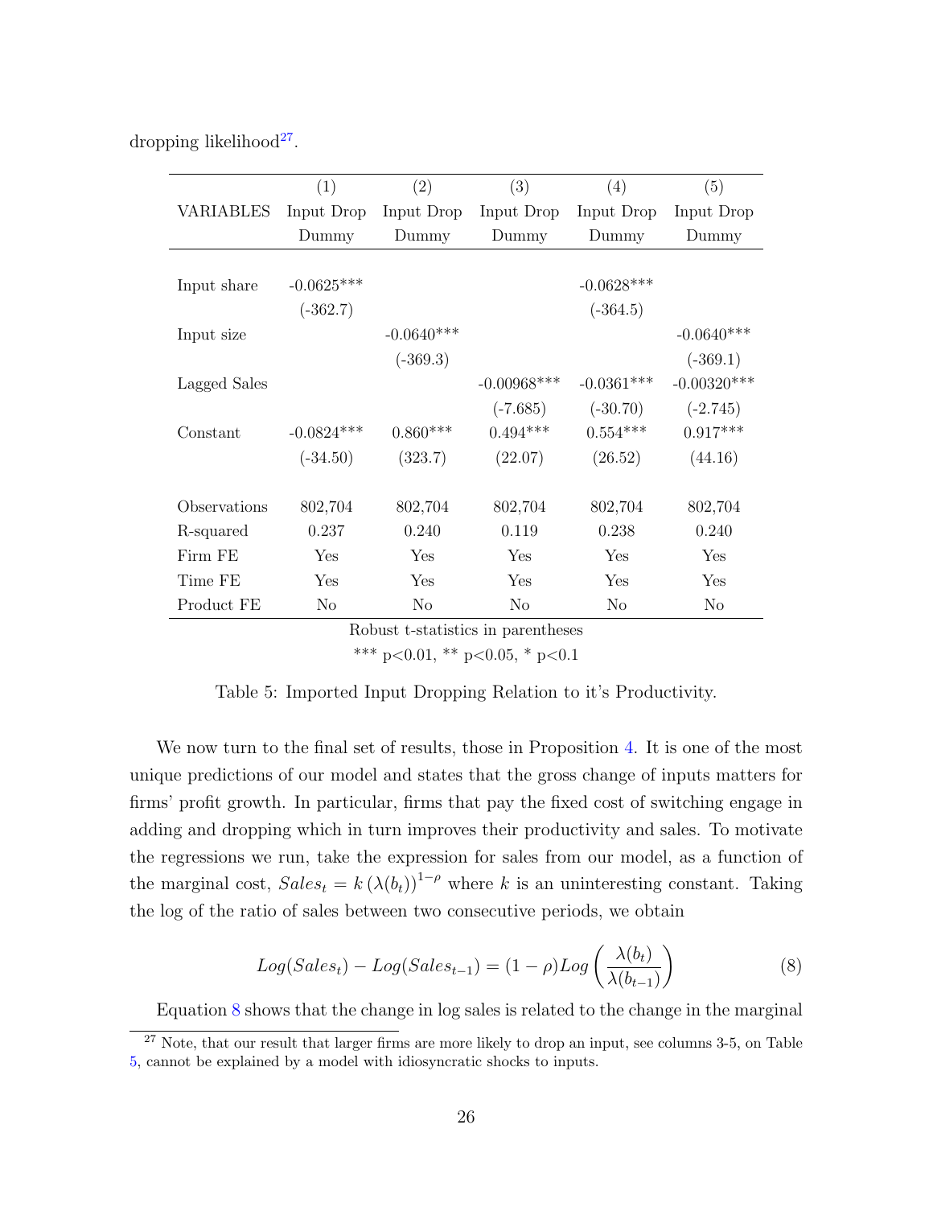dropping likelihood[27].

| VARIABLES | (1) Input Drop Dummy | (2) Input Drop Dummy | (3) Input Drop Dummy | (4) Input Drop Dummy | (5) Input Drop Dummy |
|---|---|---|---|---|---|
| Input share | -0.0625*** | | | -0.0628*** | |
| | (-362.7) | | | (-364.5) | |
| Input size | | -0.0640*** | | | -0.0640*** |
| | | (-369.3) | | | (-369.1) |
| Lagged Sales | | | -0.00968*** | -0.0361*** | -0.00320*** |
| | | | (-7.685) | (-30.70) | (-2.745) |
| Constant | -0.0824*** | 0.860*** | 0.494*** | 0.554*** | 0.917*** |
| | (-34.50) | (323.7) | (22.07) | (26.52) | (44.16) |
| Observations | 802,704 | 802,704 | 802,704 | 802,704 | 802,704 |
| R-squared | 0.237 | 0.240 | 0.119 | 0.238 | 0.240 |
| Firm FE | Yes | Yes | Yes | Yes | Yes |
| Time FE | Yes | Yes | Yes | Yes | Yes |
| Product FE | No | No | No | No | No |

Robust t-statistics in parentheses

*** p<0.01, ** p<0.05, * p<0.1

Table 5: Imported Input Dropping Relation to it's Productivity.

We now turn to the final set of results, those in Proposition 4. It is one of the most unique predictions of our model and states that the gross change of inputs matters for firms' profit growth. In particular, firms that pay the fixed cost of switching engage in adding and dropping which in turn improves their productivity and sales. To motivate the regressions we run, take the expression for sales from our model, as a function of the marginal cost, $Sales_t = k\left(\lambda(b_t)\right)^{1-\rho}$ where $k$ is an uninteresting constant. Taking the log of the ratio of sales between two consecutive periods, we obtain

$$Log(Sales_t) - Log(Sales_{t-1}) = (1-\rho) Log\left(\frac{\lambda(b_t)}{\lambda(b_{t-1})}\right) \tag{8}$$

Equation 8 shows that the change in log sales is related to the change in the marginal

[27] Note, that our result that larger firms are more likely to drop an input, see columns 3-5, on Table 5, cannot be explained by a model with idiosyncratic shocks to inputs.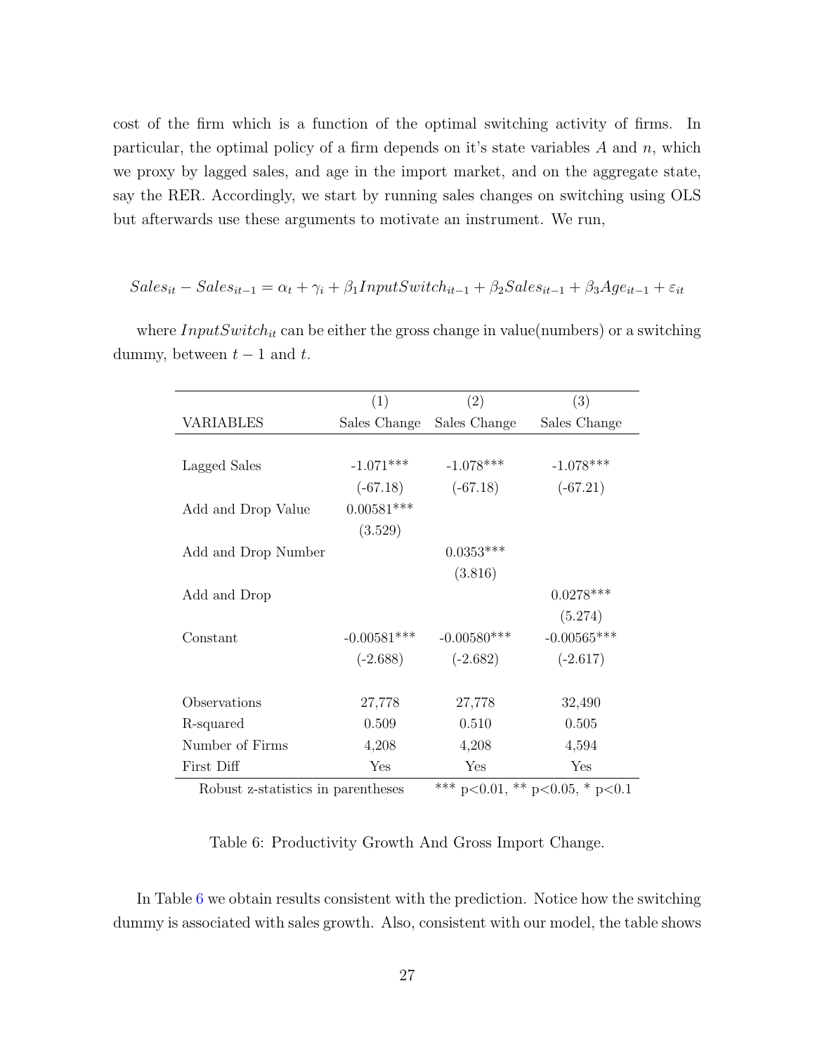cost of the firm which is a function of the optimal switching activity of firms. In particular, the optimal policy of a firm depends on it's state variables $A$ and $n$, which we proxy by lagged sales, and age in the import market, and on the aggregate state, say the RER. Accordingly, we start by running sales changes on switching using OLS but afterwards use these arguments to motivate an instrument. We run,

$$Sales_{it} - Sales_{it-1} = \alpha_t + \gamma_i + \beta_1 InputSwitch_{it-1} + \beta_2 Sales_{it-1} + \beta_3 Age_{it-1} + \varepsilon_{it}$$

where $InputSwitch_{it}$ can be either the gross change in value(numbers) or a switching dummy, between $t-1$ and $t$.

| | (1) | (2) | (3) |
|---|---|---|---|
| VARIABLES | Sales Change | Sales Change | Sales Change |
| Lagged Sales | -1.071*** | -1.078*** | -1.078*** |
| | (-67.18) | (-67.18) | (-67.21) |
| Add and Drop Value | 0.00581*** | | |
| | (3.529) | | |
| Add and Drop Number | | 0.0353*** | |
| | | (3.816) | |
| Add and Drop | | | 0.0278*** |
| | | | (5.274) |
| Constant | -0.00581*** | -0.00580*** | -0.00565*** |
| | (-2.688) | (-2.682) | (-2.617) |
| Observations | 27,778 | 27,778 | 32,490 |
| R-squared | 0.509 | 0.510 | 0.505 |
| Number of Firms | 4,208 | 4,208 | 4,594 |
| First Diff | Yes | Yes | Yes |

Robust z-statistics in parentheses *** p<0.01, ** p<0.05, * p<0.1

Table 6: Productivity Growth And Gross Import Change.

In Table 6 we obtain results consistent with the prediction. Notice how the switching dummy is associated with sales growth. Also, consistent with our model, the table shows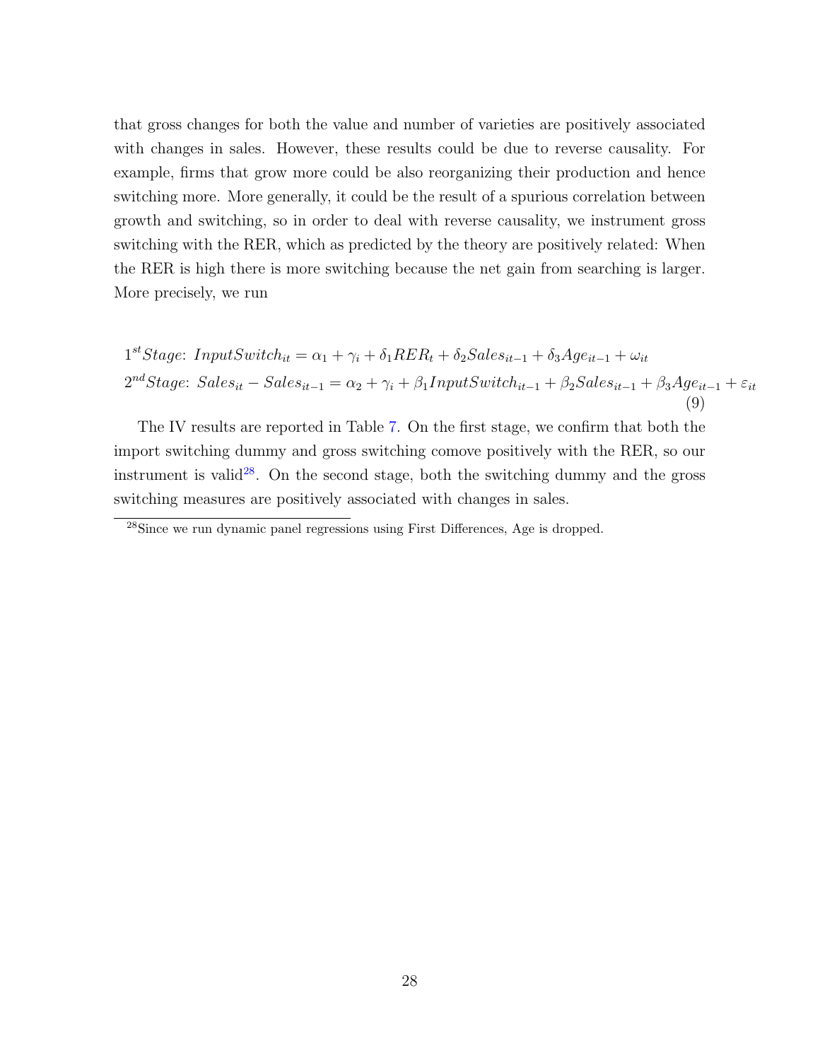that gross changes for both the value and number of varieties are positively associated with changes in sales. However, these results could be due to reverse causality. For example, firms that grow more could be also reorganizing their production and hence switching more. More generally, it could be the result of a spurious correlation between growth and switching, so in order to deal with reverse causality, we instrument gross switching with the RER, which as predicted by the theory are positively related: When the RER is high there is more switching because the net gain from searching is larger. More precisely, we run

$$
\begin{aligned}
&1^{st} Stage\text{: } InputSwitch_{it} = \alpha_1 + \gamma_i + \delta_1 RER_t + \delta_2 Sales_{it-1} + \delta_3 Age_{it-1} + \omega_{it} \\
&2^{nd} Stage\text{: } Sales_{it} - Sales_{it-1} = \alpha_2 + \gamma_i + \beta_1 InputSwitch_{it-1} + \beta_2 Sales_{it-1} + \beta_3 Age_{it-1} + \varepsilon_{it}
\end{aligned}
\tag{9}
$$

The IV results are reported in Table 7. On the first stage, we confirm that both the import switching dummy and gross switching comove positively with the RER, so our instrument is valid[28]. On the second stage, both the switching dummy and the gross switching measures are positively associated with changes in sales.

[28] Since we run dynamic panel regressions using First Differences, Age is dropped.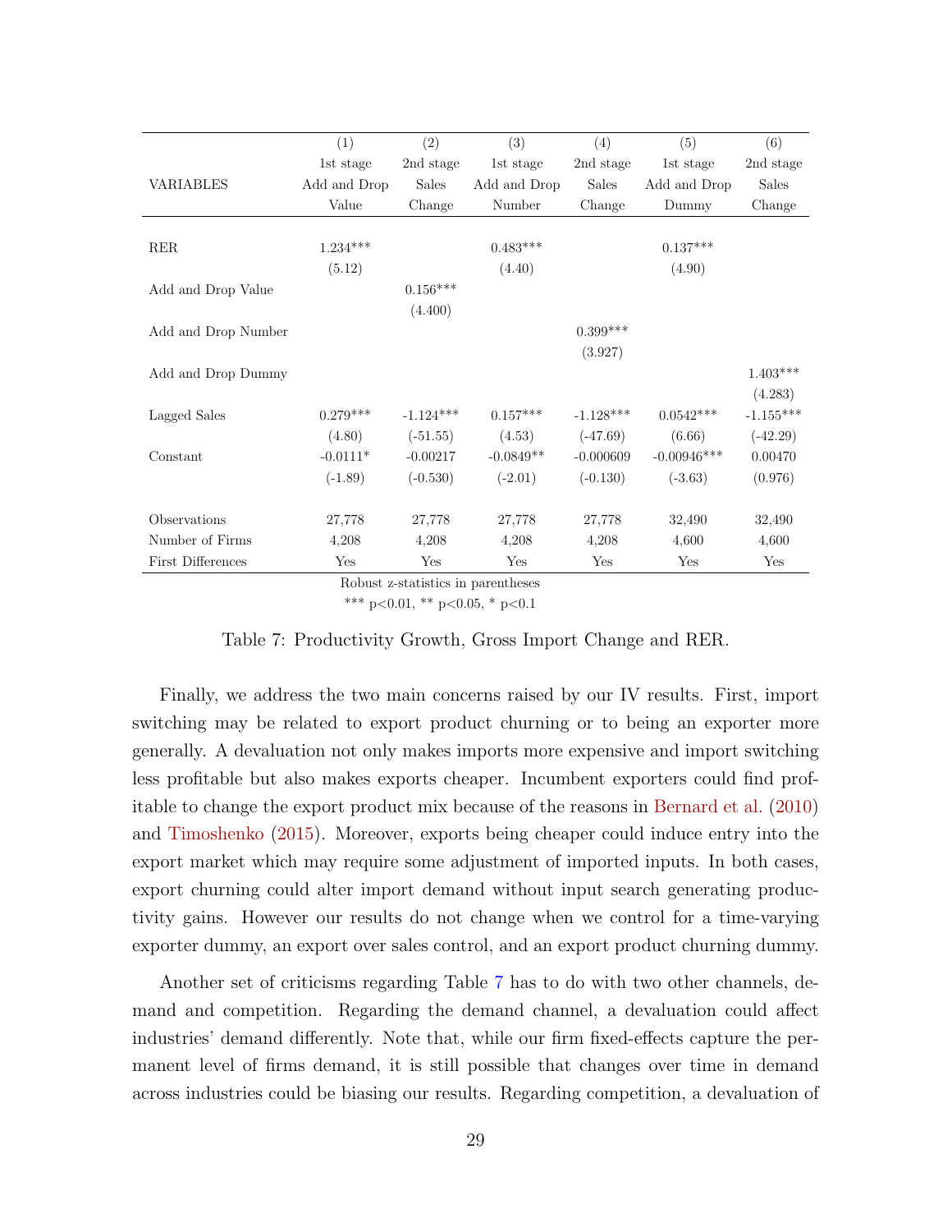| VARIABLES | (1)<br>1st stage<br>Add and Drop<br>Value | (2)<br>2nd stage<br>Sales<br>Change | (3)<br>1st stage<br>Add and Drop<br>Number | (4)<br>2nd stage<br>Sales<br>Change | (5)<br>1st stage<br>Add and Drop<br>Dummy | (6)<br>2nd stage<br>Sales<br>Change |
|---|---|---|---|---|---|---|
| RER | 1.234*** | | 0.483*** | | 0.137*** | |
| | (5.12) | | (4.40) | | (4.90) | |
| Add and Drop Value | | 0.156*** | | | | |
| | | (4.400) | | | | |
| Add and Drop Number | | | | 0.399*** | | |
| | | | | (3.927) | | |
| Add and Drop Dummy | | | | | | 1.403*** |
| | | | | | | (4.283) |
| Lagged Sales | 0.279*** | -1.124*** | 0.157*** | -1.128*** | 0.0542*** | -1.155*** |
| | (4.80) | (-51.55) | (4.53) | (-47.69) | (6.66) | (-42.29) |
| Constant | -0.0111* | -0.00217 | -0.0849** | -0.000609 | -0.00946*** | 0.00470 |
| | (-1.89) | (-0.530) | (-2.01) | (-0.130) | (-3.63) | (0.976) |
| Observations | 27,778 | 27,778 | 27,778 | 27,778 | 32,490 | 32,490 |
| Number of Firms | 4,208 | 4,208 | 4,208 | 4,208 | 4,600 | 4,600 |
| First Differences | Yes | Yes | Yes | Yes | Yes | Yes |

Robust z-statistics in parentheses

*** p<0.01, ** p<0.05, * p<0.1

Table 7: Productivity Growth, Gross Import Change and RER.

Finally, we address the two main concerns raised by our IV results. First, import switching may be related to export product churning or to being an exporter more generally. A devaluation not only makes imports more expensive and import switching less profitable but also makes exports cheaper. Incumbent exporters could find profitable to change the export product mix because of the reasons in Bernard et al. (2010) and Timoshenko (2015). Moreover, exports being cheaper could induce entry into the export market which may require some adjustment of imported inputs. In both cases, export churning could alter import demand without input search generating productivity gains. However our results do not change when we control for a time-varying exporter dummy, an export over sales control, and an export product churning dummy.

Another set of criticisms regarding Table 7 has to do with two other channels, demand and competition. Regarding the demand channel, a devaluation could affect industries' demand differently. Note that, while our firm fixed-effects capture the permanent level of firms demand, it is still possible that changes over time in demand across industries could be biasing our results. Regarding competition, a devaluation of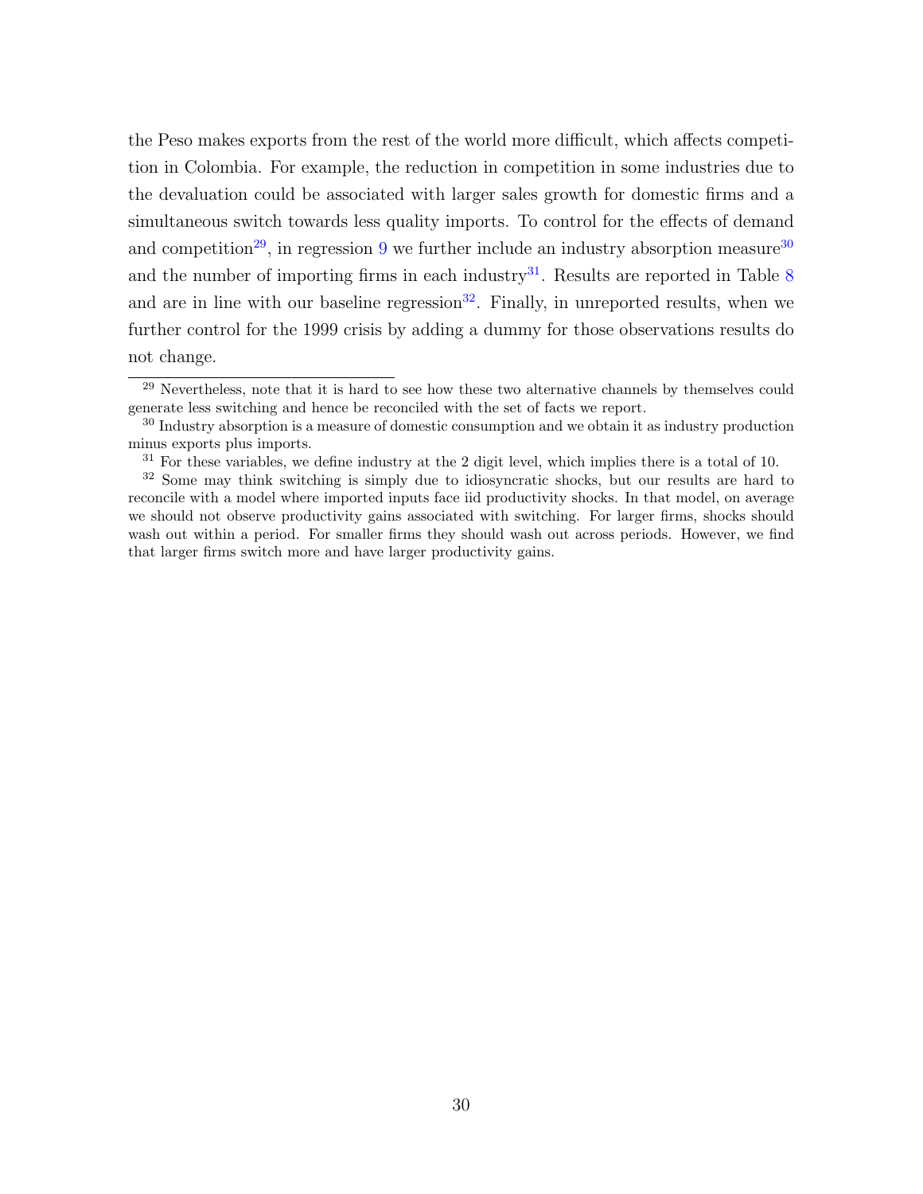the Peso makes exports from the rest of the world more difficult, which affects competition in Colombia. For example, the reduction in competition in some industries due to the devaluation could be associated with larger sales growth for domestic firms and a simultaneous switch towards less quality imports. To control for the effects of demand and competition[29], in regression 9 we further include an industry absorption measure[30] and the number of importing firms in each industry[31]. Results are reported in Table 8 and are in line with our baseline regression[32]. Finally, in unreported results, when we further control for the 1999 crisis by adding a dummy for those observations results do not change.

---

[29] Nevertheless, note that it is hard to see how these two alternative channels by themselves could generate less switching and hence be reconciled with the set of facts we report.

[30] Industry absorption is a measure of domestic consumption and we obtain it as industry production minus exports plus imports.

[31] For these variables, we define industry at the 2 digit level, which implies there is a total of 10.

[32] Some may think switching is simply due to idiosyncratic shocks, but our results are hard to reconcile with a model where imported inputs face iid productivity shocks. In that model, on average we should not observe productivity gains associated with switching. For larger firms, shocks should wash out within a period. For smaller firms they should wash out across periods. However, we find that larger firms switch more and have larger productivity gains.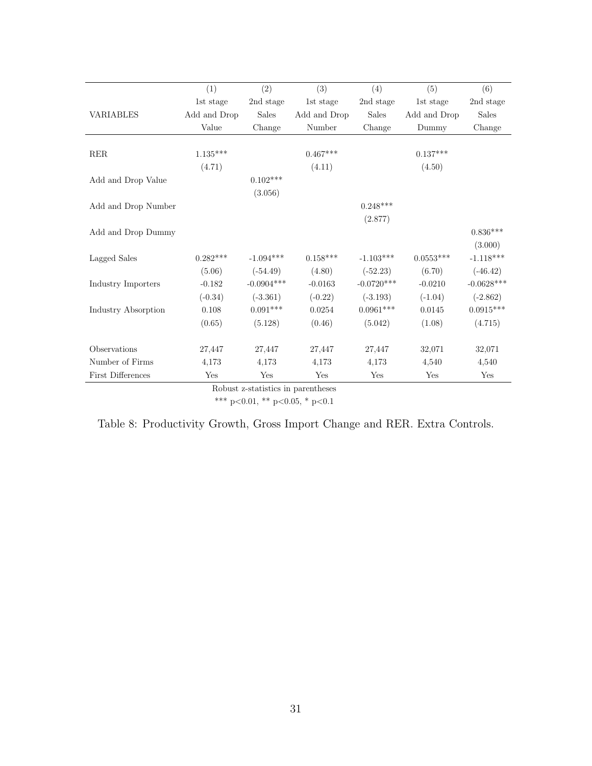| VARIABLES | (1) 1st stage Add and Drop Value | (2) 2nd stage Sales Change | (3) 1st stage Add and Drop Number | (4) 2nd stage Sales Change | (5) 1st stage Add and Drop Dummy | (6) 2nd stage Sales Change |
|---|---|---|---|---|---|---|
| RER | 1.135*** | | 0.467*** | | 0.137*** | |
| | (4.71) | | (4.11) | | (4.50) | |
| Add and Drop Value | | 0.102*** | | | | |
| | | (3.056) | | | | |
| Add and Drop Number | | | | 0.248*** | | |
| | | | | (2.877) | | |
| Add and Drop Dummy | | | | | | 0.836*** |
| | | | | | | (3.000) |
| Lagged Sales | 0.282*** | -1.094*** | 0.158*** | -1.103*** | 0.0553*** | -1.118*** |
| | (5.06) | (-54.49) | (4.80) | (-52.23) | (6.70) | (-46.42) |
| Industry Importers | -0.182 | -0.0904*** | -0.0163 | -0.0720*** | -0.0210 | -0.0628*** |
| | (-0.34) | (-3.361) | (-0.22) | (-3.193) | (-1.04) | (-2.862) |
| Industry Absorption | 0.108 | 0.091*** | 0.0254 | 0.0961*** | 0.0145 | 0.0915*** |
| | (0.65) | (5.128) | (0.46) | (5.042) | (1.08) | (4.715) |
| Observations | 27,447 | 27,447 | 27,447 | 27,447 | 32,071 | 32,071 |
| Number of Firms | 4,173 | 4,173 | 4,173 | 4,173 | 4,540 | 4,540 |
| First Differences | Yes | Yes | Yes | Yes | Yes | Yes |

Robust z-statistics in parentheses

*** p<0.01, ** p<0.05, * p<0.1

Table 8: Productivity Growth, Gross Import Change and RER. Extra Controls.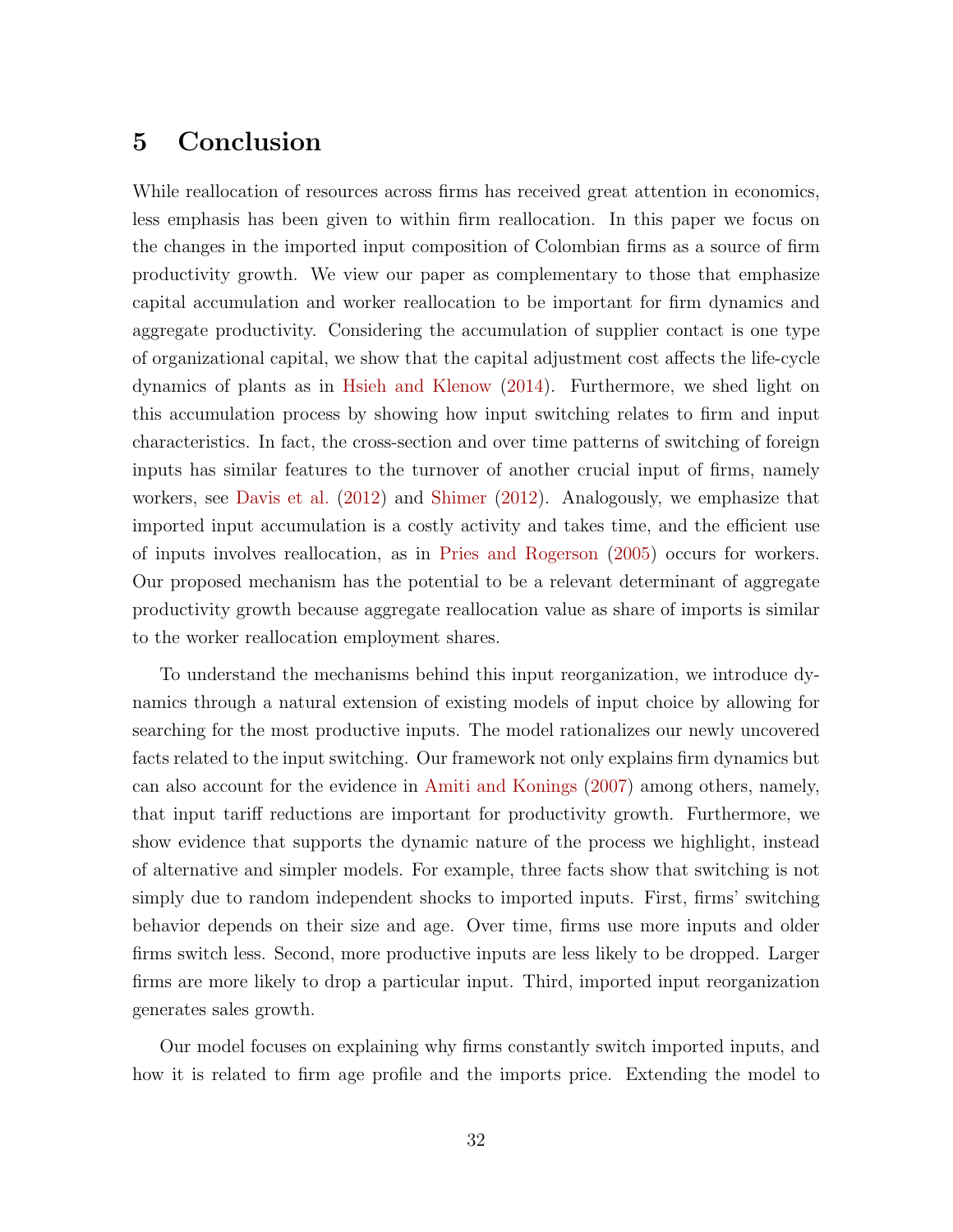# 5 Conclusion

While reallocation of resources across firms has received great attention in economics, less emphasis has been given to within firm reallocation. In this paper we focus on the changes in the imported input composition of Colombian firms as a source of firm productivity growth. We view our paper as complementary to those that emphasize capital accumulation and worker reallocation to be important for firm dynamics and aggregate productivity. Considering the accumulation of supplier contact is one type of organizational capital, we show that the capital adjustment cost affects the life-cycle dynamics of plants as in Hsieh and Klenow (2014). Furthermore, we shed light on this accumulation process by showing how input switching relates to firm and input characteristics. In fact, the cross-section and over time patterns of switching of foreign inputs has similar features to the turnover of another crucial input of firms, namely workers, see Davis et al. (2012) and Shimer (2012). Analogously, we emphasize that imported input accumulation is a costly activity and takes time, and the efficient use of inputs involves reallocation, as in Pries and Rogerson (2005) occurs for workers. Our proposed mechanism has the potential to be a relevant determinant of aggregate productivity growth because aggregate reallocation value as share of imports is similar to the worker reallocation employment shares.

To understand the mechanisms behind this input reorganization, we introduce dynamics through a natural extension of existing models of input choice by allowing for searching for the most productive inputs. The model rationalizes our newly uncovered facts related to the input switching. Our framework not only explains firm dynamics but can also account for the evidence in Amiti and Konings (2007) among others, namely, that input tariff reductions are important for productivity growth. Furthermore, we show evidence that supports the dynamic nature of the process we highlight, instead of alternative and simpler models. For example, three facts show that switching is not simply due to random independent shocks to imported inputs. First, firms' switching behavior depends on their size and age. Over time, firms use more inputs and older firms switch less. Second, more productive inputs are less likely to be dropped. Larger firms are more likely to drop a particular input. Third, imported input reorganization generates sales growth.

Our model focuses on explaining why firms constantly switch imported inputs, and how it is related to firm age profile and the imports price. Extending the model to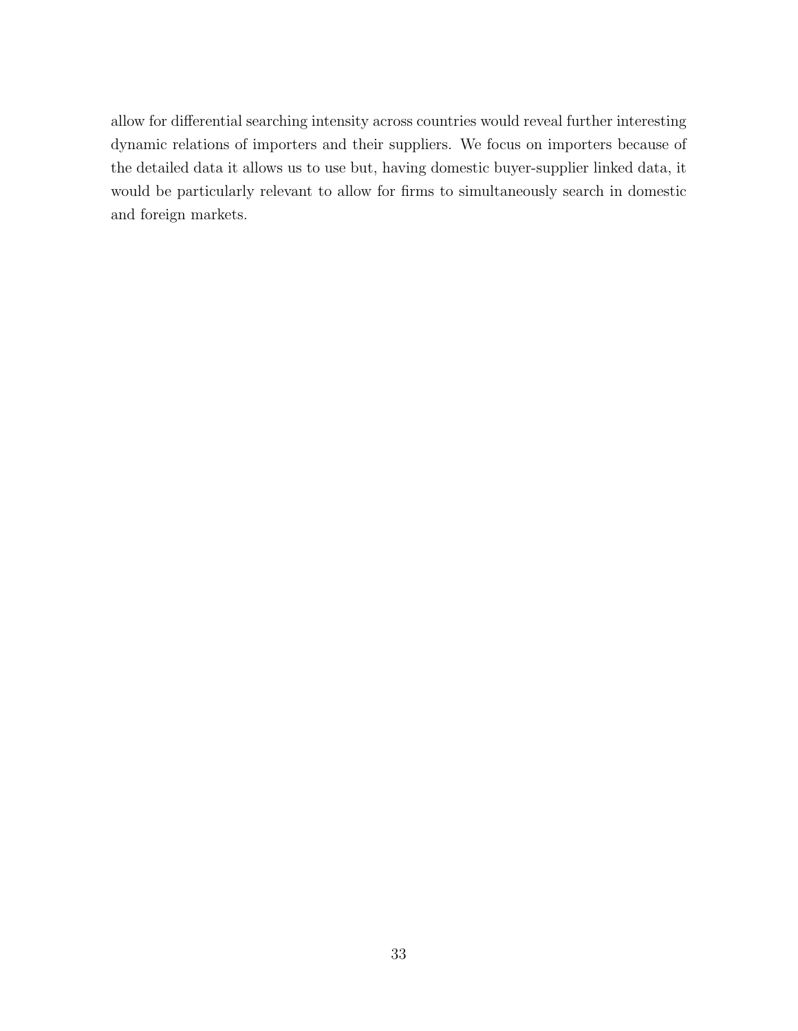allow for differential searching intensity across countries would reveal further interesting dynamic relations of importers and their suppliers. We focus on importers because of the detailed data it allows us to use but, having domestic buyer-supplier linked data, it would be particularly relevant to allow for firms to simultaneously search in domestic and foreign markets.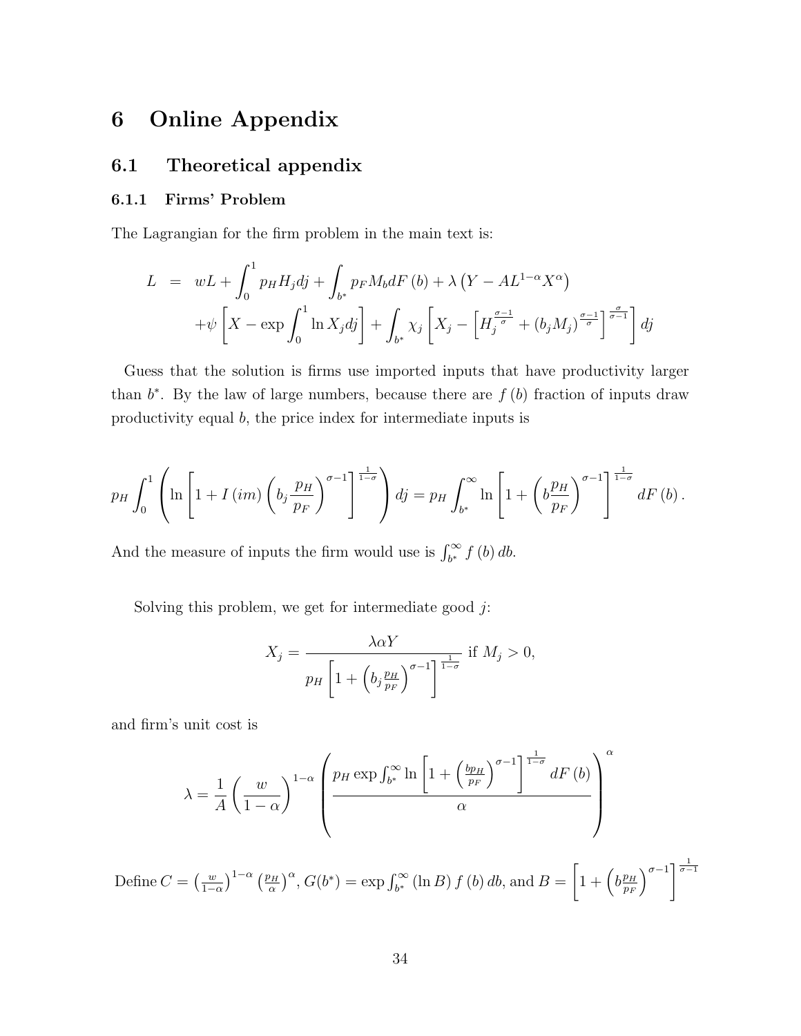# 6 Online Appendix

## 6.1 Theoretical appendix

### 6.1.1 Firms' Problem

The Lagrangian for the firm problem in the main text is:

$$
\begin{aligned}
L &= wL + \int_0^1 p_H H_j dj + \int_{b^*} p_F M_b dF(b) + \lambda \left( Y - A L^{1-\alpha} X^{\alpha} \right) \\
&\quad + \psi \left[ X - \exp \int_0^1 \ln X_j dj \right] + \int_{b^*} \chi_j \left[ X_j - \left[ H_j^{\frac{\sigma-1}{\sigma}} + (b_j M_j)^{\frac{\sigma-1}{\sigma}} \right]^{\frac{\sigma}{\sigma-1}} \right] dj
\end{aligned}
$$

Guess that the solution is firms use imported inputs that have productivity larger than $b^*$. By the law of large numbers, because there are $f(b)$ fraction of inputs draw productivity equal $b$, the price index for intermediate inputs is

$$
p_H \int_0^1 \left( \ln \left[ 1 + I(im) \left( b_j \frac{p_H}{p_F} \right)^{\sigma-1} \right]^{\frac{1}{1-\sigma}} \right) dj = p_H \int_{b^*}^{\infty} \ln \left[ 1 + \left( b \frac{p_H}{p_F} \right)^{\sigma-1} \right]^{\frac{1}{1-\sigma}} dF(b).
$$

And the measure of inputs the firm would use is $\int_{b^*}^{\infty} f(b)\, db$.

Solving this problem, we get for intermediate good $j$:

$$
X_j = \frac{\lambda \alpha Y}{p_H \left[ 1 + \left( b_j \frac{p_H}{p_F} \right)^{\sigma-1} \right]^{\frac{1}{1-\sigma}}} \text{ if } M_j > 0,
$$

and firm's unit cost is

$$
\lambda = \frac{1}{A} \left( \frac{w}{1-\alpha} \right)^{1-\alpha} \left( \frac{p_H \exp \int_{b^*}^{\infty} \ln \left[ 1 + \left( \frac{b p_H}{p_F} \right)^{\sigma-1} \right]^{\frac{1}{1-\sigma}} dF(b)}{\alpha} \right)^{\alpha}
$$

Define $C = \left( \frac{w}{1-\alpha} \right)^{1-\alpha} \left( \frac{p_H}{\alpha} \right)^{\alpha}$, $G(b^*) = \exp \int_{b^*}^{\infty} (\ln B) f(b)\, db$, and $B = \left[ 1 + \left( b \frac{p_H}{p_F} \right)^{\sigma-1} \right]^{\frac{1}{\sigma-1}}$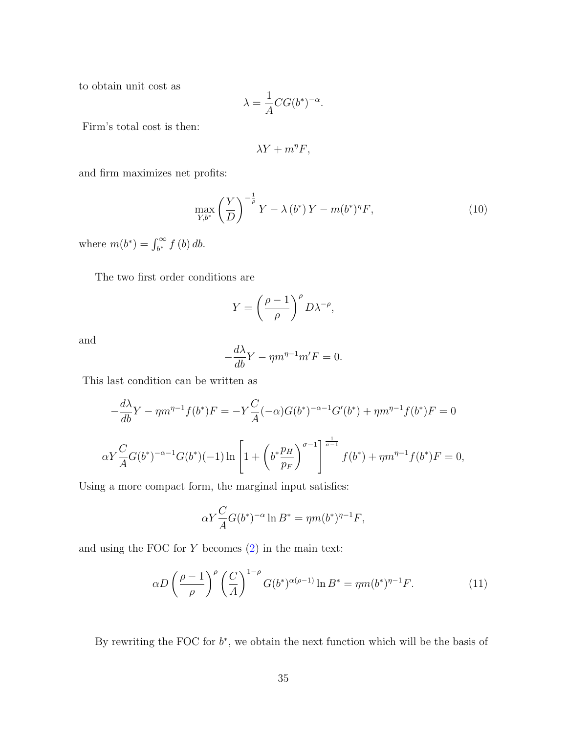to obtain unit cost as

$$\lambda = \frac{1}{A} C G(b^*)^{-\alpha}.$$

Firm's total cost is then:

$$\lambda Y + m^{\eta} F,$$

and firm maximizes net profits:

$$\max_{Y, b^*} \left(\frac{Y}{D}\right)^{-\frac{1}{\rho}} Y - \lambda\left(b^*\right) Y - m(b^*)^{\eta} F, \tag{10}$$

where $m(b^*) = \int_{b^*}^{\infty} f(b)\, db$.

The two first order conditions are

$$Y = \left(\frac{\rho - 1}{\rho}\right)^{\rho} D \lambda^{-\rho},$$

and

$$-\frac{d\lambda}{db} Y - \eta m^{\eta-1} m' F = 0.$$

This last condition can be written as

$$-\frac{d\lambda}{db} Y - \eta m^{\eta-1} f(b^*) F = -Y \frac{C}{A} (-\alpha) G(b^*)^{-\alpha-1} G'(b^*) + \eta m^{\eta-1} f(b^*) F = 0$$

$$\alpha Y \frac{C}{A} G(b^*)^{-\alpha-1} G(b^*) (-1) \ln \left[1 + \left(b^* \frac{p_H}{p_F}\right)^{\sigma-1}\right]^{\frac{1}{\sigma-1}} f(b^*) + \eta m^{\eta-1} f(b^*) F = 0,$$

Using a more compact form, the marginal input satisfies:

$$\alpha Y \frac{C}{A} G(b^*)^{-\alpha} \ln B^* = \eta m(b^*)^{\eta-1} F,$$

and using the FOC for $Y$ becomes (2) in the main text:

$$\alpha D \left(\frac{\rho - 1}{\rho}\right)^{\rho} \left(\frac{C}{A}\right)^{1-\rho} G(b^*)^{\alpha(\rho-1)} \ln B^* = \eta m(b^*)^{\eta-1} F. \tag{11}$$

By rewriting the FOC for $b^*$, we obtain the next function which will be the basis of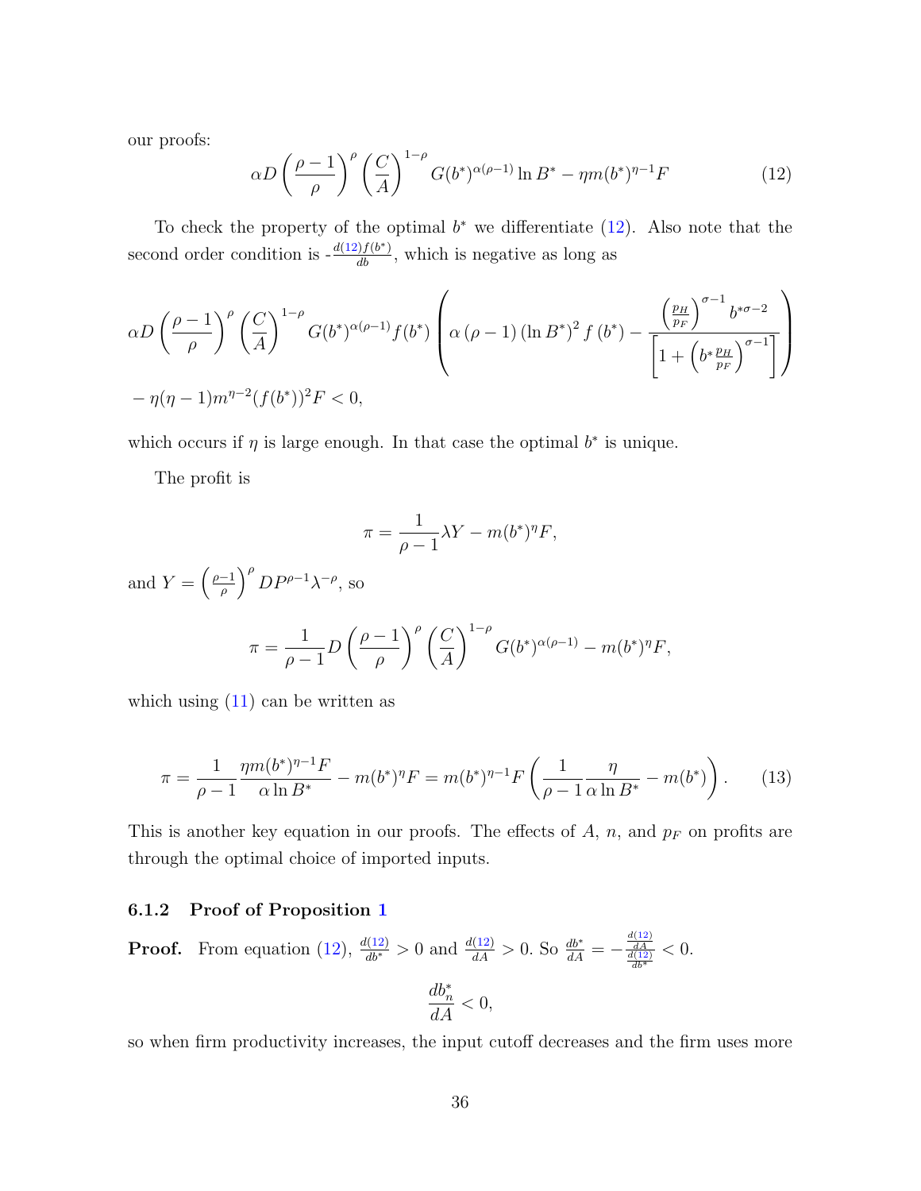our proofs:

$$\alpha D\left(\frac{\rho-1}{\rho}\right)^{\rho}\left(\frac{C}{A}\right)^{1-\rho}G(b^{*})^{\alpha(\rho-1)}\ln B^{*}-\eta m(b^{*})^{\eta-1}F \tag{12}$$

To check the property of the optimal $b^*$ we differentiate (12). Also note that the second order condition is -$\frac{d(12)f(b^*)}{db}$, which is negative as long as

$$\alpha D\left(\frac{\rho-1}{\rho}\right)^{\rho}\left(\frac{C}{A}\right)^{1-\rho}G(b^{*})^{\alpha(\rho-1)}f(b^{*})\left(\alpha\left(\rho-1\right)\left(\ln B^{*}\right)^{2}f\left(b^{*}\right)-\frac{\left(\frac{p_H}{p_F}\right)^{\sigma-1}b^{*\sigma-2}}{\left[1+\left(b^{*}\frac{p_H}{p_F}\right)^{\sigma-1}\right]}\right)$$

$$-\eta(\eta-1)m^{\eta-2}(f(b^{*}))^{2}F<0,$$

which occurs if $\eta$ is large enough. In that case the optimal $b^*$ is unique.

The profit is

$$\pi=\frac{1}{\rho-1}\lambda Y-m(b^{*})^{\eta}F,$$

and $Y=\left(\frac{\rho-1}{\rho}\right)^{\rho}DP^{\rho-1}\lambda^{-\rho}$, so

$$\pi=\frac{1}{\rho-1}D\left(\frac{\rho-1}{\rho}\right)^{\rho}\left(\frac{C}{A}\right)^{1-\rho}G(b^{*})^{\alpha(\rho-1)}-m(b^{*})^{\eta}F,$$

which using (11) can be written as

$$\pi=\frac{1}{\rho-1}\frac{\eta m(b^{*})^{\eta-1}F}{\alpha\ln B^{*}}-m(b^{*})^{\eta}F=m(b^{*})^{\eta-1}F\left(\frac{1}{\rho-1}\frac{\eta}{\alpha\ln B^{*}}-m(b^{*})\right). \tag{13}$$

This is another key equation in our proofs. The effects of $A$, $n$, and $p_F$ on profits are through the optimal choice of imported inputs.

### 6.1.2 Proof of Proposition 1

**Proof.** From equation (12), $\frac{d(12)}{db^*}>0$ and $\frac{d(12)}{dA}>0$. So $\frac{db^*}{dA}=-\frac{\frac{d(12)}{dA}}{\frac{d(12)}{db^*}}<0$.

$$\frac{db_n^*}{dA}<0,$$

so when firm productivity increases, the input cutoff decreases and the firm uses more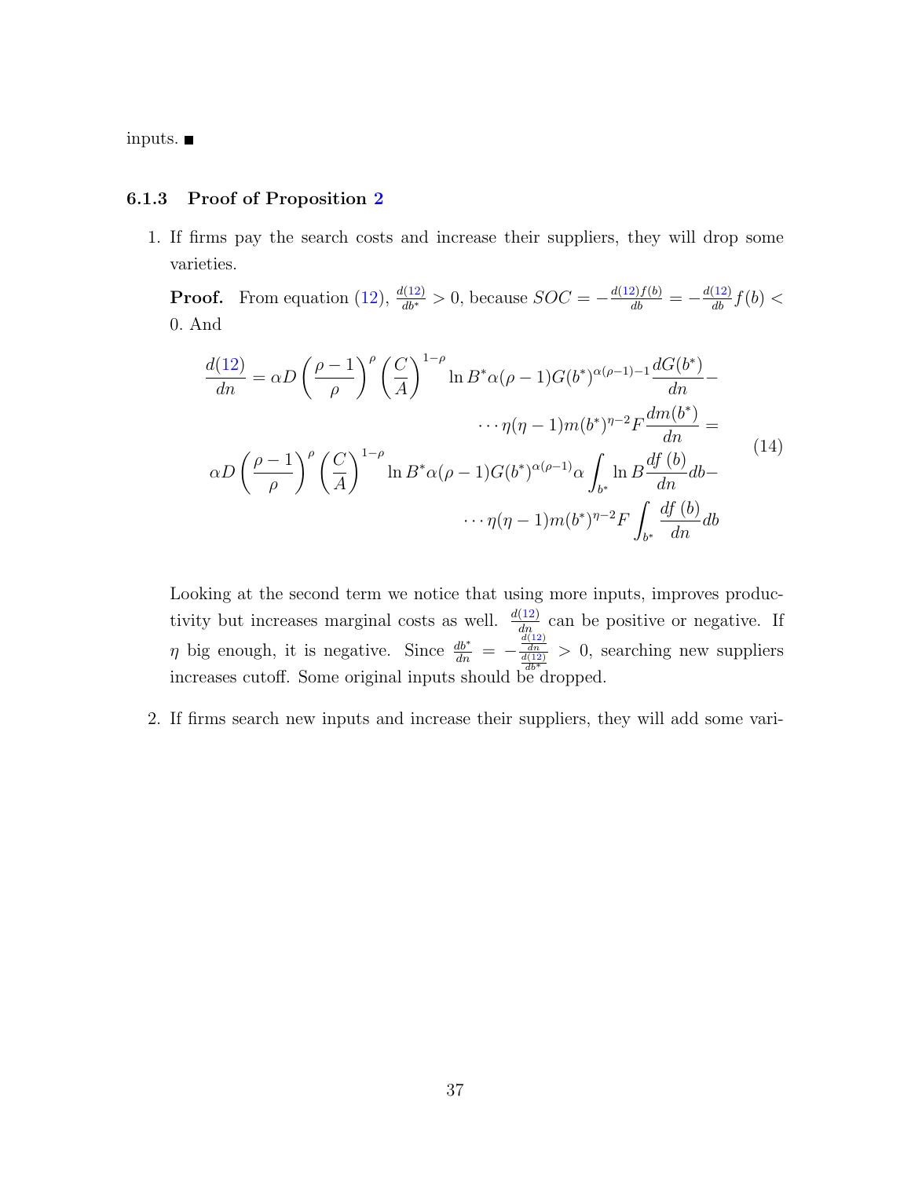inputs. ■

### 6.1.3 Proof of Proposition 2

1. If firms pay the search costs and increase their suppliers, they will drop some varieties.

   **Proof.** From equation (12), $\frac{d(12)}{db^*} > 0$, because $SOC = -\frac{d(12)f(b)}{db} = -\frac{d(12)}{db}f(b) < 0$. And

$$
\begin{aligned}
\frac{d(12)}{dn} = \alpha D\left(\frac{\rho-1}{\rho}\right)^{\rho}\left(\frac{C}{A}\right)^{1-\rho} \ln B^{*}\alpha(\rho-1)G(b^{*})^{\alpha(\rho-1)-1}\frac{dG(b^{*})}{dn} - \\
\cdots \eta(\eta-1)m(b^{*})^{\eta-2}F\frac{dm(b^{*})}{dn} = \\
\alpha D\left(\frac{\rho-1}{\rho}\right)^{\rho}\left(\frac{C}{A}\right)^{1-\rho} \ln B^{*}\alpha(\rho-1)G(b^{*})^{\alpha(\rho-1)}\alpha\int_{b^{*}}\ln B\frac{df\left(b\right)}{dn}db - \\
\cdots \eta(\eta-1)m(b^{*})^{\eta-2}F\int_{b^{*}}\frac{df\left(b\right)}{dn}db
\end{aligned}
\tag{14}
$$

   Looking at the second term we notice that using more inputs, improves productivity but increases marginal costs as well. $\frac{d(12)}{dn}$ can be positive or negative. If $\eta$ big enough, it is negative. Since $\frac{db^*}{dn} = -\frac{\frac{d(12)}{dn}}{\frac{d(12)}{db^*}} > 0$, searching new suppliers increases cutoff. Some original inputs should be dropped.

2. If firms search new inputs and increase their suppliers, they will add some vari-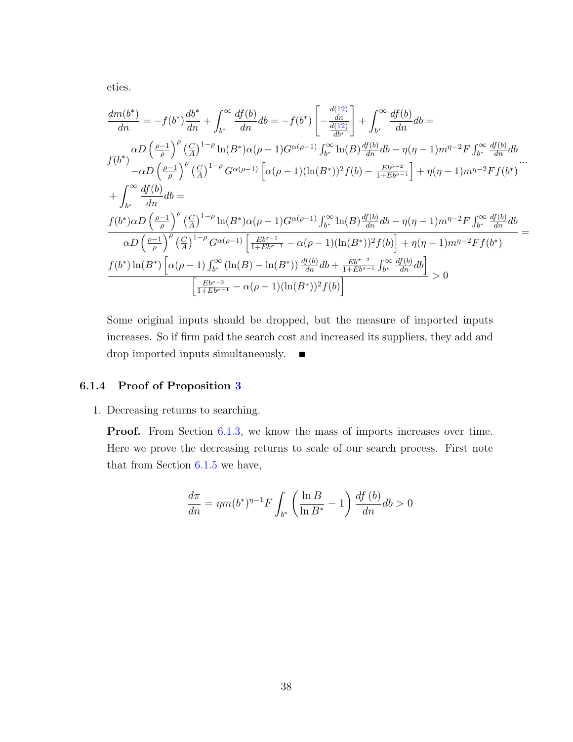eties.

$$
\frac{dm(b^*)}{dn} = -f(b^*)\frac{db^*}{dn} + \int_{b^*}^{\infty} \frac{df(b)}{dn}db = -f(b^*)\left[-\frac{\frac{d(12)}{dn}}{\frac{d(12)}{db^*}}\right] + \int_{b^*}^{\infty} \frac{df(b)}{dn}db =
$$

$$
f(b^*)\frac{\alpha D\left(\frac{\rho-1}{\rho}\right)^{\rho}\left(\frac{C}{A}\right)^{1-\rho}\ln(B^*)\alpha(\rho-1)G^{\alpha(\rho-1)}\int_{b^*}^{\infty}\ln(B)\frac{df(b)}{dn}db - \eta(\eta-1)m^{\eta-2}F\int_{b^*}^{\infty}\frac{df(b)}{dn}db}{-\alpha D\left(\frac{\rho-1}{\rho}\right)^{\rho}\left(\frac{C}{A}\right)^{1-\rho}G^{\alpha(\rho-1)}\left[\alpha(\rho-1)(\ln(B^*))^2 f(b) - \frac{Eb^{\sigma-2}}{1+Eb^{\sigma-1}}\right] + \eta(\eta-1)m^{\eta-2}Ff(b^*)}\cdots
$$

$$
+\int_{b^*}^{\infty} \frac{df(b)}{dn}db =
$$

$$
\frac{f(b^*)\alpha D\left(\frac{\rho-1}{\rho}\right)^{\rho}\left(\frac{C}{A}\right)^{1-\rho}\ln(B^*)\alpha(\rho-1)G^{\alpha(\rho-1)}\int_{b^*}^{\infty}\ln(B)\frac{df(b)}{dn}db - \eta(\eta-1)m^{\eta-2}F\int_{b^*}^{\infty}\frac{df(b)}{dn}db}{\alpha D\left(\frac{\rho-1}{\rho}\right)^{\rho}\left(\frac{C}{A}\right)^{1-\rho}G^{\alpha(\rho-1)}\left[\frac{Eb^{\sigma-2}}{1+Eb^{\sigma-1}} - \alpha(\rho-1)(\ln(B^*))^2 f(b)\right] + \eta(\eta-1)m^{\eta-2}Ff(b^*)} =
$$

$$
\frac{f(b^*)\ln(B^*)\left[\alpha(\rho-1)\int_{b^*}^{\infty}\left(\ln(B)-\ln(B^*)\right)\frac{df(b)}{dn}db + \frac{Eb^{\sigma-2}}{1+Eb^{\sigma-1}}\int_{b^*}^{\infty}\frac{df(b)}{dn}db\right]}{\left[\frac{Eb^{\sigma-2}}{1+Eb^{\sigma-1}} - \alpha(\rho-1)(\ln(B^*))^2 f(b)\right]} > 0
$$

Some original inputs should be dropped, but the measure of imported inputs increases. So if firm paid the search cost and increased its suppliers, they add and drop imported inputs simultaneously. ■

### 6.1.4 Proof of Proposition 3

1. Decreasing returns to searching.

   **Proof.** From Section 6.1.3, we know the mass of imports increases over time. Here we prove the decreasing returns to scale of our search process. First note that from Section 6.1.5 we have,

$$
\frac{d\pi}{dn} = \eta m(b^*)^{\eta-1}F\int_{b^*}\left(\frac{\ln B}{\ln B^*} - 1\right)\frac{df\left(b\right)}{dn}db > 0
$$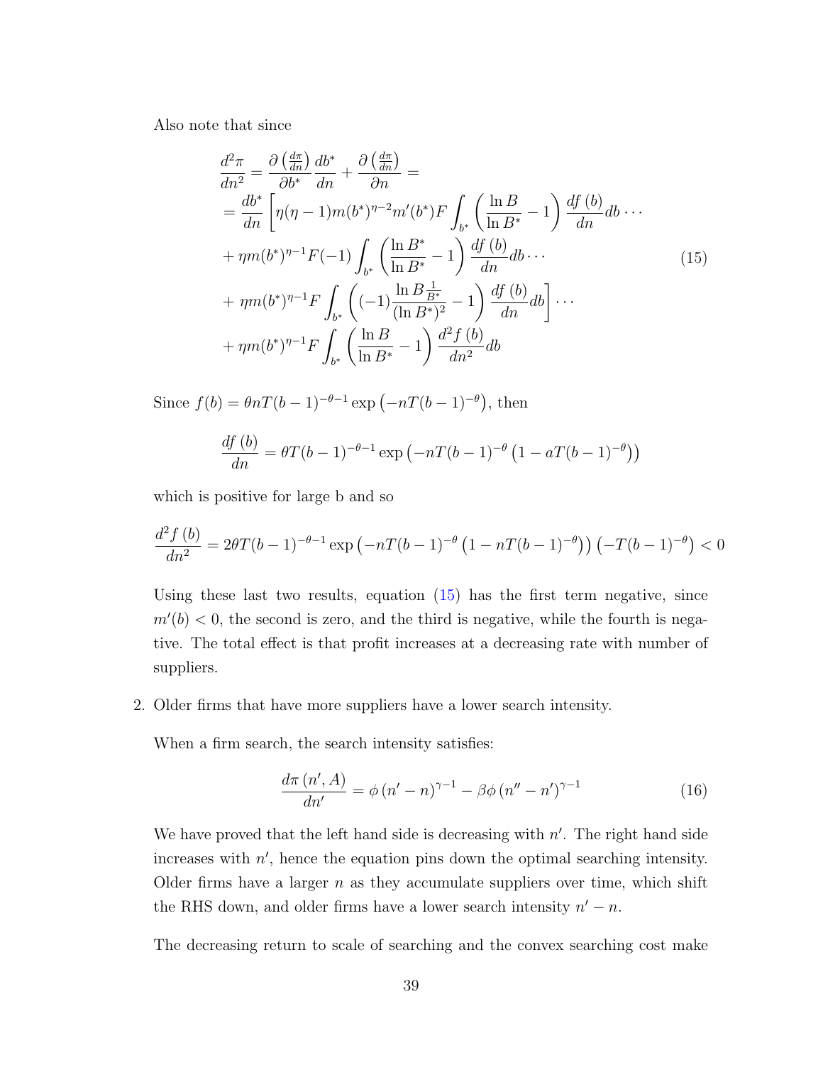Also note that since

$$
\begin{aligned}
\frac{d^2\pi}{dn^2} &= \frac{\partial\left(\frac{d\pi}{dn}\right)}{\partial b^*}\frac{db^*}{dn} + \frac{\partial\left(\frac{d\pi}{dn}\right)}{\partial n} = \\
&= \frac{db^*}{dn}\left[\eta(\eta-1)m(b^*)^{\eta-2}m'(b^*)F\int_{b^*}\left(\frac{\ln B}{\ln B^*}-1\right)\frac{df\left(b\right)}{dn}db\cdots\right. \\
&+ \eta m(b^*)^{\eta-1}F(-1)\int_{b^*}\left(\frac{\ln B^*}{\ln B^*}-1\right)\frac{df\left(b\right)}{dn}db\cdots \\
&+ \left.\eta m(b^*)^{\eta-1}F\int_{b^*}\left((-1)\frac{\ln B\frac{1}{B^*}}{(\ln B^*)^2}-1\right)\frac{df\left(b\right)}{dn}db\right]\cdots \\
&+ \eta m(b^*)^{\eta-1}F\int_{b^*}\left(\frac{\ln B}{\ln B^*}-1\right)\frac{d^2f\left(b\right)}{dn^2}db
\end{aligned}
\tag{15}
$$

Since $f(b) = \theta nT(b-1)^{-\theta-1}\exp\left(-nT(b-1)^{-\theta}\right)$, then

$$
\frac{df\left(b\right)}{dn} = \theta T(b-1)^{-\theta-1}\exp\left(-nT(b-1)^{-\theta}\left(1-aT(b-1)^{-\theta}\right)\right)
$$

which is positive for large b and so

$$
\frac{d^2f\left(b\right)}{dn^2} = 2\theta T(b-1)^{-\theta-1}\exp\left(-nT(b-1)^{-\theta}\left(1-nT(b-1)^{-\theta}\right)\right)\left(-T(b-1)^{-\theta}\right) < 0
$$

Using these last two results, equation (15) has the first term negative, since $m'(b) < 0$, the second is zero, and the third is negative, while the fourth is negative. The total effect is that profit increases at a decreasing rate with number of suppliers.

2. Older firms that have more suppliers have a lower search intensity.

   When a firm search, the search intensity satisfies:

$$
\frac{d\pi\left(n', A\right)}{dn'} = \phi\left(n'-n\right)^{\gamma-1} - \beta\phi\left(n''-n'\right)^{\gamma-1} \tag{16}
$$

   We have proved that the left hand side is decreasing with $n'$. The right hand side increases with $n'$, hence the equation pins down the optimal searching intensity. Older firms have a larger $n$ as they accumulate suppliers over time, which shift the RHS down, and older firms have a lower search intensity $n'-n$.

   The decreasing return to scale of searching and the convex searching cost make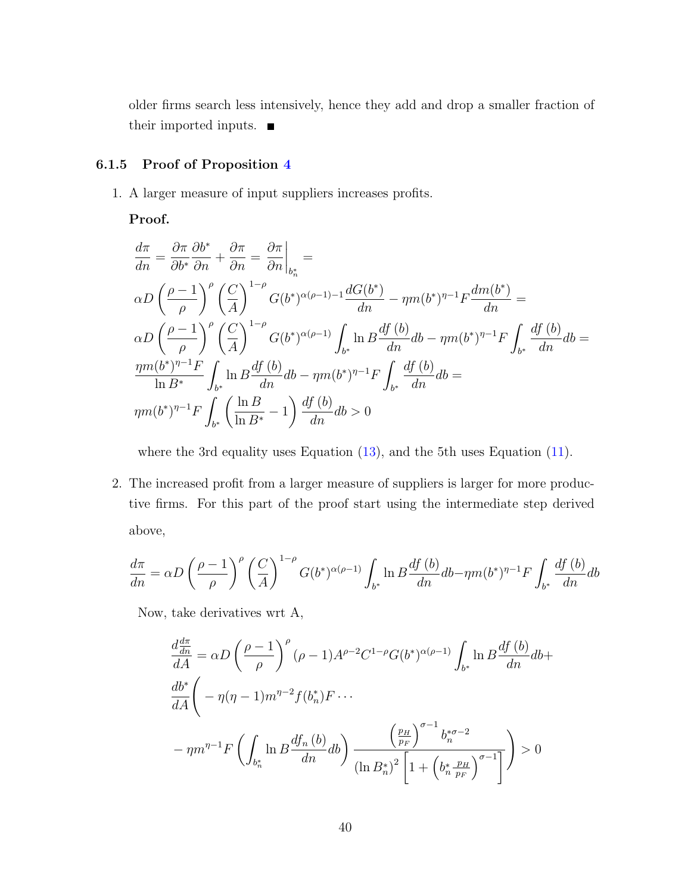older firms search less intensively, hence they add and drop a smaller fraction of their imported inputs. ■

### 6.1.5 Proof of Proposition 4

1. A larger measure of input suppliers increases profits.

   **Proof.**

$$
\begin{aligned}
&\frac{d\pi}{dn} = \frac{\partial \pi}{\partial b^*}\frac{\partial b^*}{\partial n} + \frac{\partial \pi}{\partial n} = \left.\frac{\partial \pi}{\partial n}\right|_{b_n^*} = \\
&\alpha D \left(\frac{\rho-1}{\rho}\right)^{\rho}\left(\frac{C}{A}\right)^{1-\rho} G(b^*)^{\alpha(\rho-1)-1}\frac{dG(b^*)}{dn} - \eta m(b^*)^{\eta-1}F\frac{dm(b^*)}{dn} = \\
&\alpha D \left(\frac{\rho-1}{\rho}\right)^{\rho}\left(\frac{C}{A}\right)^{1-\rho} G(b^*)^{\alpha(\rho-1)}\int_{b^*}\ln B\frac{df(b)}{dn}db - \eta m(b^*)^{\eta-1}F\int_{b^*}\frac{df(b)}{dn}db = \\
&\frac{\eta m(b^*)^{\eta-1}F}{\ln B^*}\int_{b^*}\ln B\frac{df(b)}{dn}db - \eta m(b^*)^{\eta-1}F\int_{b^*}\frac{df(b)}{dn}db = \\
&\eta m(b^*)^{\eta-1}F\int_{b^*}\left(\frac{\ln B}{\ln B^*}-1\right)\frac{df(b)}{dn}db > 0
\end{aligned}
$$

   where the 3rd equality uses Equation (13), and the 5th uses Equation (11).

2. The increased profit from a larger measure of suppliers is larger for more productive firms. For this part of the proof start using the intermediate step derived above,

$$
\frac{d\pi}{dn} = \alpha D \left(\frac{\rho-1}{\rho}\right)^{\rho}\left(\frac{C}{A}\right)^{1-\rho} G(b^*)^{\alpha(\rho-1)}\int_{b^*}\ln B\frac{df(b)}{dn}db - \eta m(b^*)^{\eta-1}F\int_{b^*}\frac{df(b)}{dn}db
$$

   Now, take derivatives wrt A,

$$
\begin{aligned}
\frac{d\frac{d\pi}{dn}}{dA} = &\ \alpha D\left(\frac{\rho-1}{\rho}\right)^{\rho}(\rho-1)A^{\rho-2}C^{1-\rho}G(b^*)^{\alpha(\rho-1)}\int_{b^*}\ln B\frac{df(b)}{dn}db + \\
&\frac{db^*}{dA}\Bigg( -\eta(\eta-1)m^{\eta-2}f(b_n^*)F\cdots \\
&-\eta m^{\eta-1}F\left(\int_{b_n^*}\ln B\frac{df_n(b)}{dn}db\right)\frac{\left(\frac{p_H}{p_F}\right)^{\sigma-1}b_n^{*\sigma-2}}{(\ln B_n^*)^2\left[1+\left(b_n^*\frac{p_H}{p_F}\right)^{\sigma-1}\right]}\Bigg) > 0
\end{aligned}
$$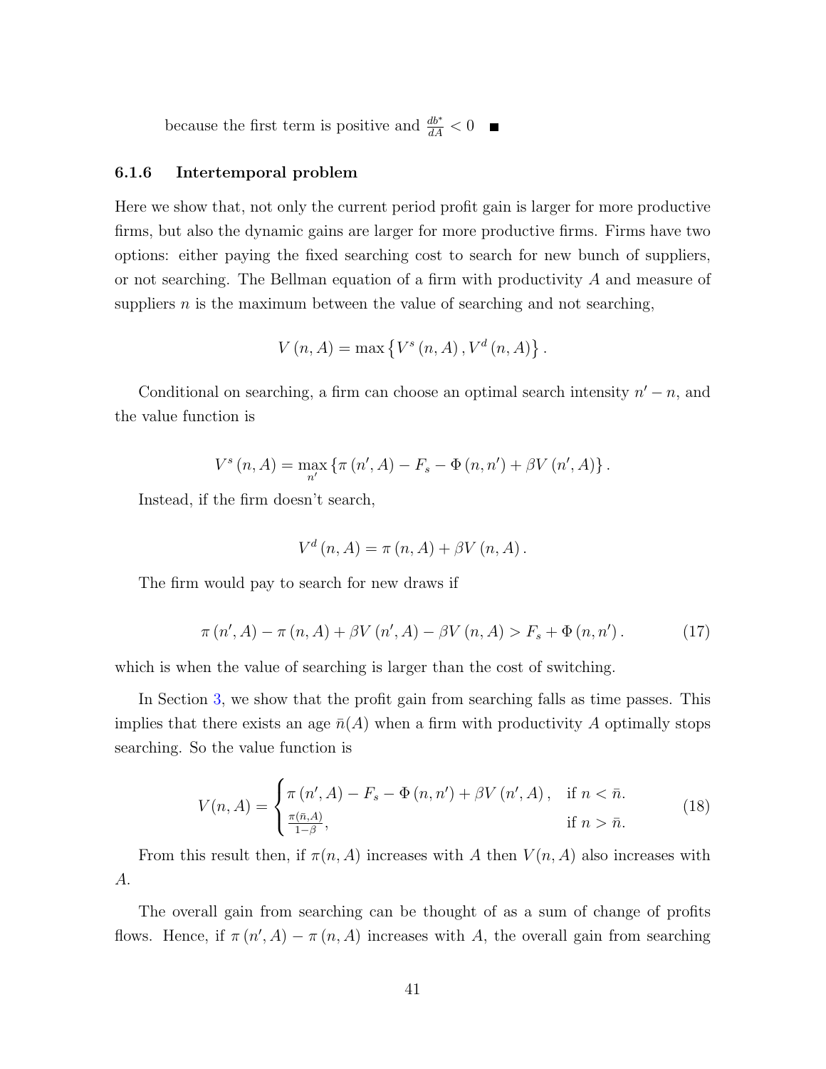because the first term is positive and $\frac{db^*}{dA} < 0$ ■

### 6.1.6 Intertemporal problem

Here we show that, not only the current period profit gain is larger for more productive firms, but also the dynamic gains are larger for more productive firms. Firms have two options: either paying the fixed searching cost to search for new bunch of suppliers, or not searching. The Bellman equation of a firm with productivity $A$ and measure of suppliers $n$ is the maximum between the value of searching and not searching,

$$V(n, A) = \max\left\{V^s(n, A), V^d(n, A)\right\}.$$

Conditional on searching, a firm can choose an optimal search intensity $n' - n$, and the value function is

$$V^s(n, A) = \max_{n'}\left\{\pi(n', A) - F_s - \Phi(n, n') + \beta V(n', A)\right\}.$$

Instead, if the firm doesn't search,

$$V^d(n, A) = \pi(n, A) + \beta V(n, A).$$

The firm would pay to search for new draws if

$$\pi(n', A) - \pi(n, A) + \beta V(n', A) - \beta V(n, A) > F_s + \Phi(n, n'). \tag{17}$$

which is when the value of searching is larger than the cost of switching.

In Section 3, we show that the profit gain from searching falls as time passes. This implies that there exists an age $\bar{n}(A)$ when a firm with productivity $A$ optimally stops searching. So the value function is

$$V(n, A) = \begin{cases} \pi(n', A) - F_s - \Phi(n, n') + \beta V(n', A), & \text{if } n < \bar{n}. \\ \frac{\pi(\bar{n}, A)}{1-\beta}, & \text{if } n > \bar{n}. \end{cases} \tag{18}$$

From this result then, if $\pi(n, A)$ increases with $A$ then $V(n, A)$ also increases with $A$.

The overall gain from searching can be thought of as a sum of change of profits flows. Hence, if $\pi(n', A) - \pi(n, A)$ increases with $A$, the overall gain from searching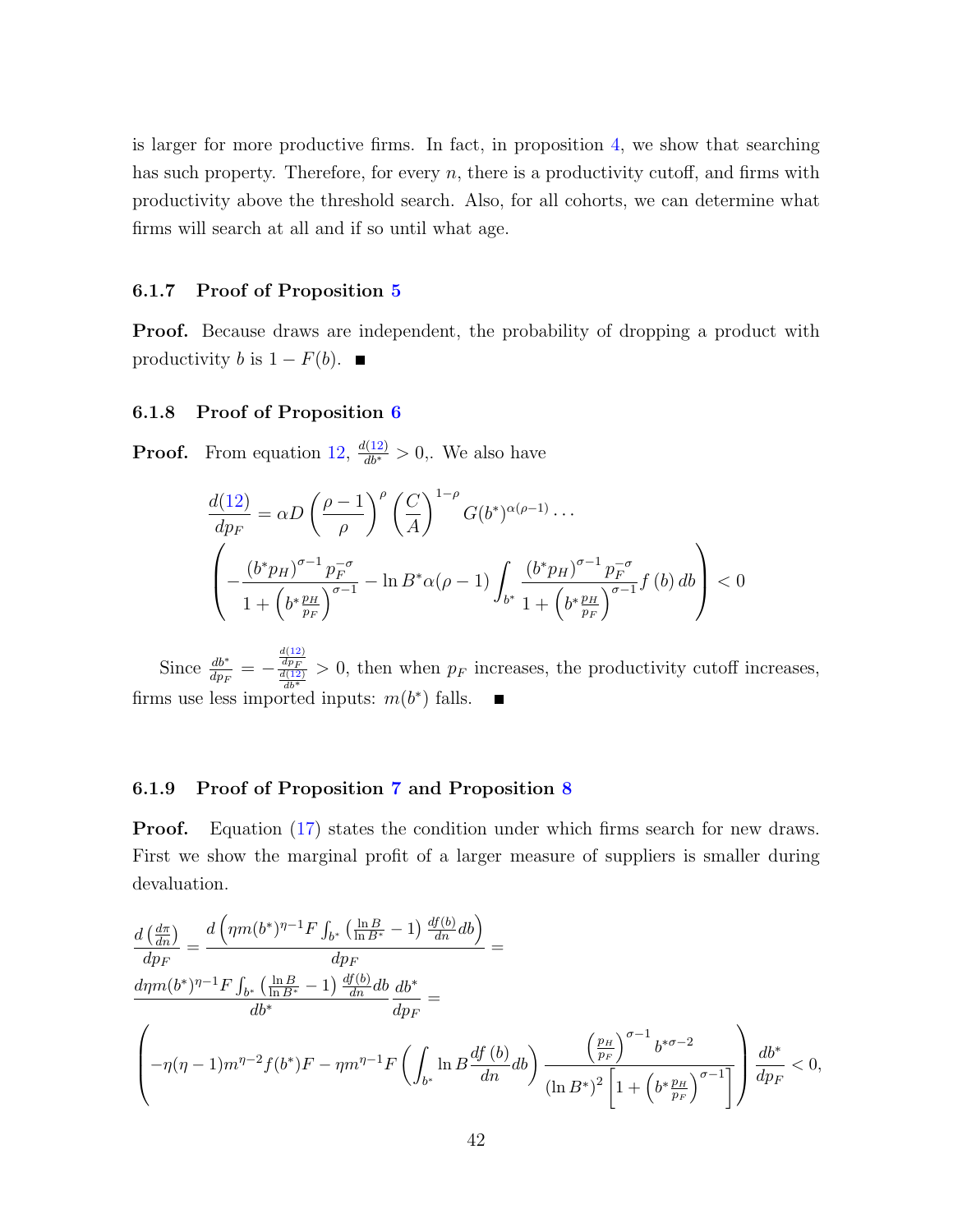is larger for more productive firms. In fact, in proposition 4, we show that searching has such property. Therefore, for every $n$, there is a productivity cutoff, and firms with productivity above the threshold search. Also, for all cohorts, we can determine what firms will search at all and if so until what age.

### 6.1.7 Proof of Proposition 5

**Proof.** Because draws are independent, the probability of dropping a product with productivity $b$ is $1 - F(b)$. ■

### 6.1.8 Proof of Proposition 6

**Proof.** From equation 12, $\frac{d(12)}{db^*} > 0$,. We also have

$$\frac{d(12)}{dp_F} = \alpha D \left(\frac{\rho - 1}{\rho}\right)^{\rho} \left(\frac{C}{A}\right)^{1-\rho} G(b^*)^{\alpha(\rho-1)} \cdots$$
$$\left( -\frac{(b^* p_H)^{\sigma-1} p_F^{-\sigma}}{1 + \left(b^* \frac{p_H}{p_F}\right)^{\sigma-1}} - \ln B^* \alpha(\rho - 1) \int_{b^*} \frac{(b^* p_H)^{\sigma-1} p_F^{-\sigma}}{1 + \left(b^* \frac{p_H}{p_F}\right)^{\sigma-1}} f(b)\, db \right) < 0$$

Since $\frac{db^*}{dp_F} = -\frac{\frac{d(12)}{dp_F}}{\frac{d(12)}{db^*}} > 0$, then when $p_F$ increases, the productivity cutoff increases, firms use less imported inputs: $m(b^*)$ falls. ■

### 6.1.9 Proof of Proposition 7 and Proposition 8

**Proof.** Equation (17) states the condition under which firms search for new draws. First we show the marginal profit of a larger measure of suppliers is smaller during devaluation.

$$\frac{d\left(\frac{d\pi}{dn}\right)}{dp_F} = \frac{d\left(\eta m(b^*)^{\eta-1} F \int_{b^*} \left(\frac{\ln B}{\ln B^*} - 1\right) \frac{df(b)}{dn} db\right)}{dp_F} =$$
$$\frac{d\eta m(b^*)^{\eta-1} F \int_{b^*} \left(\frac{\ln B}{\ln B^*} - 1\right) \frac{df(b)}{dn} db}{db^*} \frac{db^*}{dp_F} =$$
$$\left( -\eta(\eta-1) m^{\eta-2} f(b^*) F - \eta m^{\eta-1} F \left( \int_{b^*} \ln B \frac{df(b)}{dn} db \right) \frac{\left(\frac{p_H}{p_F}\right)^{\sigma-1} b^{*\sigma-2}}{(\ln B^*)^2 \left[1 + \left(b^* \frac{p_H}{p_F}\right)^{\sigma-1}\right]} \right) \frac{db^*}{dp_F} < 0,$$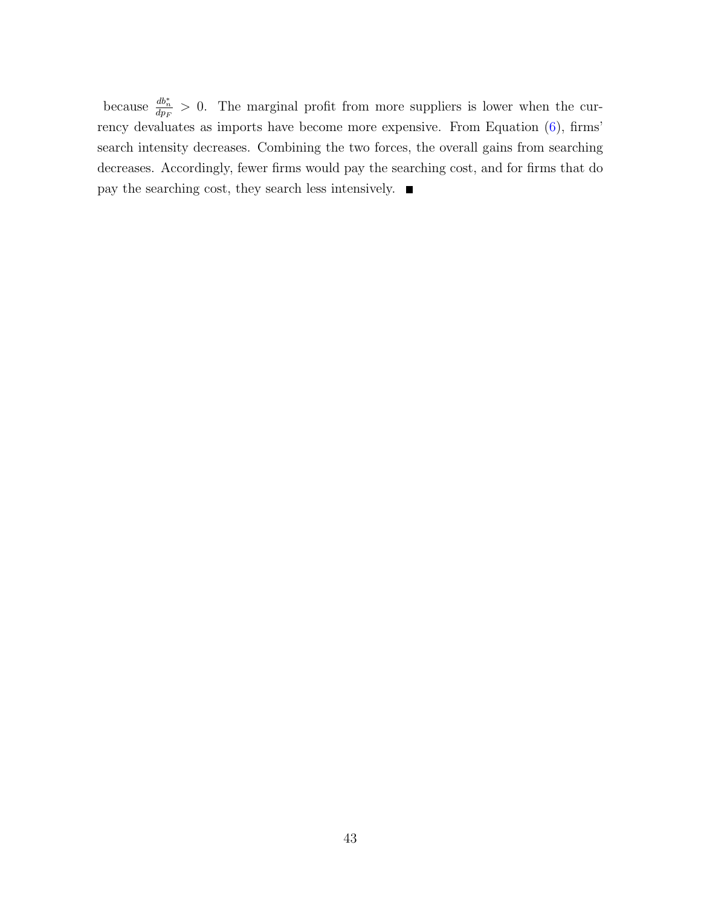because $\frac{db_n^*}{dp_F} > 0$. The marginal profit from more suppliers is lower when the currency devaluates as imports have become more expensive. From Equation (6), firms' search intensity decreases. Combining the two forces, the overall gains from searching decreases. Accordingly, fewer firms would pay the searching cost, and for firms that do pay the searching cost, they search less intensively. ■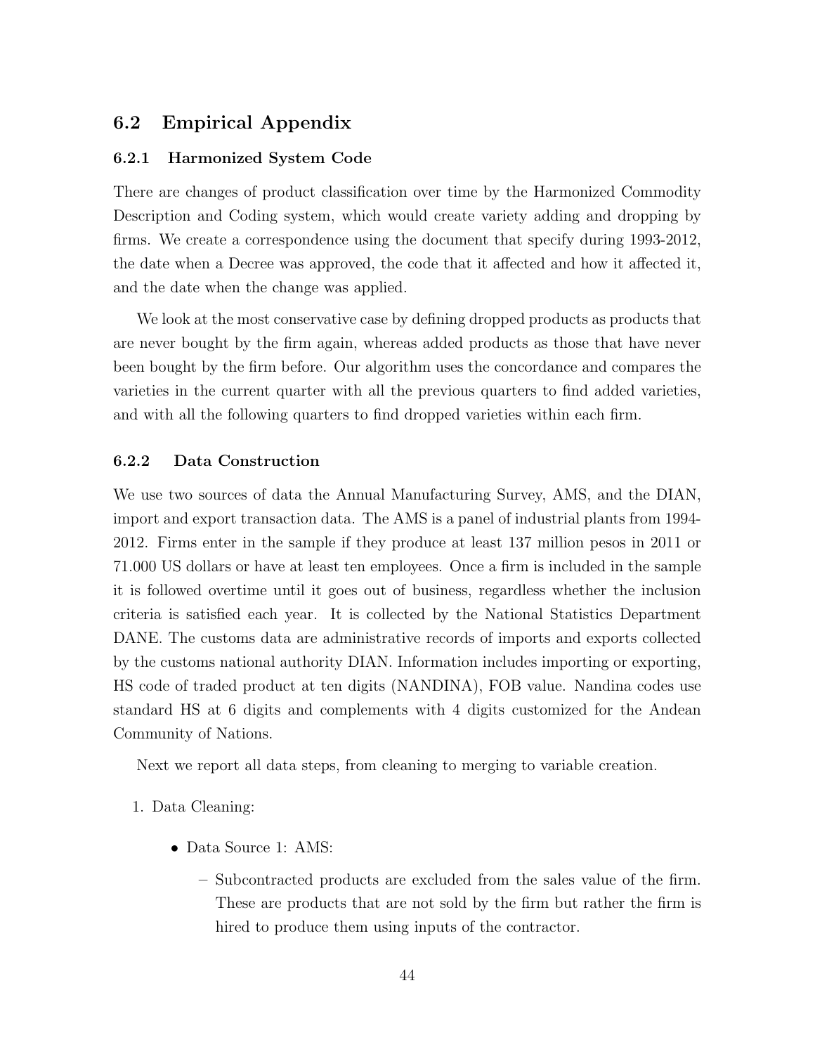## 6.2 Empirical Appendix

### 6.2.1 Harmonized System Code

There are changes of product classification over time by the Harmonized Commodity Description and Coding system, which would create variety adding and dropping by firms. We create a correspondence using the document that specify during 1993-2012, the date when a Decree was approved, the code that it affected and how it affected it, and the date when the change was applied.

We look at the most conservative case by defining dropped products as products that are never bought by the firm again, whereas added products as those that have never been bought by the firm before. Our algorithm uses the concordance and compares the varieties in the current quarter with all the previous quarters to find added varieties, and with all the following quarters to find dropped varieties within each firm.

### 6.2.2 Data Construction

We use two sources of data the Annual Manufacturing Survey, AMS, and the DIAN, import and export transaction data. The AMS is a panel of industrial plants from 1994-2012. Firms enter in the sample if they produce at least 137 million pesos in 2011 or 71.000 US dollars or have at least ten employees. Once a firm is included in the sample it is followed overtime until it goes out of business, regardless whether the inclusion criteria is satisfied each year. It is collected by the National Statistics Department DANE. The customs data are administrative records of imports and exports collected by the customs national authority DIAN. Information includes importing or exporting, HS code of traded product at ten digits (NANDINA), FOB value. Nandina codes use standard HS at 6 digits and complements with 4 digits customized for the Andean Community of Nations.

Next we report all data steps, from cleaning to merging to variable creation.

1. Data Cleaning:

   - Data Source 1: AMS:

     - Subcontracted products are excluded from the sales value of the firm. These are products that are not sold by the firm but rather the firm is hired to produce them using inputs of the contractor.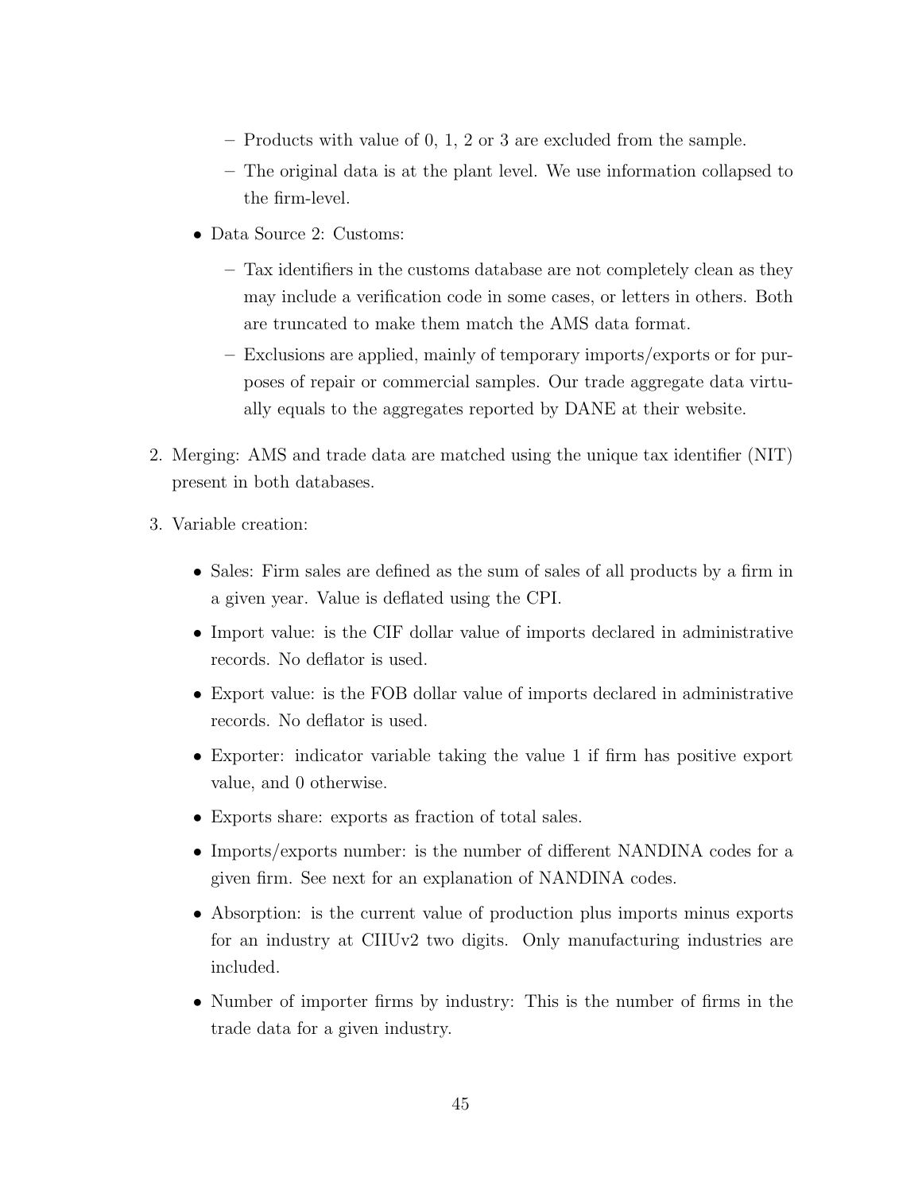- Products with value of 0, 1, 2 or 3 are excluded from the sample.
    - The original data is at the plant level. We use information collapsed to the firm-level.
- Data Source 2: Customs:
    - Tax identifiers in the customs database are not completely clean as they may include a verification code in some cases, or letters in others. Both are truncated to make them match the AMS data format.
    - Exclusions are applied, mainly of temporary imports/exports or for purposes of repair or commercial samples. Our trade aggregate data virtually equals to the aggregates reported by DANE at their website.

2. Merging: AMS and trade data are matched using the unique tax identifier (NIT) present in both databases.

3. Variable creation:

    - Sales: Firm sales are defined as the sum of sales of all products by a firm in a given year. Value is deflated using the CPI.
    - Import value: is the CIF dollar value of imports declared in administrative records. No deflator is used.
    - Export value: is the FOB dollar value of imports declared in administrative records. No deflator is used.
    - Exporter: indicator variable taking the value 1 if firm has positive export value, and 0 otherwise.
    - Exports share: exports as fraction of total sales.
    - Imports/exports number: is the number of different NANDINA codes for a given firm. See next for an explanation of NANDINA codes.
    - Absorption: is the current value of production plus imports minus exports for an industry at CIIUv2 two digits. Only manufacturing industries are included.
    - Number of importer firms by industry: This is the number of firms in the trade data for a given industry.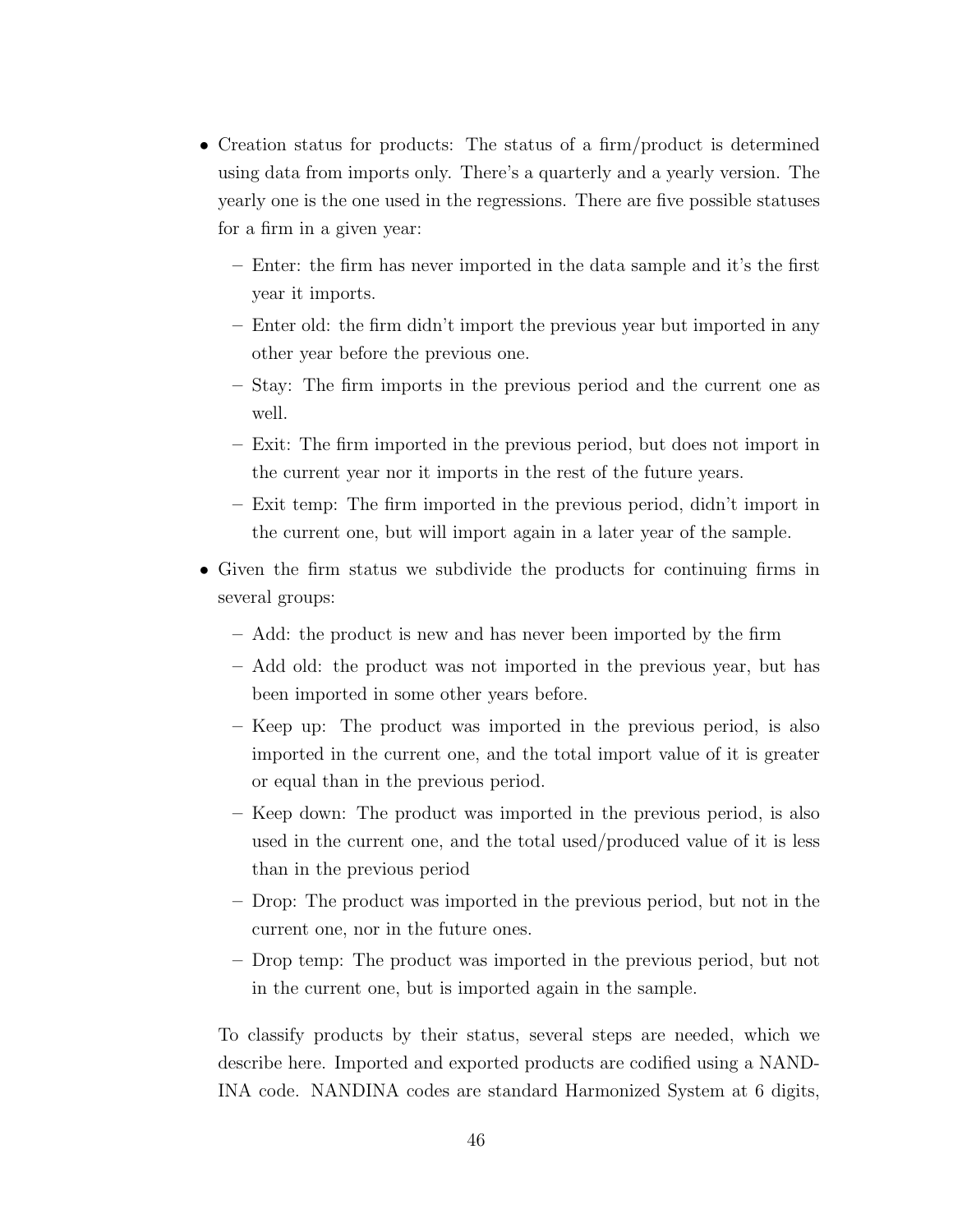- Creation status for products: The status of a firm/product is determined using data from imports only. There's a quarterly and a yearly version. The yearly one is the one used in the regressions. There are five possible statuses for a firm in a given year:
  - Enter: the firm has never imported in the data sample and it's the first year it imports.
  - Enter old: the firm didn't import the previous year but imported in any other year before the previous one.
  - Stay: The firm imports in the previous period and the current one as well.
  - Exit: The firm imported in the previous period, but does not import in the current year nor it imports in the rest of the future years.
  - Exit temp: The firm imported in the previous period, didn't import in the current one, but will import again in a later year of the sample.
- Given the firm status we subdivide the products for continuing firms in several groups:
  - Add: the product is new and has never been imported by the firm
  - Add old: the product was not imported in the previous year, but has been imported in some other years before.
  - Keep up: The product was imported in the previous period, is also imported in the current one, and the total import value of it is greater or equal than in the previous period.
  - Keep down: The product was imported in the previous period, is also used in the current one, and the total used/produced value of it is less than in the previous period
  - Drop: The product was imported in the previous period, but not in the current one, nor in the future ones.
  - Drop temp: The product was imported in the previous period, but not in the current one, but is imported again in the sample.

To classify products by their status, several steps are needed, which we describe here. Imported and exported products are codified using a NANDINA code. NANDINA codes are standard Harmonized System at 6 digits,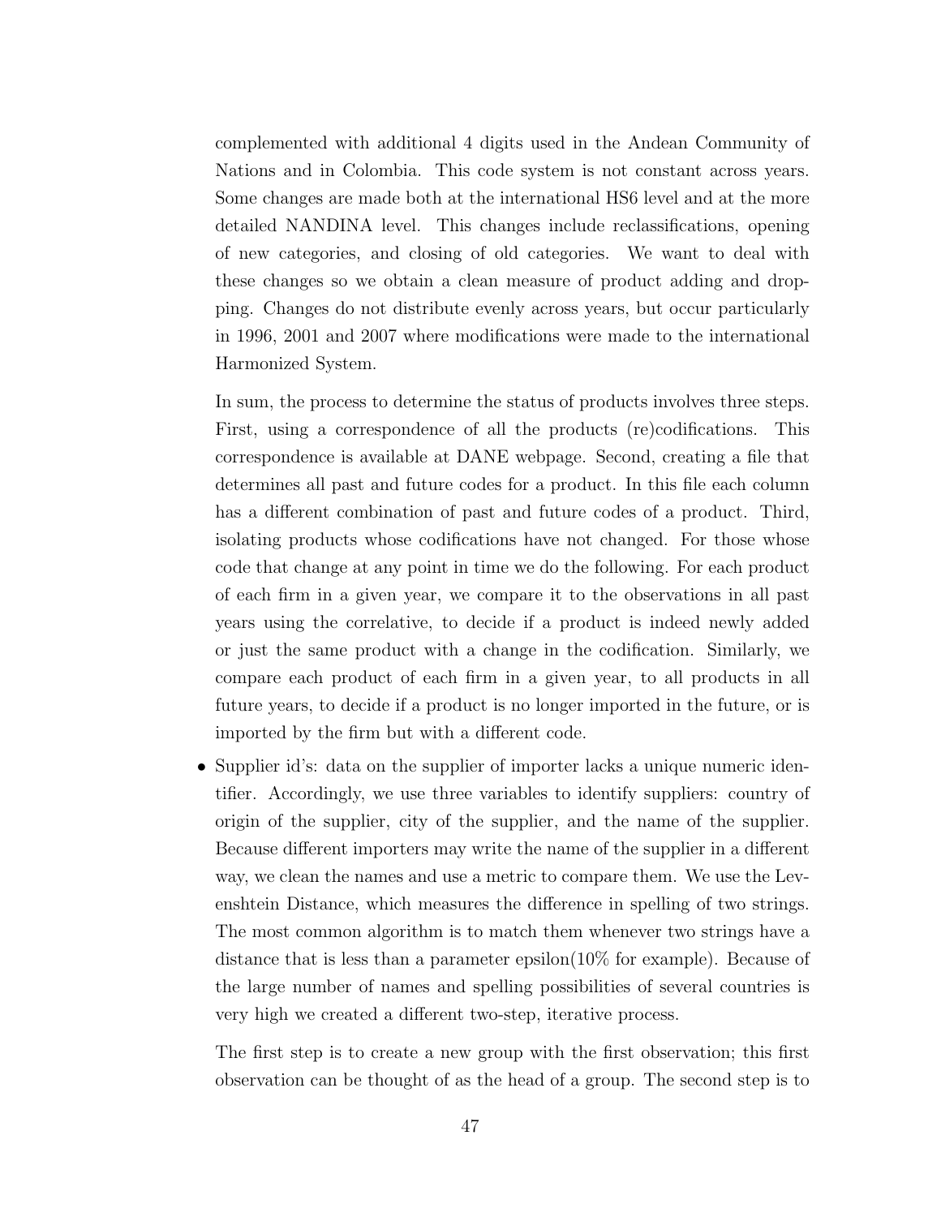complemented with additional 4 digits used in the Andean Community of Nations and in Colombia. This code system is not constant across years. Some changes are made both at the international HS6 level and at the more detailed NANDINA level. This changes include reclassifications, opening of new categories, and closing of old categories. We want to deal with these changes so we obtain a clean measure of product adding and dropping. Changes do not distribute evenly across years, but occur particularly in 1996, 2001 and 2007 where modifications were made to the international Harmonized System.

In sum, the process to determine the status of products involves three steps. First, using a correspondence of all the products (re)codifications. This correspondence is available at DANE webpage. Second, creating a file that determines all past and future codes for a product. In this file each column has a different combination of past and future codes of a product. Third, isolating products whose codifications have not changed. For those whose code that change at any point in time we do the following. For each product of each firm in a given year, we compare it to the observations in all past years using the correlative, to decide if a product is indeed newly added or just the same product with a change in the codification. Similarly, we compare each product of each firm in a given year, to all products in all future years, to decide if a product is no longer imported in the future, or is imported by the firm but with a different code.

- Supplier id's: data on the supplier of importer lacks a unique numeric identifier. Accordingly, we use three variables to identify suppliers: country of origin of the supplier, city of the supplier, and the name of the supplier. Because different importers may write the name of the supplier in a different way, we clean the names and use a metric to compare them. We use the Levenshtein Distance, which measures the difference in spelling of two strings. The most common algorithm is to match them whenever two strings have a distance that is less than a parameter epsilon(10% for example). Because of the large number of names and spelling possibilities of several countries is very high we created a different two-step, iterative process.

  The first step is to create a new group with the first observation; this first observation can be thought of as the head of a group. The second step is to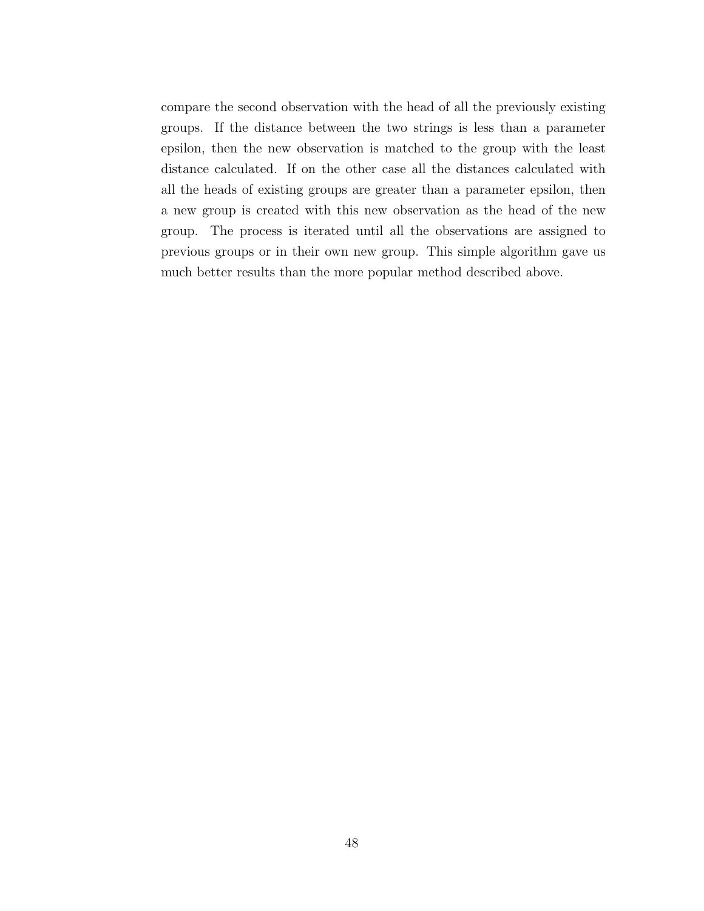compare the second observation with the head of all the previously existing groups. If the distance between the two strings is less than a parameter epsilon, then the new observation is matched to the group with the least distance calculated. If on the other case all the distances calculated with all the heads of existing groups are greater than a parameter epsilon, then a new group is created with this new observation as the head of the new group. The process is iterated until all the observations are assigned to previous groups or in their own new group. This simple algorithm gave us much better results than the more popular method described above.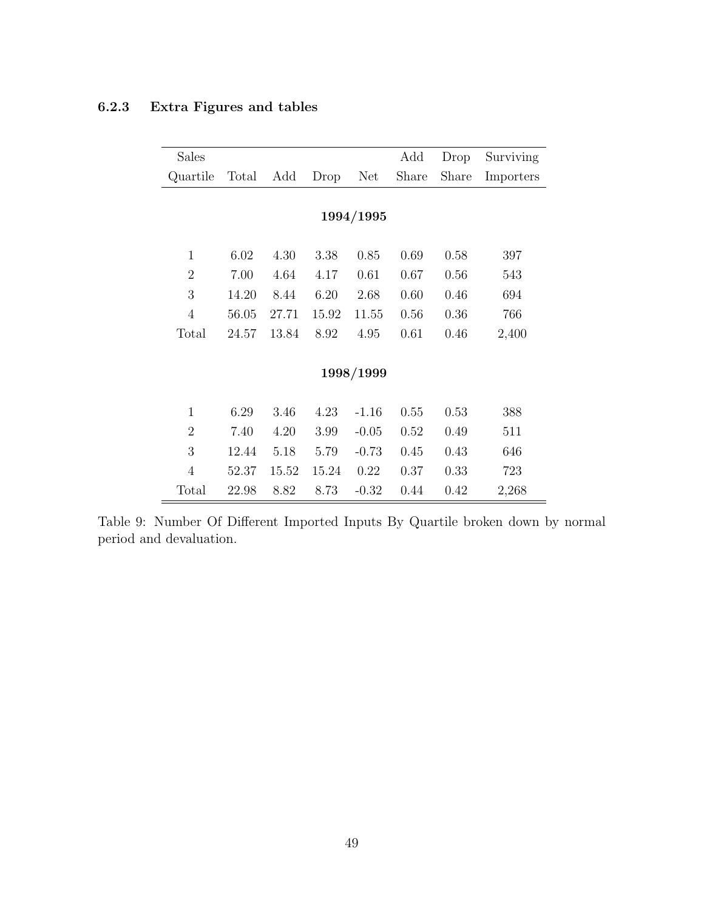### 6.2.3 Extra Figures and tables

| Sales Quartile | Total | Add | Drop | Net | Add Share | Drop Share | Surviving Importers |
|---|---|---|---|---|---|---|---|
| | | | | **1994/1995** | | | |
| 1 | 6.02 | 4.30 | 3.38 | 0.85 | 0.69 | 0.58 | 397 |
| 2 | 7.00 | 4.64 | 4.17 | 0.61 | 0.67 | 0.56 | 543 |
| 3 | 14.20 | 8.44 | 6.20 | 2.68 | 0.60 | 0.46 | 694 |
| 4 | 56.05 | 27.71 | 15.92 | 11.55 | 0.56 | 0.36 | 766 |
| Total | 24.57 | 13.84 | 8.92 | 4.95 | 0.61 | 0.46 | 2,400 |
| | | | | **1998/1999** | | | |
| 1 | 6.29 | 3.46 | 4.23 | -1.16 | 0.55 | 0.53 | 388 |
| 2 | 7.40 | 4.20 | 3.99 | -0.05 | 0.52 | 0.49 | 511 |
| 3 | 12.44 | 5.18 | 5.79 | -0.73 | 0.45 | 0.43 | 646 |
| 4 | 52.37 | 15.52 | 15.24 | 0.22 | 0.37 | 0.33 | 723 |
| Total | 22.98 | 8.82 | 8.73 | -0.32 | 0.44 | 0.42 | 2,268 |

Table 9: Number Of Different Imported Inputs By Quartile broken down by normal period and devaluation.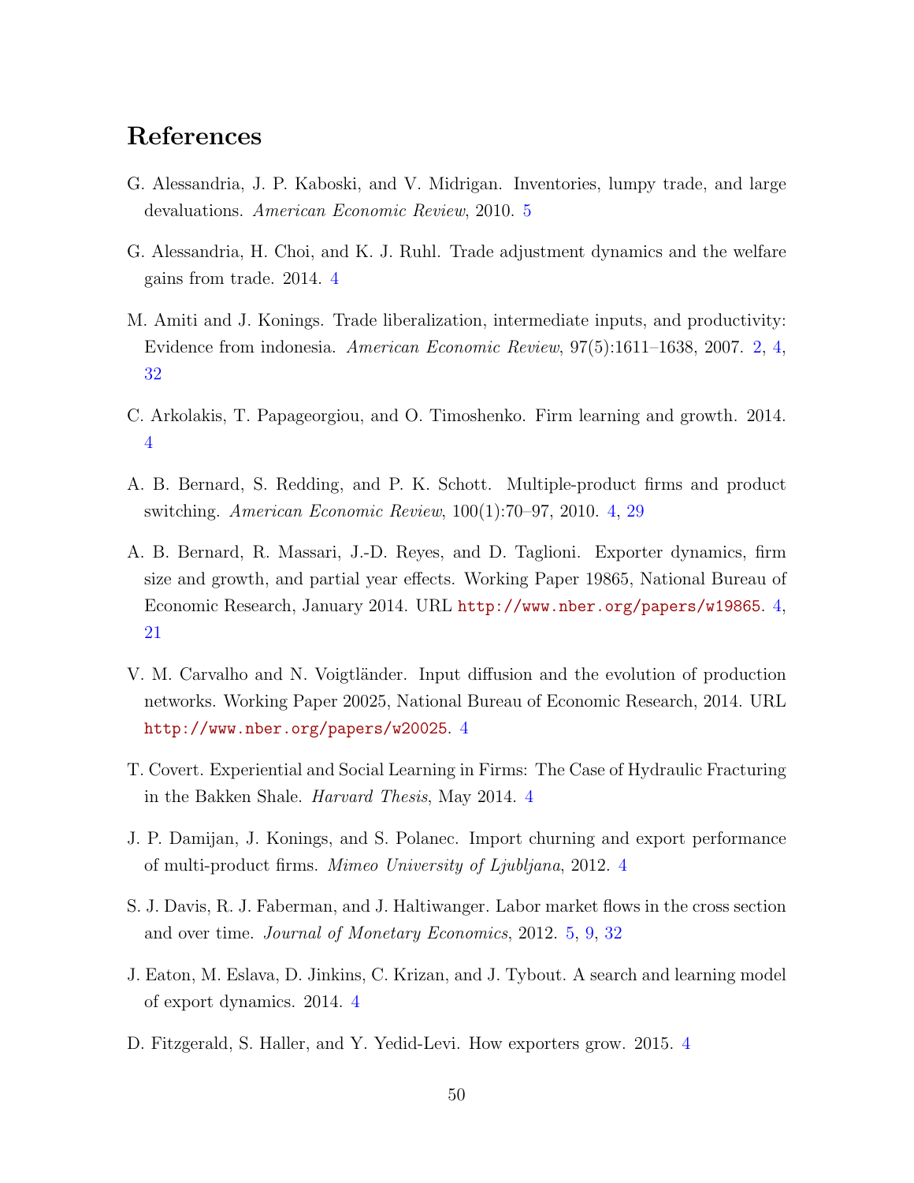# References

G. Alessandria, J. P. Kaboski, and V. Midrigan. Inventories, lumpy trade, and large devaluations. *American Economic Review*, 2010. 5

G. Alessandria, H. Choi, and K. J. Ruhl. Trade adjustment dynamics and the welfare gains from trade. 2014. 4

M. Amiti and J. Konings. Trade liberalization, intermediate inputs, and productivity: Evidence from indonesia. *American Economic Review*, 97(5):1611–1638, 2007. 2, 4, 32

C. Arkolakis, T. Papageorgiou, and O. Timoshenko. Firm learning and growth. 2014. 4

A. B. Bernard, S. Redding, and P. K. Schott. Multiple-product firms and product switching. *American Economic Review*, 100(1):70–97, 2010. 4, 29

A. B. Bernard, R. Massari, J.-D. Reyes, and D. Taglioni. Exporter dynamics, firm size and growth, and partial year effects. Working Paper 19865, National Bureau of Economic Research, January 2014. URL http://www.nber.org/papers/w19865. 4, 21

V. M. Carvalho and N. Voigtländer. Input diffusion and the evolution of production networks. Working Paper 20025, National Bureau of Economic Research, 2014. URL http://www.nber.org/papers/w20025. 4

T. Covert. Experiential and Social Learning in Firms: The Case of Hydraulic Fracturing in the Bakken Shale. *Harvard Thesis*, May 2014. 4

J. P. Damijan, J. Konings, and S. Polanec. Import churning and export performance of multi-product firms. *Mimeo University of Ljubljana*, 2012. 4

S. J. Davis, R. J. Faberman, and J. Haltiwanger. Labor market flows in the cross section and over time. *Journal of Monetary Economics*, 2012. 5, 9, 32

J. Eaton, M. Eslava, D. Jinkins, C. Krizan, and J. Tybout. A search and learning model of export dynamics. 2014. 4

D. Fitzgerald, S. Haller, and Y. Yedid-Levi. How exporters grow. 2015. 4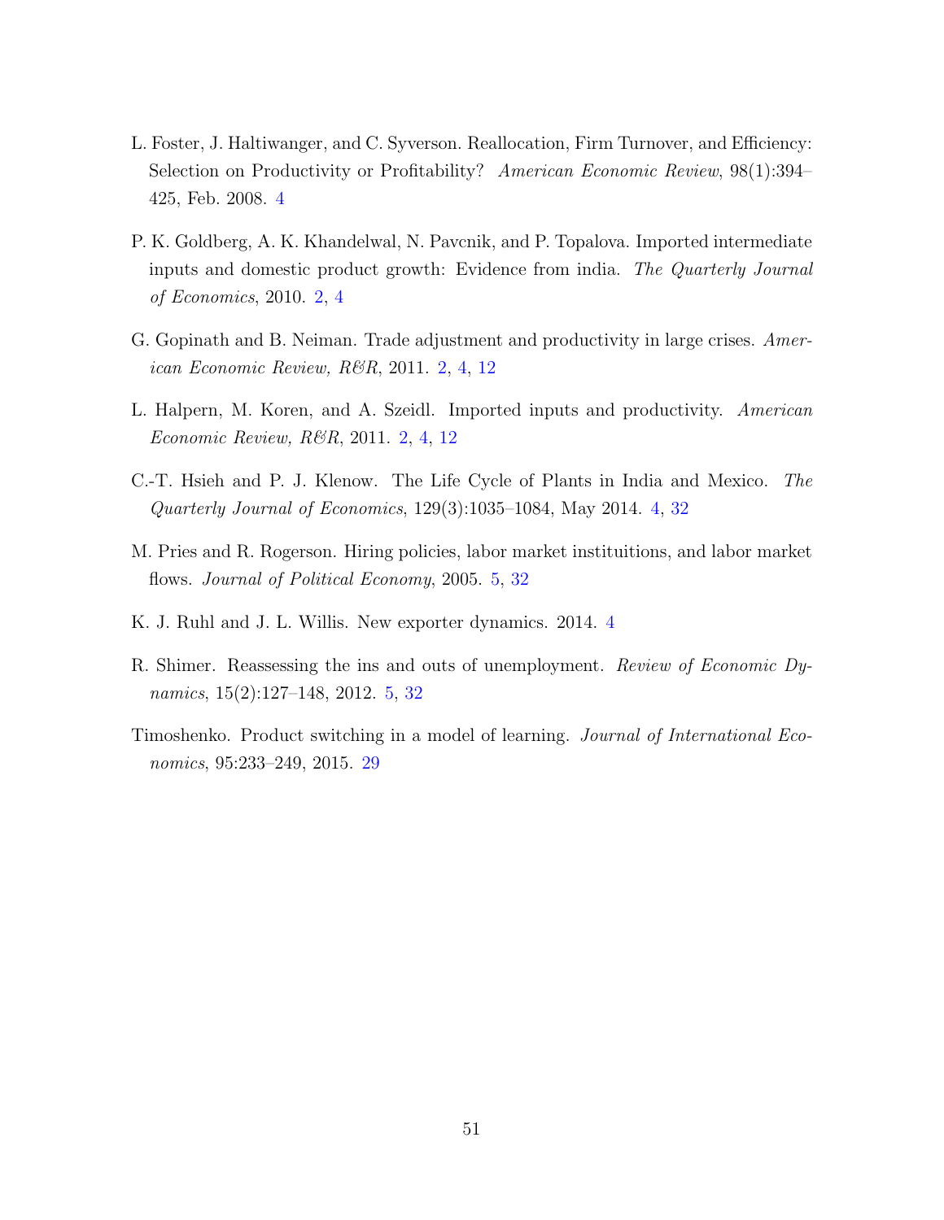L. Foster, J. Haltiwanger, and C. Syverson. Reallocation, Firm Turnover, and Efficiency: Selection on Productivity or Profitability? *American Economic Review*, 98(1):394–425, Feb. 2008. 4

P. K. Goldberg, A. K. Khandelwal, N. Pavcnik, and P. Topalova. Imported intermediate inputs and domestic product growth: Evidence from india. *The Quarterly Journal of Economics*, 2010. 2, 4

G. Gopinath and B. Neiman. Trade adjustment and productivity in large crises. *American Economic Review, R&R*, 2011. 2, 4, 12

L. Halpern, M. Koren, and A. Szeidl. Imported inputs and productivity. *American Economic Review, R&R*, 2011. 2, 4, 12

C.-T. Hsieh and P. J. Klenow. The Life Cycle of Plants in India and Mexico. *The Quarterly Journal of Economics*, 129(3):1035–1084, May 2014. 4, 32

M. Pries and R. Rogerson. Hiring policies, labor market instituitions, and labor market flows. *Journal of Political Economy*, 2005. 5, 32

K. J. Ruhl and J. L. Willis. New exporter dynamics. 2014. 4

R. Shimer. Reassessing the ins and outs of unemployment. *Review of Economic Dynamics*, 15(2):127–148, 2012. 5, 32

Timoshenko. Product switching in a model of learning. *Journal of International Economics*, 95:233–249, 2015. 29